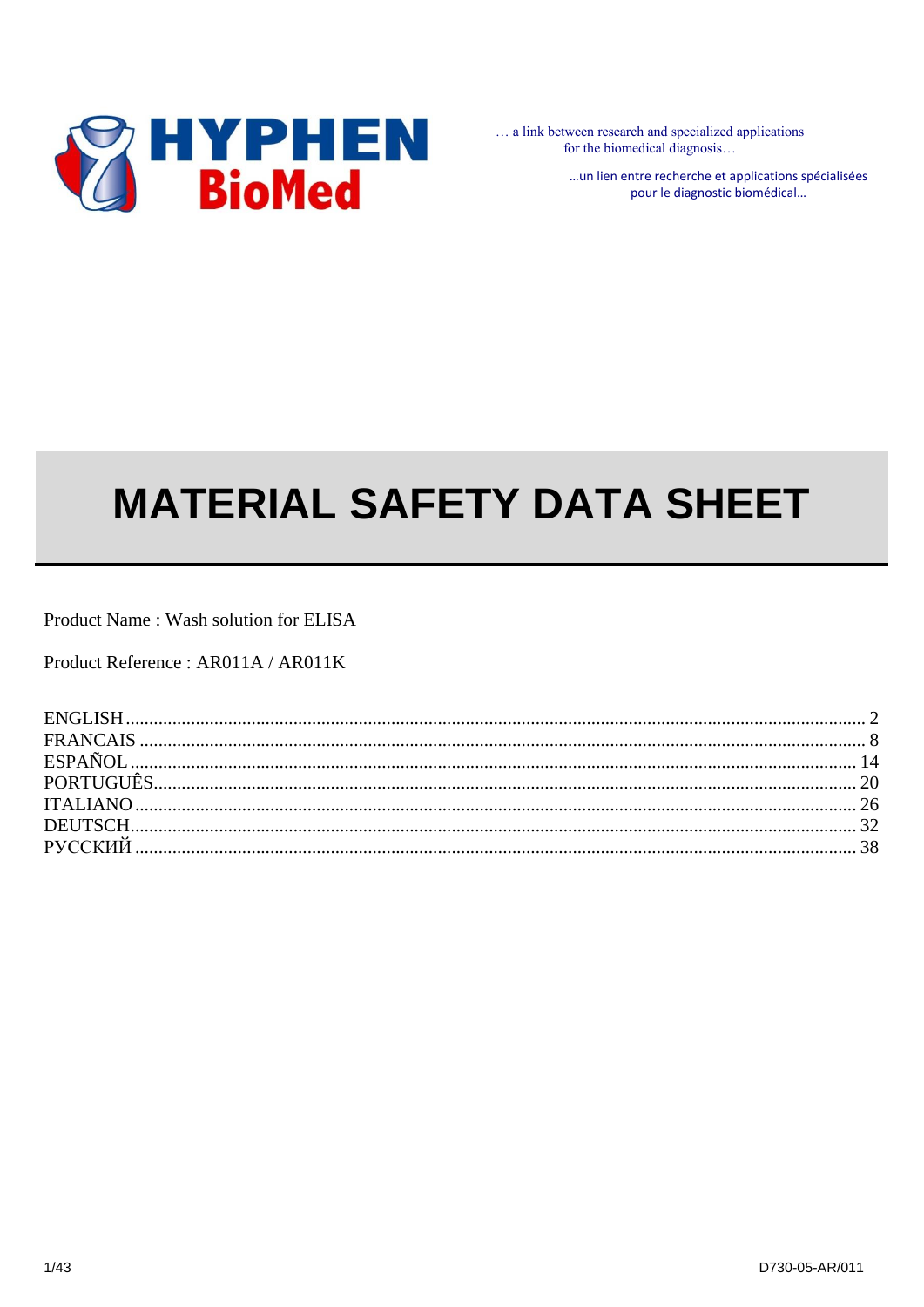HYPHEN BioMed

… a link between research and specialized applications for the biomedical diagnosis…

…un lien entre recherche et applications spécialisées pour le diagnostic biomédical…

# MATERIAL SAFETY DATA SHEET

Product Name : Wash solution for ELISA

Product Reference : AR011A / AR011K

ENGLISH ........................................................................ 2
FRANCAIS ...................................................................... 8
ESPAÑOL ...................................................................... 14
PORTUGUÊS .................................................................. 20
ITALIANO ...................................................................... 26
DEUTSCH ...................................................................... 32
РУССКИЙ ...................................................................... 38

D730-05-AR/011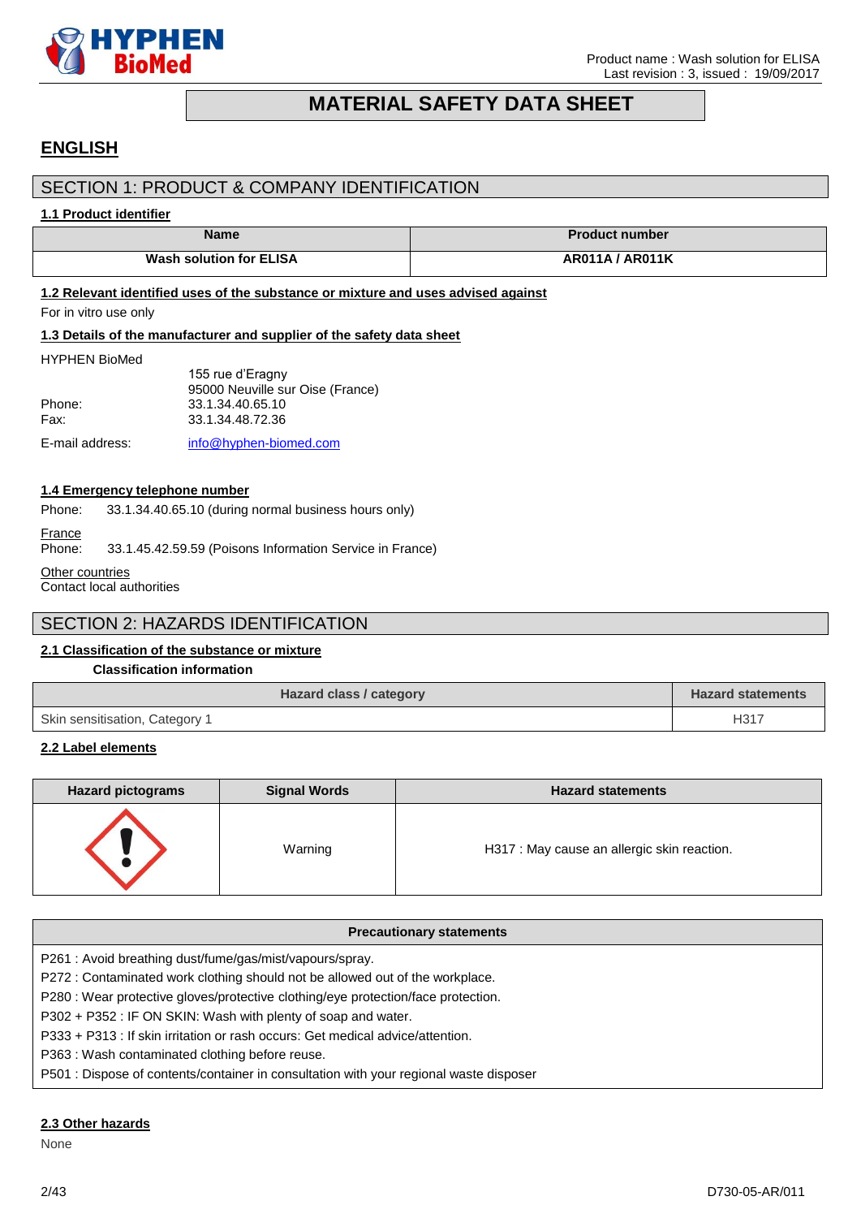# MATERIAL SAFETY DATA SHEET

## ENGLISH

## SECTION 1: PRODUCT & COMPANY IDENTIFICATION

### 1.1 Product identifier

| Name | Product number |
|---|---|
| Wash solution for ELISA | AR011A / AR011K |

### 1.2 Relevant identified uses of the substance or mixture and uses advised against

For in vitro use only

### 1.3 Details of the manufacturer and supplier of the safety data sheet

HYPHEN BioMed
155 rue d'Eragny
95000 Neuville sur Oise (France)

Phone: 33.1.34.40.65.10
Fax: 33.1.34.48.72.36

E-mail address: info@hyphen-biomed.com

### 1.4 Emergency telephone number

Phone: 33.1.34.40.65.10 (during normal business hours only)

France
Phone: 33.1.45.42.59.59 (Poisons Information Service in France)

Other countries
Contact local authorities

## SECTION 2: HAZARDS IDENTIFICATION

### 2.1 Classification of the substance or mixture

**Classification information**

| Hazard class / category | Hazard statements |
|---|---|
| Skin sensitisation, Category 1 | H317 |

### 2.2 Label elements

| Hazard pictograms | Signal Words | Hazard statements |
|---|---|---|
| | Warning | H317 : May cause an allergic skin reaction. |

| Precautionary statements |
|---|
| P261 : Avoid breathing dust/fume/gas/mist/vapours/spray. |
| P272 : Contaminated work clothing should not be allowed out of the workplace. |
| P280 : Wear protective gloves/protective clothing/eye protection/face protection. |
| P302 + P352 : IF ON SKIN: Wash with plenty of soap and water. |
| P333 + P313 : If skin irritation or rash occurs: Get medical advice/attention. |
| P363 : Wash contaminated clothing before reuse. |
| P501 : Dispose of contents/container in consultation with your regional waste disposer |

### 2.3 Other hazards

None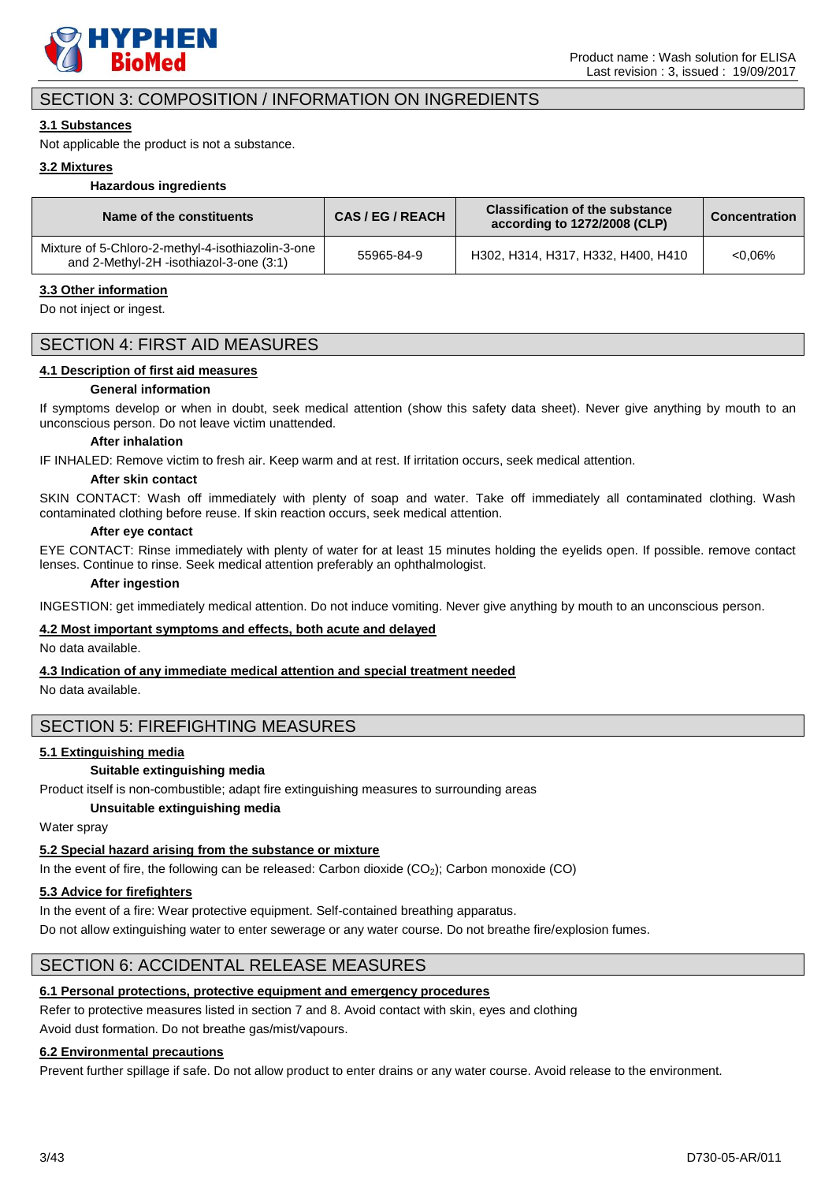## SECTION 3: COMPOSITION / INFORMATION ON INGREDIENTS

### 3.1 Substances

Not applicable the product is not a substance.

### 3.2 Mixtures

**Hazardous ingredients**

| Name of the constituents | CAS / EG / REACH | Classification of the substance according to 1272/2008 (CLP) | Concentration |
|---|---|---|---|
| Mixture of 5-Chloro-2-methyl-4-isothiazolin-3-one and 2-Methyl-2H -isothiazol-3-one (3:1) | 55965-84-9 | H302, H314, H317, H332, H400, H410 | <0,06% |

### 3.3 Other information

Do not inject or ingest.

## SECTION 4: FIRST AID MEASURES

### 4.1 Description of first aid measures

**General information**

If symptoms develop or when in doubt, seek medical attention (show this safety data sheet). Never give anything by mouth to an unconscious person. Do not leave victim unattended.

**After inhalation**

IF INHALED: Remove victim to fresh air. Keep warm and at rest. If irritation occurs, seek medical attention.

**After skin contact**

SKIN CONTACT: Wash off immediately with plenty of soap and water. Take off immediately all contaminated clothing. Wash contaminated clothing before reuse. If skin reaction occurs, seek medical attention.

**After eye contact**

EYE CONTACT: Rinse immediately with plenty of water for at least 15 minutes holding the eyelids open. If possible. remove contact lenses. Continue to rinse. Seek medical attention preferably an ophthalmologist.

**After ingestion**

INGESTION: get immediately medical attention. Do not induce vomiting. Never give anything by mouth to an unconscious person.

### 4.2 Most important symptoms and effects, both acute and delayed

No data available.

### 4.3 Indication of any immediate medical attention and special treatment needed

No data available.

## SECTION 5: FIREFIGHTING MEASURES

### 5.1 Extinguishing media

**Suitable extinguishing media**

Product itself is non-combustible; adapt fire extinguishing measures to surrounding areas

**Unsuitable extinguishing media**

Water spray

### 5.2 Special hazard arising from the substance or mixture

In the event of fire, the following can be released: Carbon dioxide ($CO_2$); Carbon monoxide (CO)

### 5.3 Advice for firefighters

In the event of a fire: Wear protective equipment. Self-contained breathing apparatus.

Do not allow extinguishing water to enter sewerage or any water course. Do not breathe fire/explosion fumes.

## SECTION 6: ACCIDENTAL RELEASE MEASURES

### 6.1 Personal protections, protective equipment and emergency procedures

Refer to protective measures listed in section 7 and 8. Avoid contact with skin, eyes and clothing

Avoid dust formation. Do not breathe gas/mist/vapours.

### 6.2 Environmental precautions

Prevent further spillage if safe. Do not allow product to enter drains or any water course. Avoid release to the environment.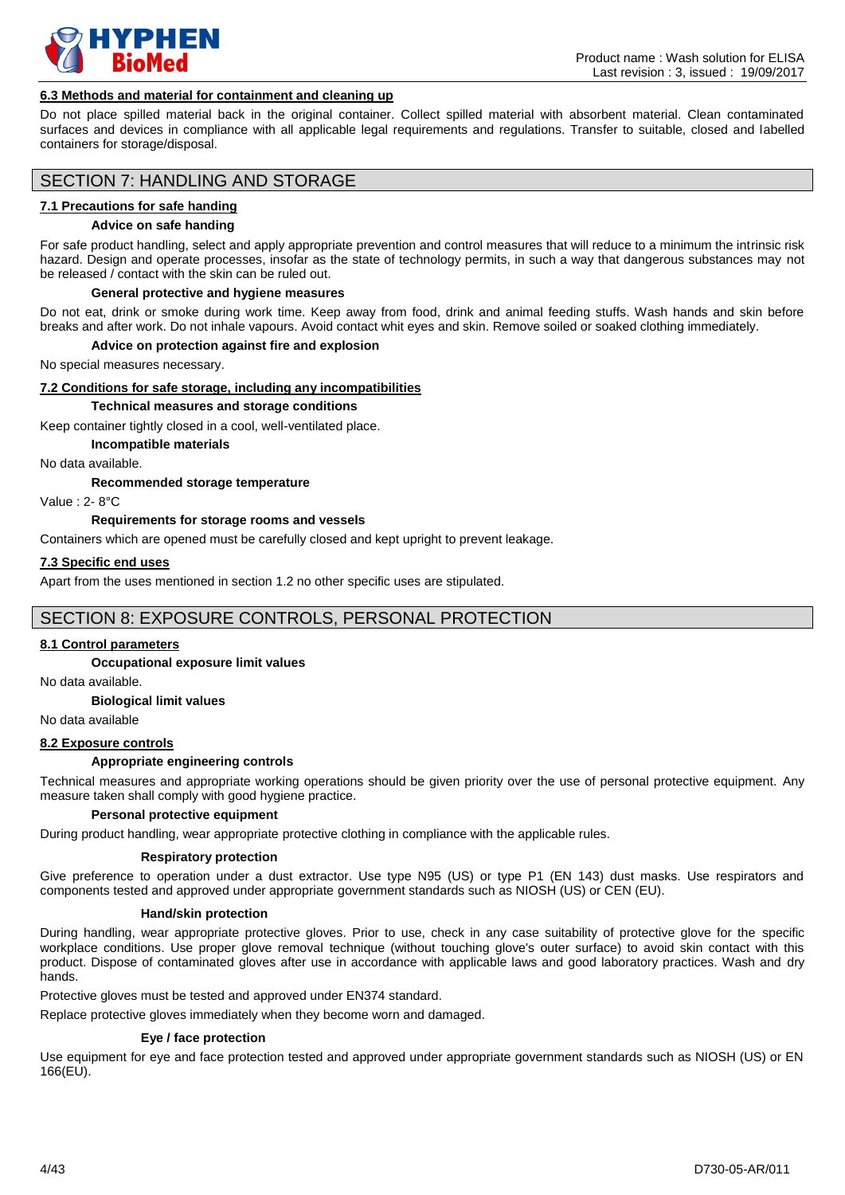### 6.3 Methods and material for containment and cleaning up

Do not place spilled material back in the original container. Collect spilled material with absorbent material. Clean contaminated surfaces and devices in compliance with all applicable legal requirements and regulations. Transfer to suitable, closed and labelled containers for storage/disposal.

## SECTION 7: HANDLING AND STORAGE

### 7.1 Precautions for safe handing

**Advice on safe handling**

For safe product handling, select and apply appropriate prevention and control measures that will reduce to a minimum the intrinsic risk hazard. Design and operate processes, insofar as the state of technology permits, in such a way that dangerous substances may not be released / contact with the skin can be ruled out.

**General protective and hygiene measures**

Do not eat, drink or smoke during work time. Keep away from food, drink and animal feeding stuffs. Wash hands and skin before breaks and after work. Do not inhale vapours. Avoid contact whit eyes and skin. Remove soiled or soaked clothing immediately.

**Advice on protection against fire and explosion**

No special measures necessary.

### 7.2 Conditions for safe storage, including any incompatibilities

**Technical measures and storage conditions**

Keep container tightly closed in a cool, well-ventilated place.

**Incompatible materials**

No data available.

**Recommended storage temperature**

Value : 2- 8°C

**Requirements for storage rooms and vessels**

Containers which are opened must be carefully closed and kept upright to prevent leakage.

### 7.3 Specific end uses

Apart from the uses mentioned in section 1.2 no other specific uses are stipulated.

## SECTION 8: EXPOSURE CONTROLS, PERSONAL PROTECTION

### 8.1 Control parameters

**Occupational exposure limit values**

No data available.

**Biological limit values**

No data available

### 8.2 Exposure controls

**Appropriate engineering controls**

Technical measures and appropriate working operations should be given priority over the use of personal protective equipment. Any measure taken shall comply with good hygiene practice.

**Personal protective equipment**

During product handling, wear appropriate protective clothing in compliance with the applicable rules.

**Respiratory protection**

Give preference to operation under a dust extractor. Use type N95 (US) or type P1 (EN 143) dust masks. Use respirators and components tested and approved under appropriate government standards such as NIOSH (US) or CEN (EU).

**Hand/skin protection**

During handling, wear appropriate protective gloves. Prior to use, check in any case suitability of protective glove for the specific workplace conditions. Use proper glove removal technique (without touching glove's outer surface) to avoid skin contact with this product. Dispose of contaminated gloves after use in accordance with applicable laws and good laboratory practices. Wash and dry hands.

Protective gloves must be tested and approved under EN374 standard.

Replace protective gloves immediately when they become worn and damaged.

**Eye / face protection**

Use equipment for eye and face protection tested and approved under appropriate government standards such as NIOSH (US) or EN 166(EU).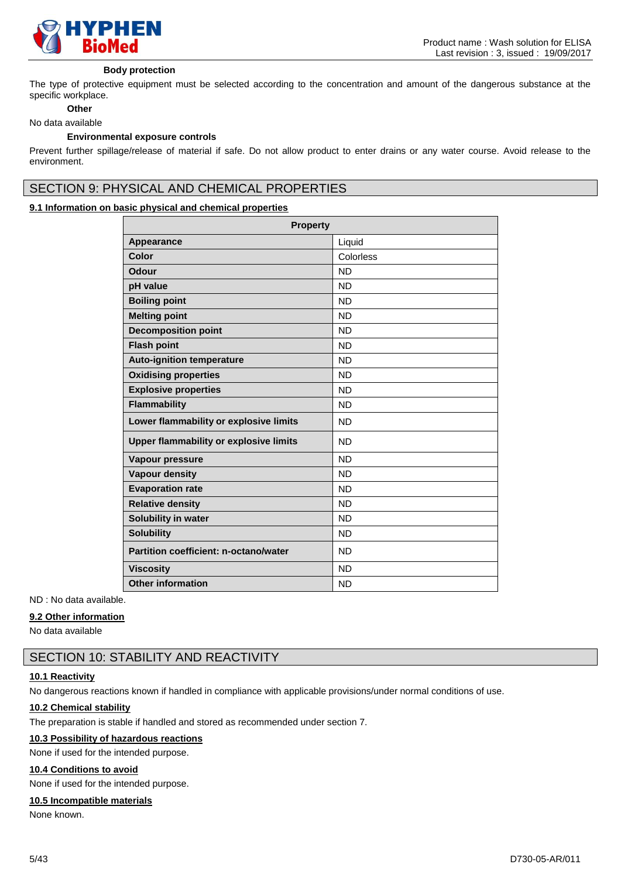**Body protection**

The type of protective equipment must be selected according to the concentration and amount of the dangerous substance at the specific workplace.

**Other**

No data available

**Environmental exposure controls**

Prevent further spillage/release of material if safe. Do not allow product to enter drains or any water course. Avoid release to the environment.

## SECTION 9: PHYSICAL AND CHEMICAL PROPERTIES

### 9.1 Information on basic physical and chemical properties

| Property | |
|---|---|
| **Appearance** | Liquid |
| **Color** | Colorless |
| **Odour** | ND |
| **pH value** | ND |
| **Boiling point** | ND |
| **Melting point** | ND |
| **Decomposition point** | ND |
| **Flash point** | ND |
| **Auto-ignition temperature** | ND |
| **Oxidising properties** | ND |
| **Explosive properties** | ND |
| **Flammability** | ND |
| **Lower flammability or explosive limits** | ND |
| **Upper flammability or explosive limits** | ND |
| **Vapour pressure** | ND |
| **Vapour density** | ND |
| **Evaporation rate** | ND |
| **Relative density** | ND |
| **Solubility in water** | ND |
| **Solubility** | ND |
| **Partition coefficient: n-octano/water** | ND |
| **Viscosity** | ND |
| **Other information** | ND |

ND : No data available.

### 9.2 Other information

No data available

## SECTION 10: STABILITY AND REACTIVITY

### 10.1 Reactivity

No dangerous reactions known if handled in compliance with applicable provisions/under normal conditions of use.

### 10.2 Chemical stability

The preparation is stable if handled and stored as recommended under section 7.

### 10.3 Possibility of hazardous reactions

None if used for the intended purpose.

### 10.4 Conditions to avoid

None if used for the intended purpose.

### 10.5 Incompatible materials

None known.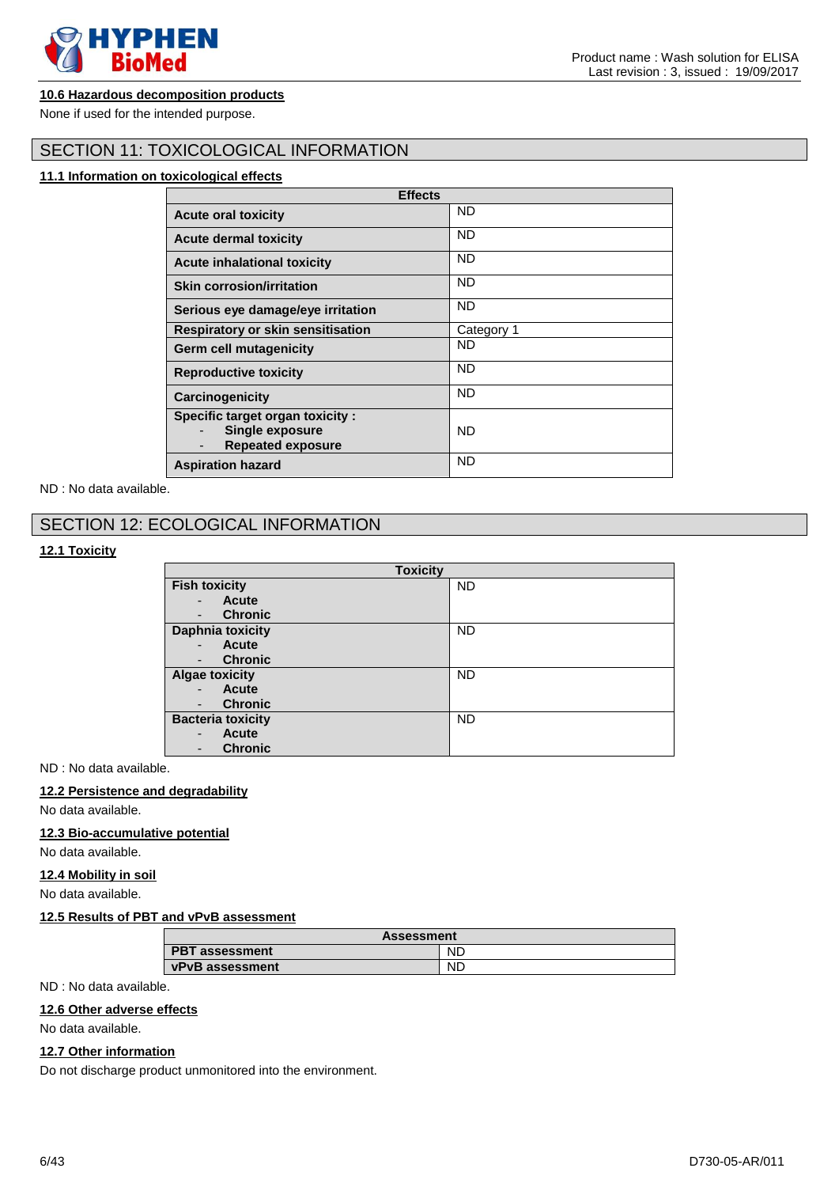#### 10.6 Hazardous decomposition products

None if used for the intended purpose.

## SECTION 11: TOXICOLOGICAL INFORMATION

### 11.1 Information on toxicological effects

| Effects | |
|---|---|
| **Acute oral toxicity** | ND |
| **Acute dermal toxicity** | ND |
| **Acute inhalational toxicity** | ND |
| **Skin corrosion/irritation** | ND |
| **Serious eye damage/eye irritation** | ND |
| **Respiratory or skin sensitisation** | Category 1 |
| **Germ cell mutagenicity** | ND |
| **Reproductive toxicity** | ND |
| **Carcinogenicity** | ND |
| **Specific target organ toxicity :** - **Single exposure** - **Repeated exposure** | ND |
| **Aspiration hazard** | ND |

ND : No data available.

## SECTION 12: ECOLOGICAL INFORMATION

### 12.1 Toxicity

| Toxicity | |
|---|---|
| **Fish toxicity** - **Acute** - **Chronic** | ND |
| **Daphnia toxicity** - **Acute** - **Chronic** | ND |
| **Algae toxicity** - **Acute** - **Chronic** | ND |
| **Bacteria toxicity** - **Acute** - **Chronic** | ND |

ND : No data available.

### 12.2 Persistence and degradability

No data available.

### 12.3 Bio-accumulative potential

No data available.

### 12.4 Mobility in soil

No data available.

### 12.5 Results of PBT and vPvB assessment

| Assessment | |
|---|---|
| **PBT assessment** | ND |
| **vPvB assessment** | ND |

ND : No data available.

### 12.6 Other adverse effects

No data available.

### 12.7 Other information

Do not discharge product unmonitored into the environment.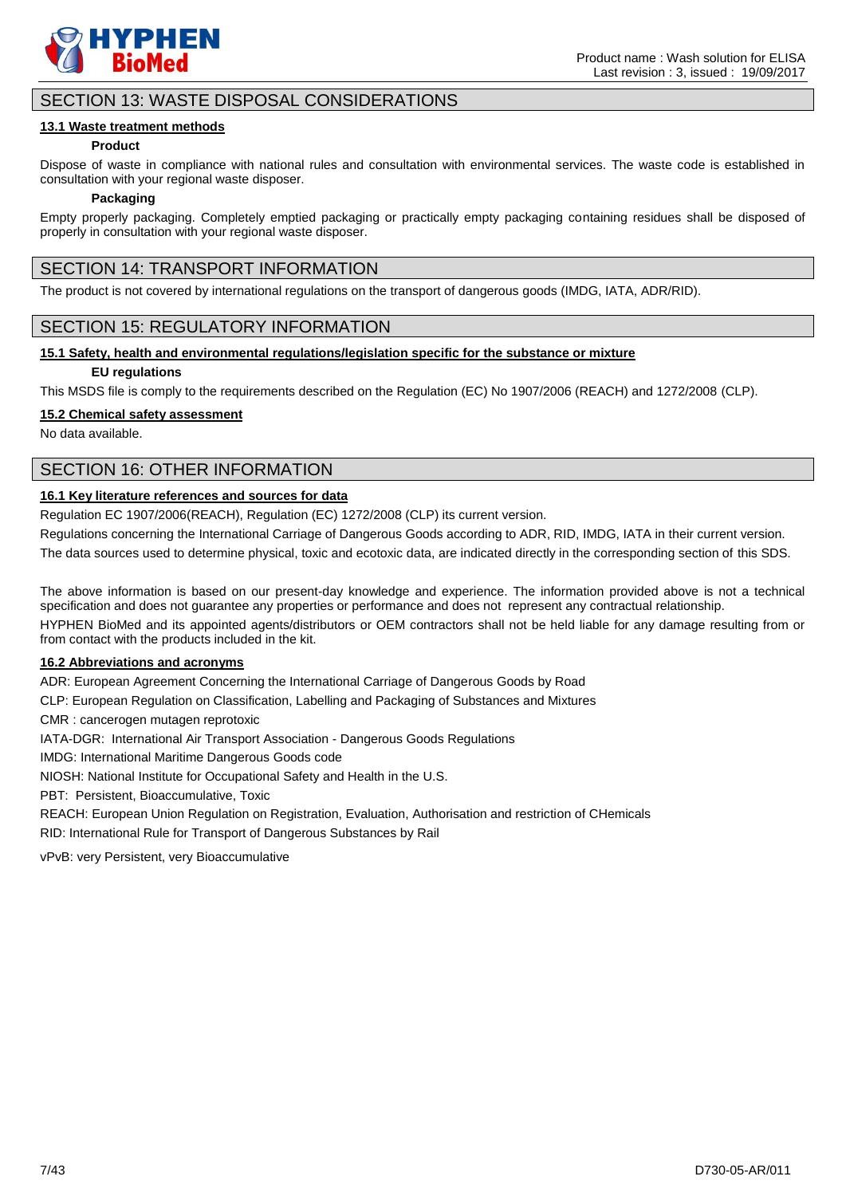## SECTION 13: WASTE DISPOSAL CONSIDERATIONS

### 13.1 Waste treatment methods

**Product**

Dispose of waste in compliance with national rules and consultation with environmental services. The waste code is established in consultation with your regional waste disposer.

**Packaging**

Empty properly packaging. Completely emptied packaging or practically empty packaging containing residues shall be disposed of properly in consultation with your regional waste disposer.

## SECTION 14: TRANSPORT INFORMATION

The product is not covered by international regulations on the transport of dangerous goods (IMDG, IATA, ADR/RID).

## SECTION 15: REGULATORY INFORMATION

### 15.1 Safety, health and environmental regulations/legislation specific for the substance or mixture

**EU regulations**

This MSDS file is comply to the requirements described on the Regulation (EC) No 1907/2006 (REACH) and 1272/2008 (CLP).

### 15.2 Chemical safety assessment

No data available.

## SECTION 16: OTHER INFORMATION

### 16.1 Key literature references and sources for data

Regulation EC 1907/2006(REACH), Regulation (EC) 1272/2008 (CLP) its current version.

Regulations concerning the International Carriage of Dangerous Goods according to ADR, RID, IMDG, IATA in their current version.

The data sources used to determine physical, toxic and ecotoxic data, are indicated directly in the corresponding section of this SDS.

The above information is based on our present-day knowledge and experience. The information provided above is not a technical specification and does not guarantee any properties or performance and does not represent any contractual relationship.

HYPHEN BioMed and its appointed agents/distributors or OEM contractors shall not be held liable for any damage resulting from or from contact with the products included in the kit.

### 16.2 Abbreviations and acronyms

ADR: European Agreement Concerning the International Carriage of Dangerous Goods by Road

CLP: European Regulation on Classification, Labelling and Packaging of Substances and Mixtures

CMR : cancerogen mutagen reprotoxic

IATA-DGR: International Air Transport Association - Dangerous Goods Regulations

IMDG: International Maritime Dangerous Goods code

NIOSH: National Institute for Occupational Safety and Health in the U.S.

PBT: Persistent, Bioaccumulative, Toxic

REACH: European Union Regulation on Registration, Evaluation, Authorisation and restriction of CHemicals

RID: International Rule for Transport of Dangerous Substances by Rail

vPvB: very Persistent, very Bioaccumulative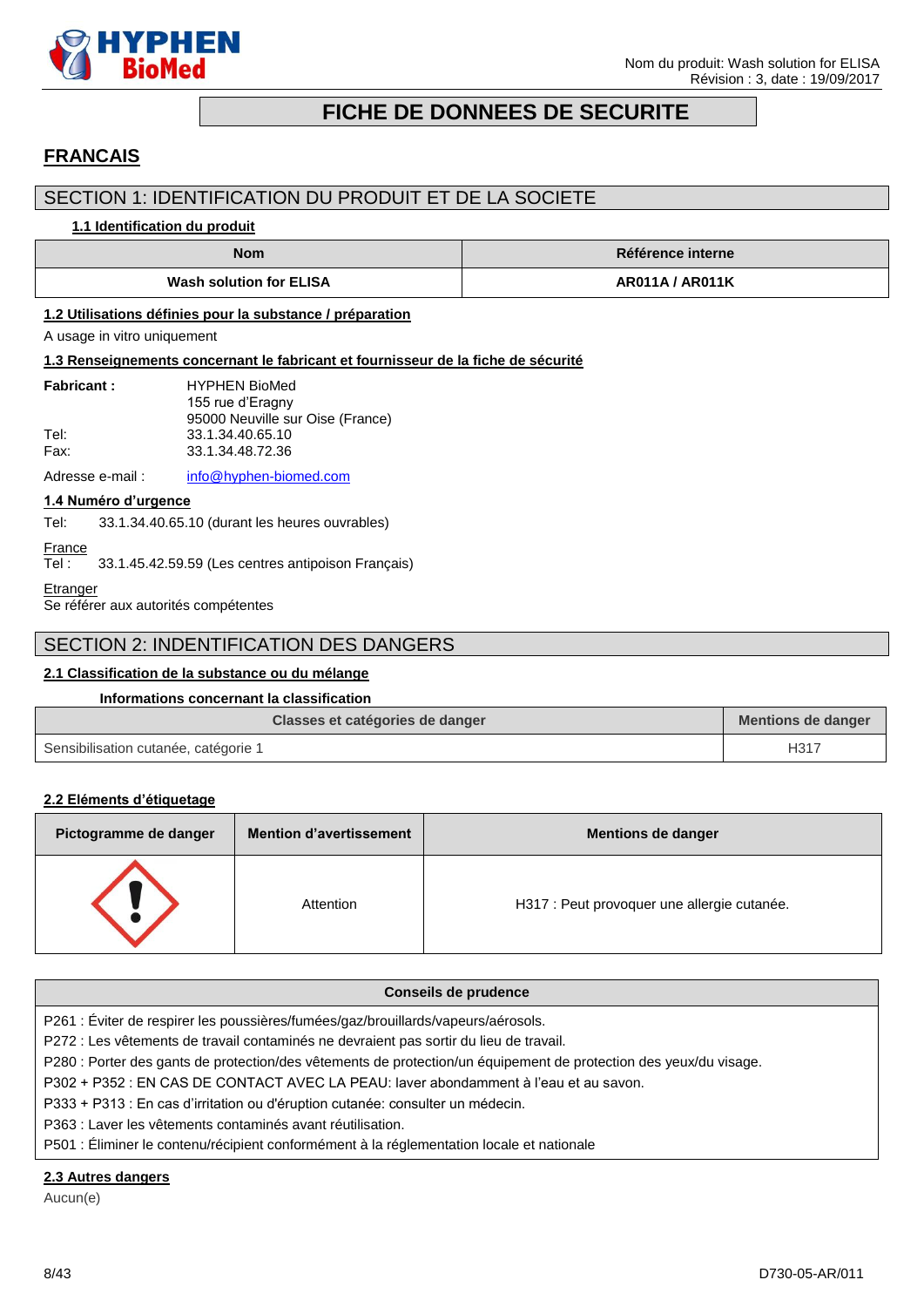# FICHE DE DONNEES DE SECURITE

## FRANCAIS

## SECTION 1: IDENTIFICATION DU PRODUIT ET DE LA SOCIETE

### 1.1 Identification du produit

| Nom | Référence interne |
|---|---|
| **Wash solution for ELISA** | **AR011A / AR011K** |

### 1.2 Utilisations définies pour la substance / préparation

A usage in vitro uniquement

### 1.3 Renseignements concernant le fabricant et fournisseur de la fiche de sécurité

**Fabricant :** HYPHEN BioMed
155 rue d'Eragny
95000 Neuville sur Oise (France)
Tel: 33.1.34.40.65.10
Fax: 33.1.34.48.72.36

Adresse e-mail : info@hyphen-biomed.com

### 1.4 Numéro d'urgence

Tel: 33.1.34.40.65.10 (durant les heures ouvrables)

France
Tel : 33.1.45.42.59.59 (Les centres antipoison Français)

Etranger
Se référer aux autorités compétentes

## SECTION 2: INDENTIFICATION DES DANGERS

### 2.1 Classification de la substance ou du mélange

**Informations concernant la classification**

| Classes et catégories de danger | Mentions de danger |
|---|---|
| Sensibilisation cutanée, catégorie 1 | H317 |

### 2.2 Eléments d'étiquetage

| Pictogramme de danger | Mention d'avertissement | Mentions de danger |
|---|---|---|
| | Attention | H317 : Peut provoquer une allergie cutanée. |

| Conseils de prudence |
|---|
| P261 : Éviter de respirer les poussières/fumées/gaz/brouillards/vapeurs/aérosols. |
| P272 : Les vêtements de travail contaminés ne devraient pas sortir du lieu de travail. |
| P280 : Porter des gants de protection/des vêtements de protection/un équipement de protection des yeux/du visage. |
| P302 + P352 : EN CAS DE CONTACT AVEC LA PEAU: laver abondamment à l'eau et au savon. |
| P333 + P313 : En cas d'irritation ou d'éruption cutanée: consulter un médecin. |
| P363 : Laver les vêtements contaminés avant réutilisation. |
| P501 : Éliminer le contenu/récipient conformément à la réglementation locale et nationale |

### 2.3 Autres dangers

Aucun(e)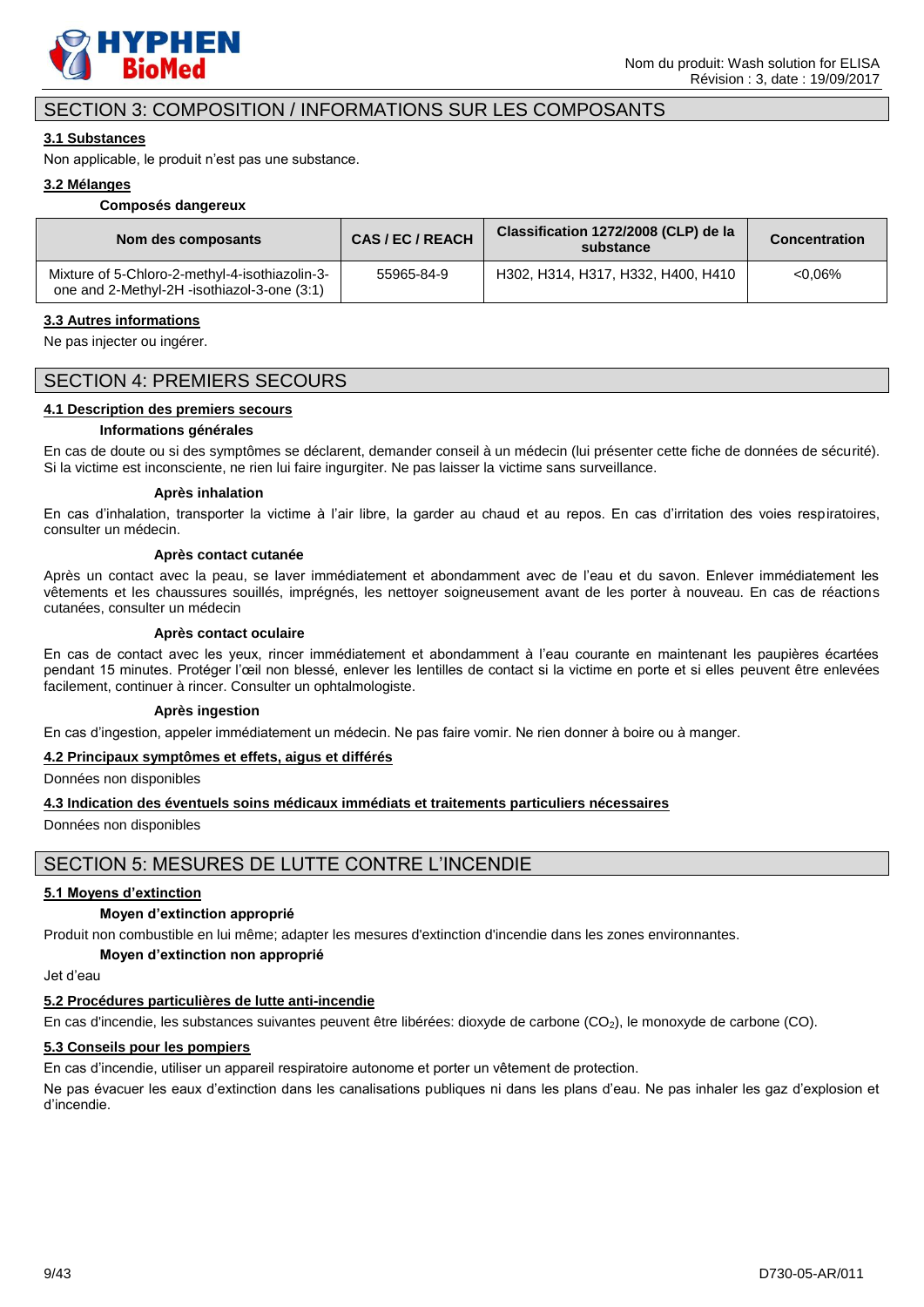## SECTION 3: COMPOSITION / INFORMATIONS SUR LES COMPOSANTS

### 3.1 Substances

Non applicable, le produit n'est pas une substance.

### 3.2 Mélanges

**Composés dangereux**

| Nom des composants | CAS / EC / REACH | Classification 1272/2008 (CLP) de la substance | Concentration |
|---|---|---|---|
| Mixture of 5-Chloro-2-methyl-4-isothiazolin-3-one and 2-Methyl-2H -isothiazol-3-one (3:1) | 55965-84-9 | H302, H314, H317, H332, H400, H410 | <0,06% |

### 3.3 Autres informations

Ne pas injecter ou ingérer.

## SECTION 4: PREMIERS SECOURS

### 4.1 Description des premiers secours

**Informations générales**

En cas de doute ou si des symptômes se déclarent, demander conseil à un médecin (lui présenter cette fiche de données de sécurité). Si la victime est inconsciente, ne rien lui faire ingurgiter. Ne pas laisser la victime sans surveillance.

**Après inhalation**

En cas d'inhalation, transporter la victime à l'air libre, la garder au chaud et au repos. En cas d'irritation des voies respiratoires, consulter un médecin.

**Après contact cutanée**

Après un contact avec la peau, se laver immédiatement et abondamment avec de l'eau et du savon. Enlever immédiatement les vêtements et les chaussures souillés, imprégnés, les nettoyer soigneusement avant de les porter à nouveau. En cas de réactions cutanées, consulter un médecin

**Après contact oculaire**

En cas de contact avec les yeux, rincer immédiatement et abondamment à l'eau courante en maintenant les paupières écartées pendant 15 minutes. Protéger l'œil non blessé, enlever les lentilles de contact si la victime en porte et si elles peuvent être enlevées facilement, continuer à rincer. Consulter un ophtalmologiste.

**Après ingestion**

En cas d'ingestion, appeler immédiatement un médecin. Ne pas faire vomir. Ne rien donner à boire ou à manger.

### 4.2 Principaux symptômes et effets, aigus et différés

Données non disponibles

### 4.3 Indication des éventuels soins médicaux immédiats et traitements particuliers nécessaires

Données non disponibles

## SECTION 5: MESURES DE LUTTE CONTRE L'INCENDIE

### 5.1 Moyens d'extinction

**Moyen d'extinction approprié**

Produit non combustible en lui même; adapter les mesures d'extinction d'incendie dans les zones environnantes.

**Moyen d'extinction non approprié**

Jet d'eau

### 5.2 Procédures particulières de lutte anti-incendie

En cas d'incendie, les substances suivantes peuvent être libérées: dioxyde de carbone ($CO_2$), le monoxyde de carbone (CO).

### 5.3 Conseils pour les pompiers

En cas d'incendie, utiliser un appareil respiratoire autonome et porter un vêtement de protection.

Ne pas évacuer les eaux d'extinction dans les canalisations publiques ni dans les plans d'eau. Ne pas inhaler les gaz d'explosion et d'incendie.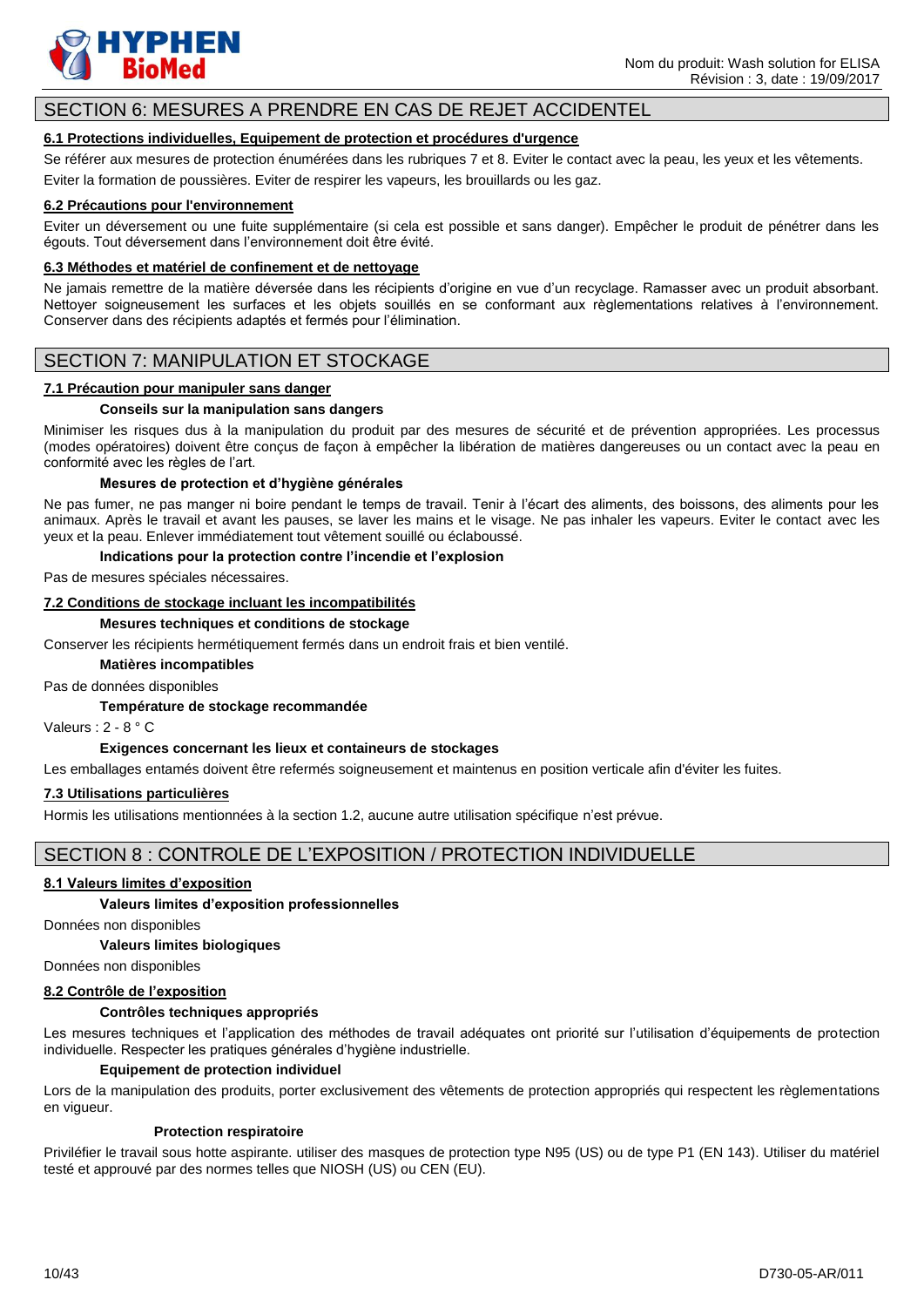## SECTION 6: MESURES A PRENDRE EN CAS DE REJET ACCIDENTEL

### 6.1 Protections individuelles, Equipement de protection et procédures d'urgence

Se référer aux mesures de protection énumérées dans les rubriques 7 et 8. Eviter le contact avec la peau, les yeux et les vêtements.

Eviter la formation de poussières. Eviter de respirer les vapeurs, les brouillards ou les gaz.

### 6.2 Précautions pour l'environnement

Eviter un déversement ou une fuite supplémentaire (si cela est possible et sans danger). Empêcher le produit de pénétrer dans les égouts. Tout déversement dans l'environnement doit être évité.

### 6.3 Méthodes et matériel de confinement et de nettoyage

Ne jamais remettre de la matière déversée dans les récipients d'origine en vue d'un recyclage. Ramasser avec un produit absorbant. Nettoyer soigneusement les surfaces et les objets souillés en se conformant aux règlementations relatives à l'environnement. Conserver dans des récipients adaptés et fermés pour l'élimination.

## SECTION 7: MANIPULATION ET STOCKAGE

### 7.1 Précaution pour manipuler sans danger

**Conseils sur la manipulation sans dangers**

Minimiser les risques dus à la manipulation du produit par des mesures de sécurité et de prévention appropriées. Les processus (modes opératoires) doivent être conçus de façon à empêcher la libération de matières dangereuses ou un contact avec la peau en conformité avec les règles de l'art.

**Mesures de protection et d'hygiène générales**

Ne pas fumer, ne pas manger ni boire pendant le temps de travail. Tenir à l'écart des aliments, des boissons, des aliments pour les animaux. Après le travail et avant les pauses, se laver les mains et le visage. Ne pas inhaler les vapeurs. Eviter le contact avec les yeux et la peau. Enlever immédiatement tout vêtement souillé ou éclaboussé.

**Indications pour la protection contre l'incendie et l'explosion**

Pas de mesures spéciales nécessaires.

### 7.2 Conditions de stockage incluant les incompatibilités

**Mesures techniques et conditions de stockage**

Conserver les récipients hermétiquement fermés dans un endroit frais et bien ventilé.

**Matières incompatibles**

Pas de données disponibles

**Température de stockage recommandée**

Valeurs : 2 - 8 ° C

**Exigences concernant les lieux et containeurs de stockages**

Les emballages entamés doivent être refermés soigneusement et maintenus en position verticale afin d'éviter les fuites.

### 7.3 Utilisations particulières

Hormis les utilisations mentionnées à la section 1.2, aucune autre utilisation spécifique n'est prévue.

## SECTION 8 : CONTROLE DE L'EXPOSITION / PROTECTION INDIVIDUELLE

### 8.1 Valeurs limites d'exposition

**Valeurs limites d'exposition professionnelles**

Données non disponibles

**Valeurs limites biologiques**

Données non disponibles

### 8.2 Contrôle de l'exposition

**Contrôles techniques appropriés**

Les mesures techniques et l'application des méthodes de travail adéquates ont priorité sur l'utilisation d'équipements de protection individuelle. Respecter les pratiques générales d'hygiène industrielle.

**Equipement de protection individuel**

Lors de la manipulation des produits, porter exclusivement des vêtements de protection appropriés qui respectent les règlementations en vigueur.

**Protection respiratoire**

Priviléfier le travail sous hotte aspirante. utiliser des masques de protection type N95 (US) ou de type P1 (EN 143). Utiliser du matériel testé et approuvé par des normes telles que NIOSH (US) ou CEN (EU).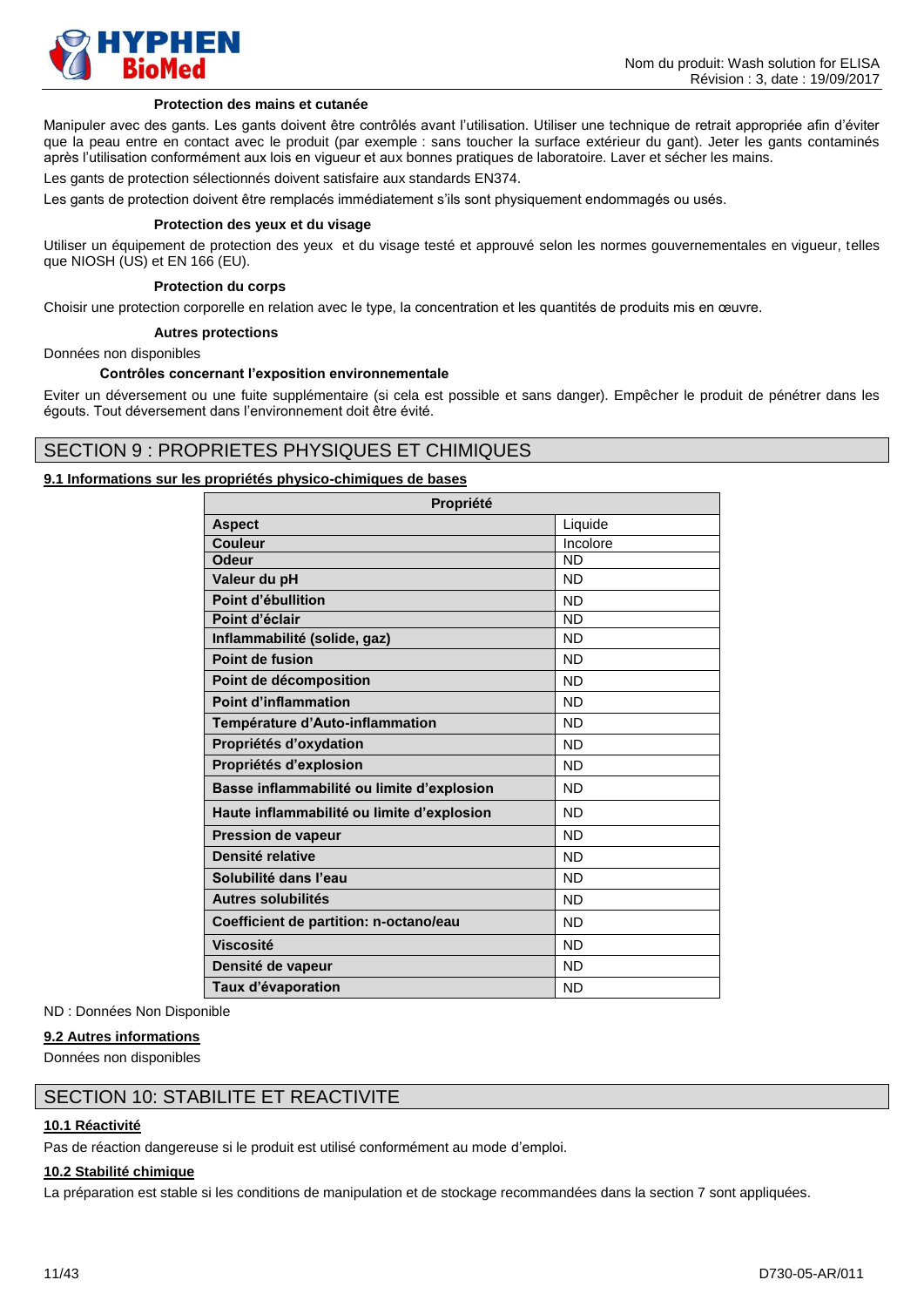#### Protection des mains et cutanée

Manipuler avec des gants. Les gants doivent être contrôlés avant l'utilisation. Utiliser une technique de retrait appropriée afin d'éviter que la peau entre en contact avec le produit (par exemple : sans toucher la surface extérieur du gant). Jeter les gants contaminés après l'utilisation conformément aux lois en vigueur et aux bonnes pratiques de laboratoire. Laver et sécher les mains.

Les gants de protection sélectionnés doivent satisfaire aux standards EN374.

Les gants de protection doivent être remplacés immédiatement s'ils sont physiquement endommagés ou usés.

#### Protection des yeux et du visage

Utiliser un équipement de protection des yeux et du visage testé et approuvé selon les normes gouvernementales en vigueur, telles que NIOSH (US) et EN 166 (EU).

#### Protection du corps

Choisir une protection corporelle en relation avec le type, la concentration et les quantités de produits mis en œuvre.

#### Autres protections

Données non disponibles

#### Contrôles concernant l'exposition environnementale

Eviter un déversement ou une fuite supplémentaire (si cela est possible et sans danger). Empêcher le produit de pénétrer dans les égouts. Tout déversement dans l'environnement doit être évité.

## SECTION 9 : PROPRIETES PHYSIQUES ET CHIMIQUES

### 9.1 Informations sur les propriétés physico-chimiques de bases

| Propriété | |
|---|---|
| **Aspect** | Liquide |
| **Couleur** | Incolore |
| **Odeur** | ND |
| **Valeur du pH** | ND |
| **Point d'ébullition** | ND |
| **Point d'éclair** | ND |
| **Inflammabilité (solide, gaz)** | ND |
| **Point de fusion** | ND |
| **Point de décomposition** | ND |
| **Point d'inflammation** | ND |
| **Température d'Auto-inflammation** | ND |
| **Propriétés d'oxydation** | ND |
| **Propriétés d'explosion** | ND |
| **Basse inflammabilité ou limite d'explosion** | ND |
| **Haute inflammabilité ou limite d'explosion** | ND |
| **Pression de vapeur** | ND |
| **Densité relative** | ND |
| **Solubilité dans l'eau** | ND |
| **Autres solubilités** | ND |
| **Coefficient de partition: n-octano/eau** | ND |
| **Viscosité** | ND |
| **Densité de vapeur** | ND |
| **Taux d'évaporation** | ND |

ND : Données Non Disponible

### 9.2 Autres informations

Données non disponibles

## SECTION 10: STABILITE ET REACTIVITE

### 10.1 Réactivité

Pas de réaction dangereuse si le produit est utilisé conformément au mode d'emploi.

### 10.2 Stabilité chimique

La préparation est stable si les conditions de manipulation et de stockage recommandées dans la section 7 sont appliquées.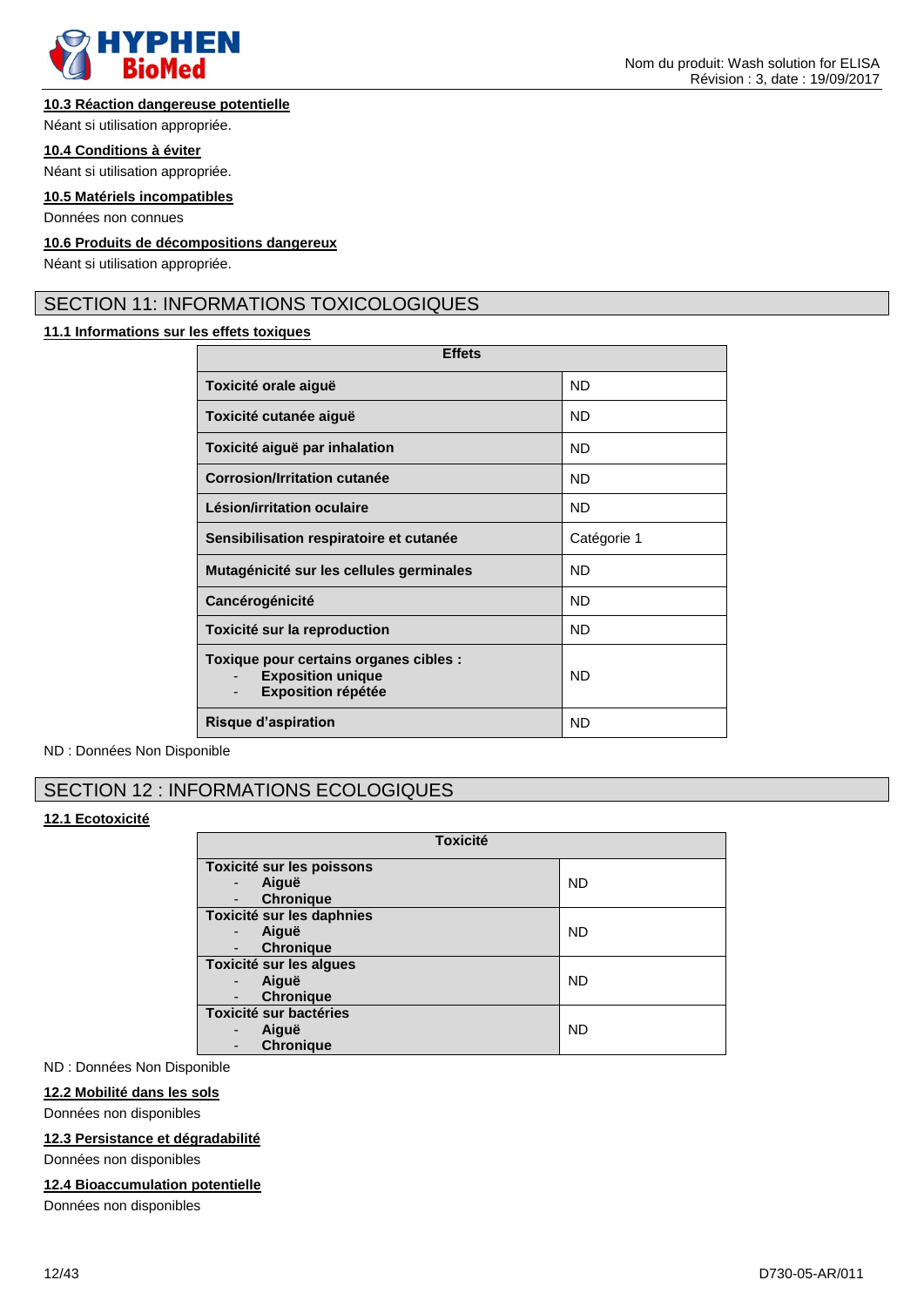#### 10.3 Réaction dangereuse potentielle

Néant si utilisation appropriée.

#### 10.4 Conditions à éviter

Néant si utilisation appropriée.

#### 10.5 Matériels incompatibles

Données non connues

#### 10.6 Produits de décompositions dangereux

Néant si utilisation appropriée.

## SECTION 11: INFORMATIONS TOXICOLOGIQUES

#### 11.1 Informations sur les effets toxiques

| Effets | |
|---|---|
| **Toxicité orale aiguë** | ND |
| **Toxicité cutanée aiguë** | ND |
| **Toxicité aiguë par inhalation** | ND |
| **Corrosion/Irritation cutanée** | ND |
| **Lésion/irritation oculaire** | ND |
| **Sensibilisation respiratoire et cutanée** | Catégorie 1 |
| **Mutagénicité sur les cellules germinales** | ND |
| **Cancérogénicité** | ND |
| **Toxicité sur la reproduction** | ND |
| **Toxique pour certains organes cibles :** <br> - **Exposition unique** <br> - **Exposition répétée** | ND |
| **Risque d'aspiration** | ND |

ND : Données Non Disponible

## SECTION 12 : INFORMATIONS ECOLOGIQUES

#### 12.1 Ecotoxicité

| Toxicité | |
|---|---|
| **Toxicité sur les poissons** <br> - **Aiguë** <br> - **Chronique** | ND |
| **Toxicité sur les daphnies** <br> - **Aiguë** <br> - **Chronique** | ND |
| **Toxicité sur les algues** <br> - **Aiguë** <br> - **Chronique** | ND |
| **Toxicité sur bactéries** <br> - **Aiguë** <br> - **Chronique** | ND |

ND : Données Non Disponible

#### 12.2 Mobilité dans les sols

Données non disponibles

#### 12.3 Persistance et dégradabilité

Données non disponibles

#### 12.4 Bioaccumulation potentielle

Données non disponibles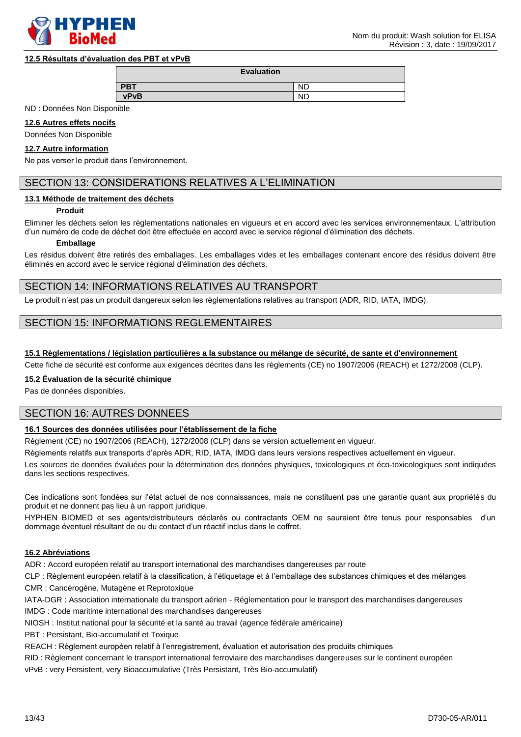### 12.5 Résultats d'évaluation des PBT et vPvB

| Evaluation | |
|---|---|
| **PBT** | ND |
| **vPvB** | ND |

ND : Données Non Disponible

### 12.6 Autres effets nocifs

Données Non Disponible

### 12.7 Autre information

Ne pas verser le produit dans l'environnement.

## SECTION 13: CONSIDERATIONS RELATIVES A L'ELIMINATION

### 13.1 Méthode de traitement des déchets

**Produit**

Eliminer les déchets selon les règlementations nationales en vigueurs et en accord avec les services environnementaux. L'attribution d'un numéro de code de déchet doit être effectuée en accord avec le service régional d'élimination des déchets.

**Emballage**

Les résidus doivent être retirés des emballages. Les emballages vides et les emballages contenant encore des résidus doivent être éliminés en accord avec le service régional d'élimination des déchets.

## SECTION 14: INFORMATIONS RELATIVES AU TRANSPORT

Le produit n'est pas un produit dangereux selon les règlementations relatives au transport (ADR, RID, IATA, IMDG).

## SECTION 15: INFORMATIONS REGLEMENTAIRES

### 15.1 Règlementations / législation particulières a la substance ou mélange de sécurité, de sante et d'environnement

Cette fiche de sécurité est conforme aux exigences décrites dans les règlements (CE) no 1907/2006 (REACH) et 1272/2008 (CLP).

### 15.2 Évaluation de la sécurité chimique

Pas de données disponibles.

## SECTION 16: AUTRES DONNEES

### 16.1 Sources des données utilisées pour l'établissement de la fiche

Règlement (CE) no 1907/2006 (REACH), 1272/2008 (CLP) dans se version actuellement en vigueur.

Règlements relatifs aux transports d'après ADR, RID, IATA, IMDG dans leurs versions respectives actuellement en vigueur.

Les sources de données évaluées pour la détermination des données physiques, toxicologiques et éco-toxicologiques sont indiquées dans les sections respectives.

Ces indications sont fondées sur l'état actuel de nos connaissances, mais ne constituent pas une garantie quant aux propriétés du produit et ne donnent pas lieu à un rapport juridique.

HYPHEN BIOMED et ses agents/distributeurs déclarés ou contractants OEM ne sauraient être tenus pour responsables d'un dommage éventuel résultant de ou du contact d'un réactif inclus dans le coffret.

### 16.2 Abréviations

ADR : Accord européen relatif au transport international des marchandises dangereuses par route

CLP : Règlement européen relatif à la classification, à l'étiquetage et à l'emballage des substances chimiques et des mélanges

CMR : Cancérogène, Mutagène et Reprotoxique

IATA-DGR : Association internationale du transport aérien - Réglementation pour le transport des marchandises dangereuses

IMDG : Code maritime international des marchandises dangereuses

NIOSH : Institut national pour la sécurité et la santé au travail (agence fédérale américaine)

PBT : Persistant, Bio-accumulatif et Toxique

REACH : Règlement européen relatif à l'enregistrement, évaluation et autorisation des produits chimiques

RID : Règlement concernant le transport international ferroviaire des marchandises dangereuses sur le continent européen

vPvB : very Persistent, very Bioaccumulative (Très Persistant, Très Bio-accumulatif)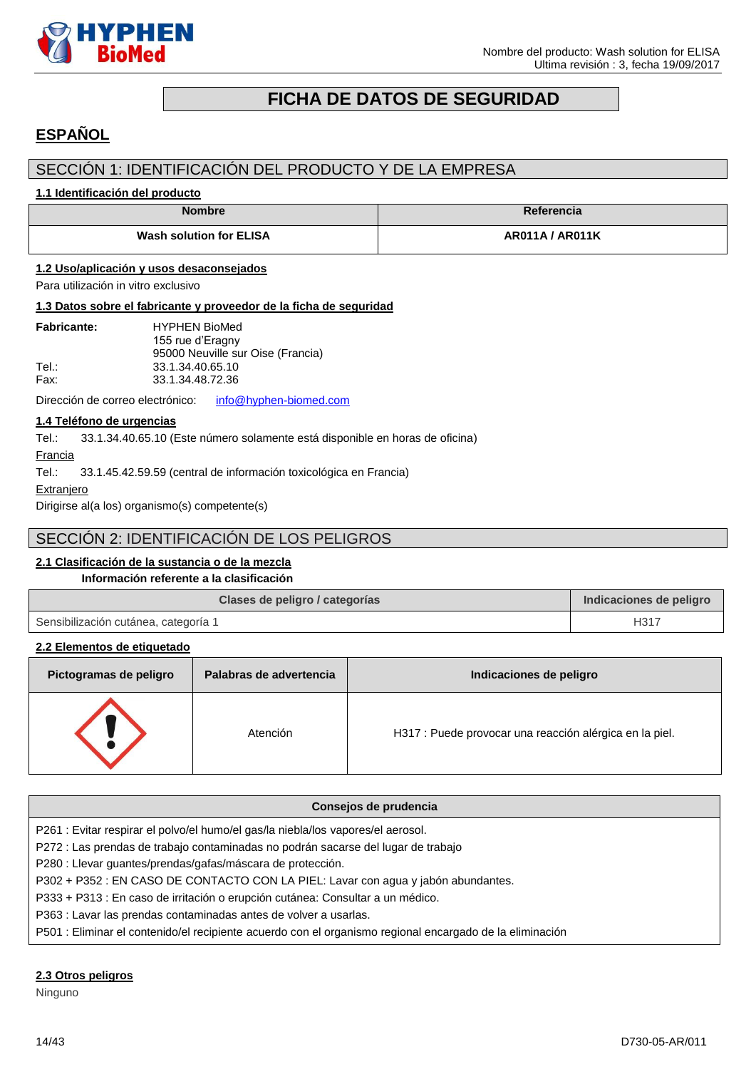# FICHA DE DATOS DE SEGURIDAD

## ESPAÑOL

## SECCIÓN 1: IDENTIFICACIÓN DEL PRODUCTO Y DE LA EMPRESA

### 1.1 Identificación del producto

| Nombre | Referencia |
|---|---|
| **Wash solution for ELISA** | **AR011A / AR011K** |

### 1.2 Uso/aplicación y usos desaconsejados

Para utilización in vitro exclusivo

### 1.3 Datos sobre el fabricante y proveedor de la ficha de seguridad

**Fabricante:** HYPHEN BioMed
155 rue d'Eragny
95000 Neuville sur Oise (Francia)

Tel.: 33.1.34.40.65.10
Fax: 33.1.34.48.72.36

Dirección de correo electrónico: info@hyphen-biomed.com

### 1.4 Teléfono de urgencias

Tel.: 33.1.34.40.65.10 (Este número solamente está disponible en horas de oficina)

Francia

Tel.: 33.1.45.42.59.59 (central de información toxicológica en Francia)

Extranjero

Dirigirse al(a los) organismo(s) competente(s)

## SECCIÓN 2: IDENTIFICACIÓN DE LOS PELIGROS

### 2.1 Clasificación de la sustancia o de la mezcla

**Información referente a la clasificación**

| Clases de peligro / categorías | Indicaciones de peligro |
|---|---|
| Sensibilización cutánea, categoría 1 | H317 |

### 2.2 Elementos de etiquetado

| Pictogramas de peligro | Palabras de advertencia | Indicaciones de peligro |
|---|---|---|
| | Atención | H317 : Puede provocar una reacción alérgica en la piel. |

| Consejos de prudencia |
|---|
| P261 : Evitar respirar el polvo/el humo/el gas/la niebla/los vapores/el aerosol. |
| P272 : Las prendas de trabajo contaminadas no podrán sacarse del lugar de trabajo |
| P280 : Llevar guantes/prendas/gafas/máscara de protección. |
| P302 + P352 : EN CASO DE CONTACTO CON LA PIEL: Lavar con agua y jabón abundantes. |
| P333 + P313 : En caso de irritación o erupción cutánea: Consultar a un médico. |
| P363 : Lavar las prendas contaminadas antes de volver a usarlas. |
| P501 : Eliminar el contenido/el recipiente acuerdo con el organismo regional encargado de la eliminación |

### 2.3 Otros peligros

Ninguno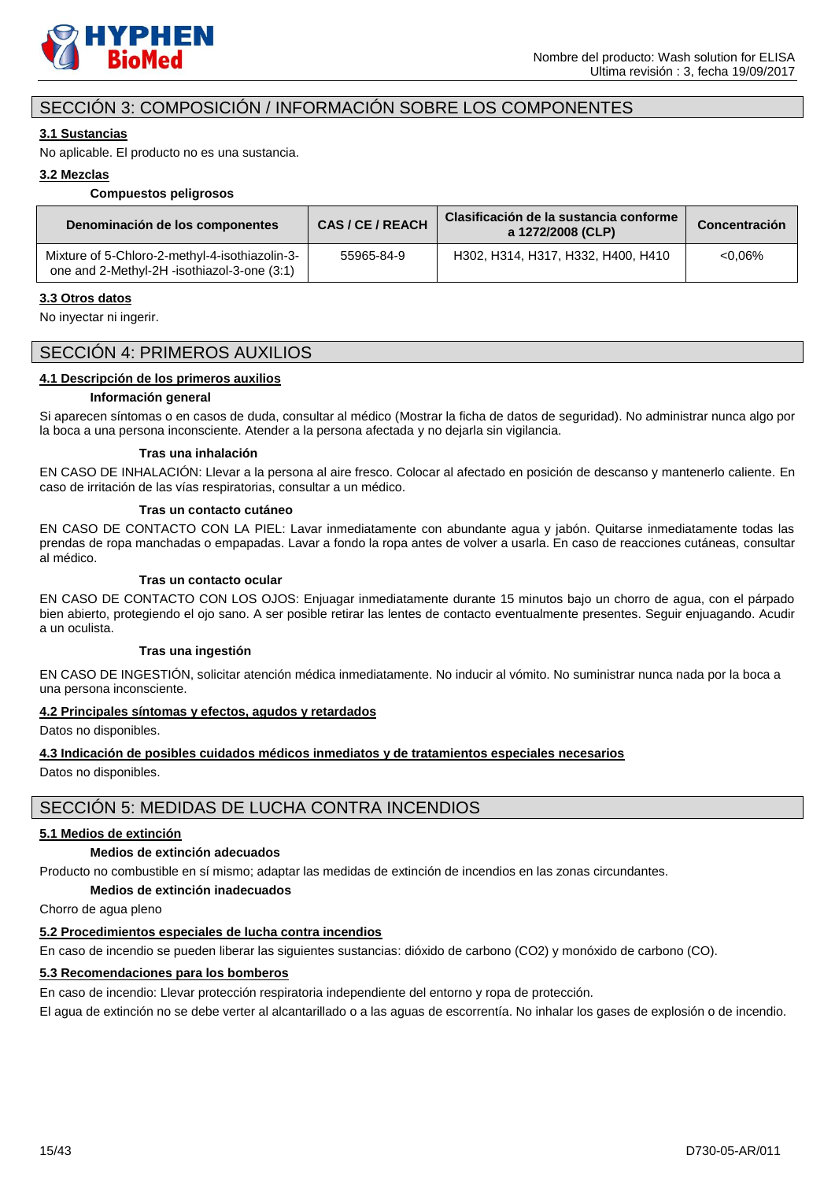## SECCIÓN 3: COMPOSICIÓN / INFORMACIÓN SOBRE LOS COMPONENTES

### 3.1 Sustancias

No aplicable. El producto no es una sustancia.

### 3.2 Mezclas

**Compuestos peligrosos**

| Denominación de los componentes | CAS / CE / REACH | Clasificación de la sustancia conforme a 1272/2008 (CLP) | Concentración |
|---|---|---|---|
| Mixture of 5-Chloro-2-methyl-4-isothiazolin-3-one and 2-Methyl-2H -isothiazol-3-one (3:1) | 55965-84-9 | H302, H314, H317, H332, H400, H410 | <0,06% |

### 3.3 Otros datos

No inyectar ni ingerir.

## SECCIÓN 4: PRIMEROS AUXILIOS

### 4.1 Descripción de los primeros auxilios

**Información general**

Si aparecen síntomas o en casos de duda, consultar al médico (Mostrar la ficha de datos de seguridad). No administrar nunca algo por la boca a una persona inconsciente. Atender a la persona afectada y no dejarla sin vigilancia.

**Tras una inhalación**

EN CASO DE INHALACIÓN: Llevar a la persona al aire fresco. Colocar al afectado en posición de descanso y mantenerlo caliente. En caso de irritación de las vías respiratorias, consultar a un médico.

**Tras un contacto cutáneo**

EN CASO DE CONTACTO CON LA PIEL: Lavar inmediatamente con abundante agua y jabón. Quitarse inmediatamente todas las prendas de ropa manchadas o empapadas. Lavar a fondo la ropa antes de volver a usarla. En caso de reacciones cutáneas, consultar al médico.

**Tras un contacto ocular**

EN CASO DE CONTACTO CON LOS OJOS: Enjuagar inmediatamente durante 15 minutos bajo un chorro de agua, con el párpado bien abierto, protegiendo el ojo sano. A ser posible retirar las lentes de contacto eventualmente presentes. Seguir enjuagando. Acudir a un oculista.

**Tras una ingestión**

EN CASO DE INGESTIÓN, solicitar atención médica inmediatamente. No inducir al vómito. No suministrar nunca nada por la boca a una persona inconsciente.

### 4.2 Principales síntomas y efectos, agudos y retardados

Datos no disponibles.

### 4.3 Indicación de posibles cuidados médicos inmediatos y de tratamientos especiales necesarios

Datos no disponibles.

## SECCIÓN 5: MEDIDAS DE LUCHA CONTRA INCENDIOS

### 5.1 Medios de extinción

**Medios de extinción adecuados**

Producto no combustible en sí mismo; adaptar las medidas de extinción de incendios en las zonas circundantes.

**Medios de extinción inadecuados**

Chorro de agua pleno

### 5.2 Procedimientos especiales de lucha contra incendios

En caso de incendio se pueden liberar las siguientes sustancias: dióxido de carbono ($CO_2$) y monóxido de carbono (CO).

### 5.3 Recomendaciones para los bomberos

En caso de incendio: Llevar protección respiratoria independiente del entorno y ropa de protección.

El agua de extinción no se debe verter al alcantarillado o a las aguas de escorrentía. No inhalar los gases de explosión o de incendio.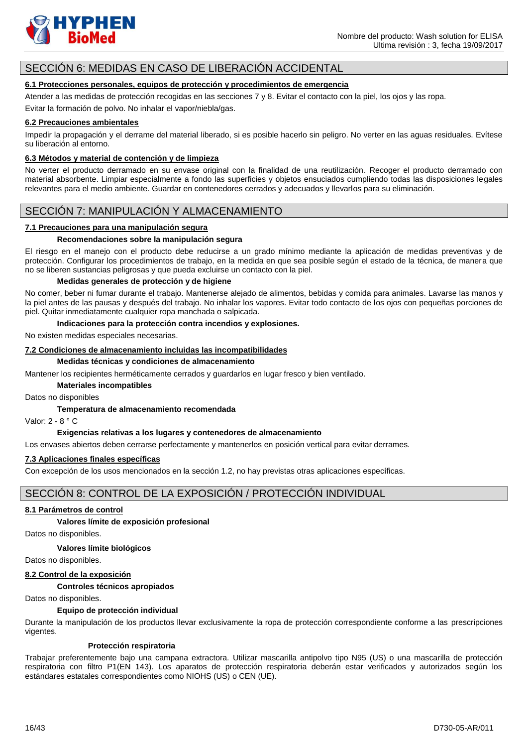## SECCIÓN 6: MEDIDAS EN CASO DE LIBERACIÓN ACCIDENTAL

### 6.1 Protecciones personales, equipos de protección y procedimientos de emergencia

Atender a las medidas de protección recogidas en las secciones 7 y 8. Evitar el contacto con la piel, los ojos y las ropa.

Evitar la formación de polvo. No inhalar el vapor/niebla/gas.

### 6.2 Precauciones ambientales

Impedir la propagación y el derrame del material liberado, si es posible hacerlo sin peligro. No verter en las aguas residuales. Evítese su liberación al entorno.

### 6.3 Métodos y material de contención y de limpieza

No verter el producto derramado en su envase original con la finalidad de una reutilización. Recoger el producto derramado con material absorbente. Limpiar especialmente a fondo las superficies y objetos ensuciados cumpliendo todas las disposiciones legales relevantes para el medio ambiente. Guardar en contenedores cerrados y adecuados y llevarlos para su eliminación.

## SECCIÓN 7: MANIPULACIÓN Y ALMACENAMIENTO

### 7.1 Precauciones para una manipulación segura

**Recomendaciones sobre la manipulación segura**

El riesgo en el manejo con el producto debe reducirse a un grado mínimo mediante la aplicación de medidas preventivas y de protección. Configurar los procedimientos de trabajo, en la medida en que sea posible según el estado de la técnica, de manera que no se liberen sustancias peligrosas y que pueda excluirse un contacto con la piel.

**Medidas generales de protección y de higiene**

No comer, beber ni fumar durante el trabajo. Mantenerse alejado de alimentos, bebidas y comida para animales. Lavarse las manos y la piel antes de las pausas y después del trabajo. No inhalar los vapores. Evitar todo contacto de los ojos con pequeñas porciones de piel. Quitar inmediatamente cualquier ropa manchada o salpicada.

**Indicaciones para la protección contra incendios y explosiones.**

No existen medidas especiales necesarias.

### 7.2 Condiciones de almacenamiento incluidas las incompatibilidades

**Medidas técnicas y condiciones de almacenamiento**

Mantener los recipientes herméticamente cerrados y guardarlos en lugar fresco y bien ventilado.

**Materiales incompatibles**

Datos no disponibles

**Temperatura de almacenamiento recomendada**

Valor: 2 - 8 ° C

**Exigencias relativas a los lugares y contenedores de almacenamiento**

Los envases abiertos deben cerrarse perfectamente y mantenerlos en posición vertical para evitar derrames.

### 7.3 Aplicaciones finales específicas

Con excepción de los usos mencionados en la sección 1.2, no hay previstas otras aplicaciones específicas.

## SECCIÓN 8: CONTROL DE LA EXPOSICIÓN / PROTECCIÓN INDIVIDUAL

### 8.1 Parámetros de control

**Valores límite de exposición profesional**

Datos no disponibles.

**Valores límite biológicos**

Datos no disponibles.

### 8.2 Control de la exposición

**Controles técnicos apropiados**

Datos no disponibles.

**Equipo de protección individual**

Durante la manipulación de los productos llevar exclusivamente la ropa de protección correspondiente conforme a las prescripciones vigentes.

**Protección respiratoria**

Trabajar preferentemente bajo una campana extractora. Utilizar mascarilla antipolvo tipo N95 (US) o una mascarilla de protección respiratoria con filtro P1(EN 143). Los aparatos de protección respiratoria deberán estar verificados y autorizados según los estándares estatales correspondientes como NIOHS (US) o CEN (UE).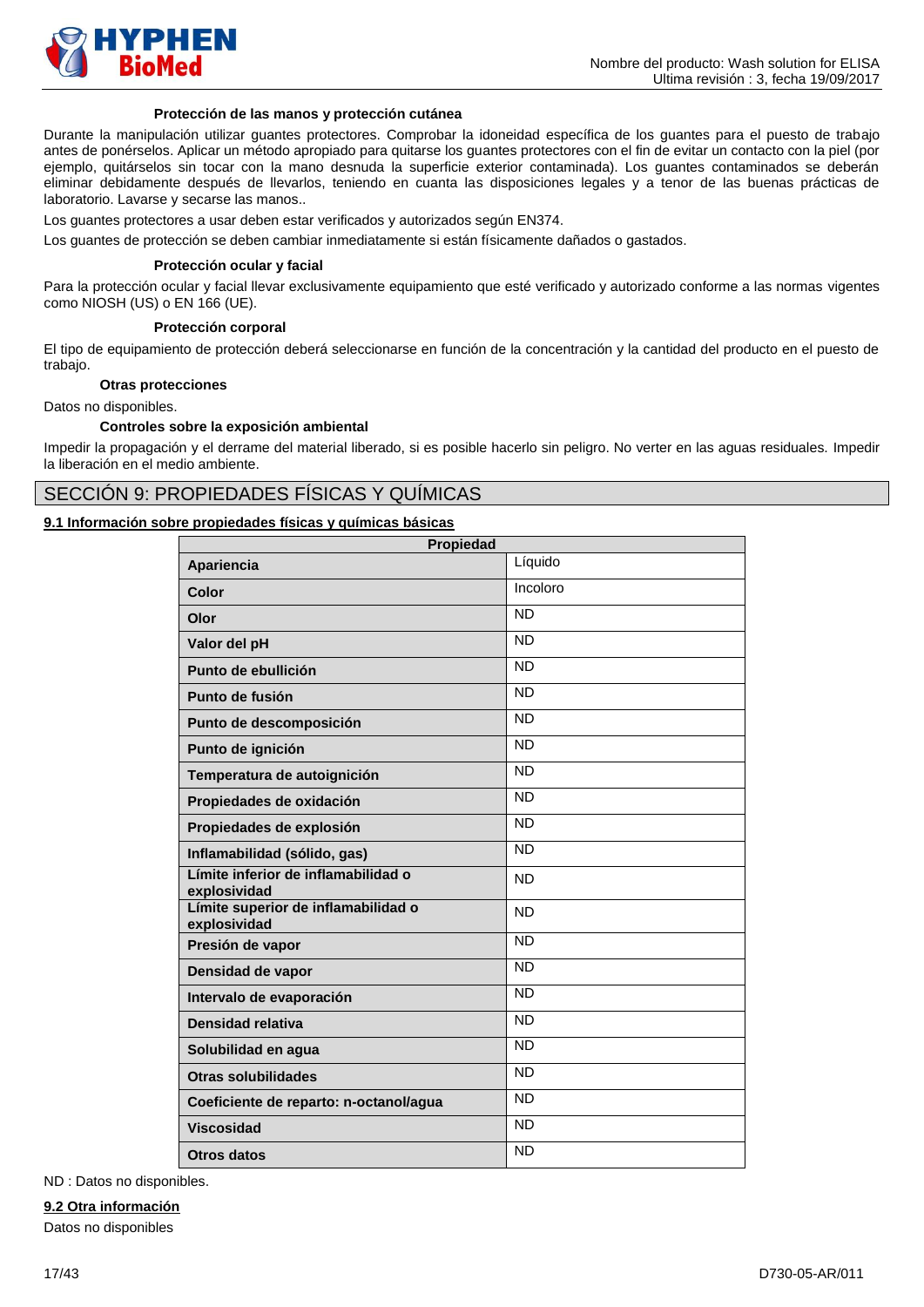#### Protección de las manos y protección cutánea

Durante la manipulación utilizar guantes protectores. Comprobar la idoneidad específica de los guantes para el puesto de trabajo antes de ponérselos. Aplicar un método apropiado para quitarse los guantes protectores con el fin de evitar un contacto con la piel (por ejemplo, quitárselos sin tocar con la mano desnuda la superficie exterior contaminada). Los guantes contaminados se deberán eliminar debidamente después de llevarlos, teniendo en cuenta las disposiciones legales y a tenor de las buenas prácticas de laboratorio. Lavarse y secarse las manos..

Los guantes protectores a usar deben estar verificados y autorizados según EN374.

Los guantes de protección se deben cambiar inmediatamente si están físicamente dañados o gastados.

#### Protección ocular y facial

Para la protección ocular y facial llevar exclusivamente equipamiento que esté verificado y autorizado conforme a las normas vigentes como NIOSH (US) o EN 166 (UE).

#### Protección corporal

El tipo de equipamiento de protección deberá seleccionarse en función de la concentración y la cantidad del producto en el puesto de trabajo.

#### Otras protecciones

Datos no disponibles.

#### Controles sobre la exposición ambiental

Impedir la propagación y el derrame del material liberado, si es posible hacerlo sin peligro. No verter en las aguas residuales. Impedir la liberación en el medio ambiente.

## SECCIÓN 9: PROPIEDADES FÍSICAS Y QUÍMICAS

**9.1 Información sobre propiedades físicas y químicas básicas**

| Propiedad | |
|---|---|
| **Apariencia** | Líquido |
| **Color** | Incoloro |
| **Olor** | ND |
| **Valor del pH** | ND |
| **Punto de ebullición** | ND |
| **Punto de fusión** | ND |
| **Punto de descomposición** | ND |
| **Punto de ignición** | ND |
| **Temperatura de autoignición** | ND |
| **Propiedades de oxidación** | ND |
| **Propiedades de explosión** | ND |
| **Inflamabilidad (sólido, gas)** | ND |
| **Límite inferior de inflamabilidad o explosividad** | ND |
| **Límite superior de inflamabilidad o explosividad** | ND |
| **Presión de vapor** | ND |
| **Densidad de vapor** | ND |
| **Intervalo de evaporación** | ND |
| **Densidad relativa** | ND |
| **Solubilidad en agua** | ND |
| **Otras solubilidades** | ND |
| **Coeficiente de reparto: n-octanol/agua** | ND |
| **Viscosidad** | ND |
| **Otros datos** | ND |

ND : Datos no disponibles.

**9.2 Otra información**

Datos no disponibles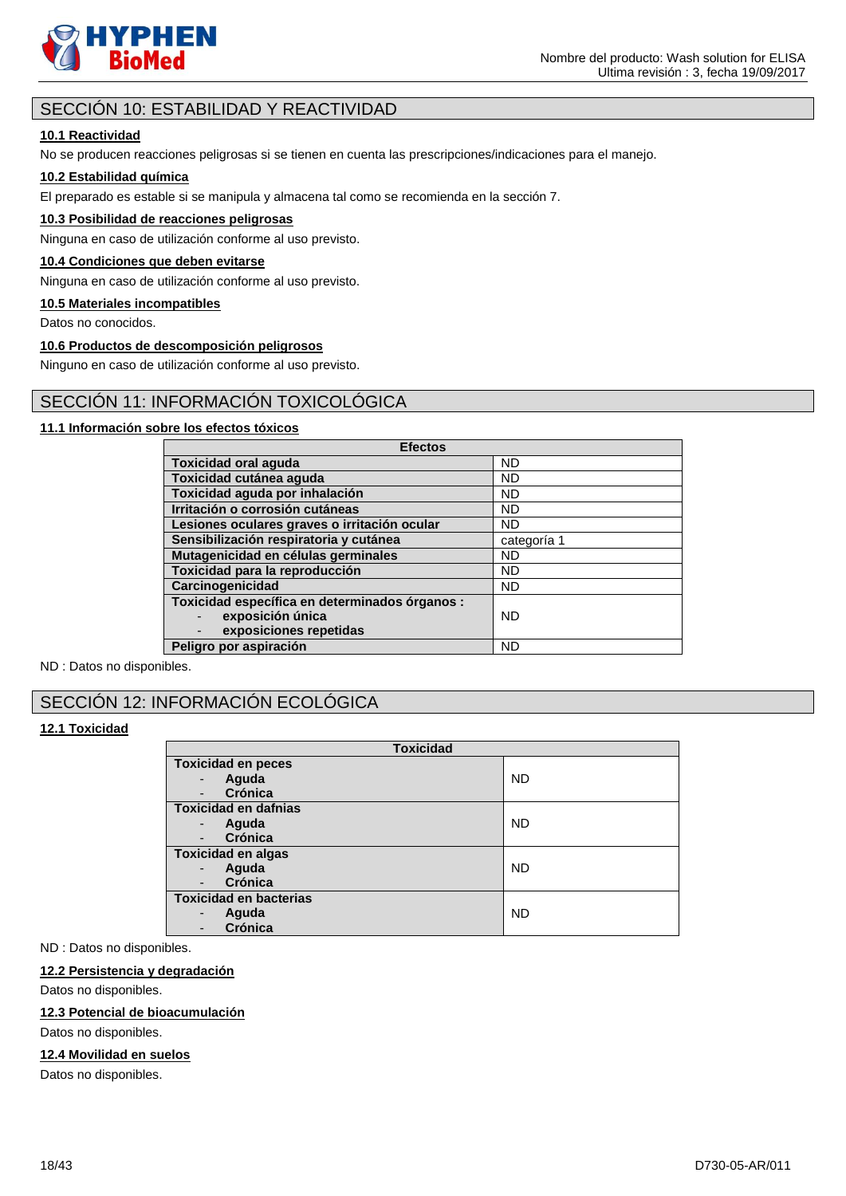## SECCIÓN 10: ESTABILIDAD Y REACTIVIDAD

### 10.1 Reactividad

No se producen reacciones peligrosas si se tienen en cuenta las prescripciones/indicaciones para el manejo.

### 10.2 Estabilidad química

El preparado es estable si se manipula y almacena tal como se recomienda en la sección 7.

### 10.3 Posibilidad de reacciones peligrosas

Ninguna en caso de utilización conforme al uso previsto.

### 10.4 Condiciones que deben evitarse

Ninguna en caso de utilización conforme al uso previsto.

### 10.5 Materiales incompatibles

Datos no conocidos.

### 10.6 Productos de descomposición peligrosos

Ninguno en caso de utilización conforme al uso previsto.

## SECCIÓN 11: INFORMACIÓN TOXICOLÓGICA

### 11.1 Información sobre los efectos tóxicos

| Efectos | |
|---|---|
| **Toxicidad oral aguda** | ND |
| **Toxicidad cutánea aguda** | ND |
| **Toxicidad aguda por inhalación** | ND |
| **Irritación o corrosión cutáneas** | ND |
| **Lesiones oculares graves o irritación ocular** | ND |
| **Sensibilización respiratoria y cutánea** | categoría 1 |
| **Mutagenicidad en células germinales** | ND |
| **Toxicidad para la reproducción** | ND |
| **Carcinogenicidad** | ND |
| **Toxicidad específica en determinados órganos :**<br>- **exposición única**<br>- **exposiciones repetidas** | ND |
| **Peligro por aspiración** | ND |

ND : Datos no disponibles.

## SECCIÓN 12: INFORMACIÓN ECOLÓGICA

### 12.1 Toxicidad

| Toxicidad | |
|---|---|
| **Toxicidad en peces**<br>- **Aguda**<br>- **Crónica** | ND |
| **Toxicidad en dafnias**<br>- **Aguda**<br>- **Crónica** | ND |
| **Toxicidad en algas**<br>- **Aguda**<br>- **Crónica** | ND |
| **Toxicidad en bacterias**<br>- **Aguda**<br>- **Crónica** | ND |

ND : Datos no disponibles.

### 12.2 Persistencia y degradación

Datos no disponibles.

### 12.3 Potencial de bioacumulación

Datos no disponibles.

### 12.4 Movilidad en suelos

Datos no disponibles.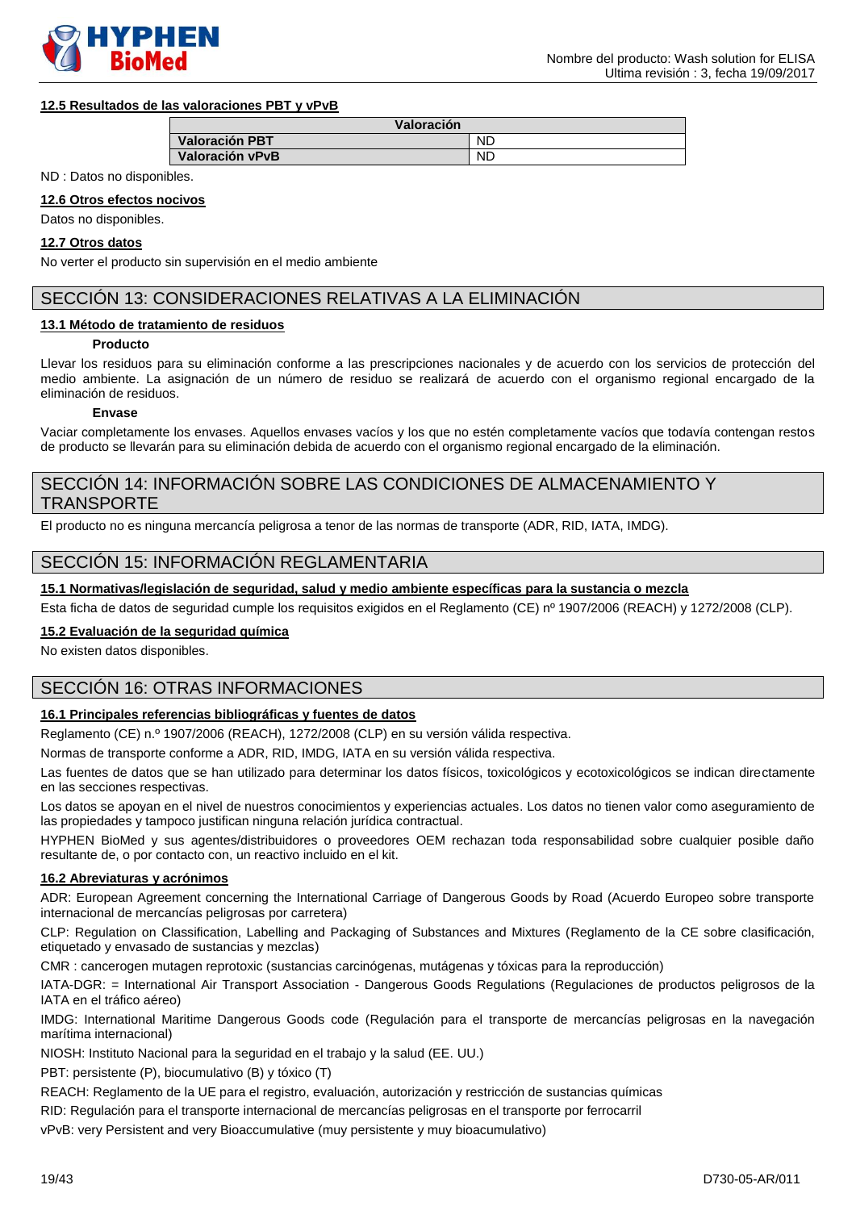#### 12.5 Resultados de las valoraciones PBT y vPvB

| Valoración | |
|---|---|
| **Valoración PBT** | ND |
| **Valoración vPvB** | ND |

ND : Datos no disponibles.

#### 12.6 Otros efectos nocivos

Datos no disponibles.

#### 12.7 Otros datos

No verter el producto sin supervisión en el medio ambiente

## SECCIÓN 13: CONSIDERACIONES RELATIVAS A LA ELIMINACIÓN

#### 13.1 Método de tratamiento de residuos

**Producto**

Llevar los residuos para su eliminación conforme a las prescripciones nacionales y de acuerdo con los servicios de protección del medio ambiente. La asignación de un número de residuo se realizará de acuerdo con el organismo regional encargado de la eliminación de residuos.

**Envase**

Vaciar completamente los envases. Aquellos envases vacíos y los que no estén completamente vacíos que todavía contengan restos de producto se llevarán para su eliminación debida de acuerdo con el organismo regional encargado de la eliminación.

## SECCIÓN 14: INFORMACIÓN SOBRE LAS CONDICIONES DE ALMACENAMIENTO Y TRANSPORTE

El producto no es ninguna mercancía peligrosa a tenor de las normas de transporte (ADR, RID, IATA, IMDG).

## SECCIÓN 15: INFORMACIÓN REGLAMENTARIA

#### 15.1 Normativas/legislación de seguridad, salud y medio ambiente específicas para la sustancia o mezcla

Esta ficha de datos de seguridad cumple los requisitos exigidos en el Reglamento (CE) nº 1907/2006 (REACH) y 1272/2008 (CLP).

#### 15.2 Evaluación de la seguridad química

No existen datos disponibles.

## SECCIÓN 16: OTRAS INFORMACIONES

#### 16.1 Principales referencias bibliográficas y fuentes de datos

Reglamento (CE) n.º 1907/2006 (REACH), 1272/2008 (CLP) en su versión válida respectiva.

Normas de transporte conforme a ADR, RID, IMDG, IATA en su versión válida respectiva.

Las fuentes de datos que se han utilizado para determinar los datos físicos, toxicológicos y ecotoxicológicos se indican directamente en las secciones respectivas.

Los datos se apoyan en el nivel de nuestros conocimientos y experiencias actuales. Los datos no tienen valor como aseguramiento de las propiedades y tampoco justifican ninguna relación jurídica contractual.

HYPHEN BioMed y sus agentes/distribuidores o proveedores OEM rechazan toda responsabilidad sobre cualquier posible daño resultante de, o por contacto con, un reactivo incluido en el kit.

#### 16.2 Abreviaturas y acrónimos

ADR: European Agreement concerning the International Carriage of Dangerous Goods by Road (Acuerdo Europeo sobre transporte internacional de mercancías peligrosas por carretera)

CLP: Regulation on Classification, Labelling and Packaging of Substances and Mixtures (Reglamento de la CE sobre clasificación, etiquetado y envasado de sustancias y mezclas)

CMR : cancerogen mutagen reprotoxic (sustancias carcinógenas, mutágenas y tóxicas para la reproducción)

IATA-DGR: = International Air Transport Association - Dangerous Goods Regulations (Regulaciones de productos peligrosos de la IATA en el tráfico aéreo)

IMDG: International Maritime Dangerous Goods code (Regulación para el transporte de mercancías peligrosas en la navegación marítima internacional)

NIOSH: Instituto Nacional para la seguridad en el trabajo y la salud (EE. UU.)

PBT: persistente (P), biocumulativo (B) y tóxico (T)

REACH: Reglamento de la UE para el registro, evaluación, autorización y restricción de sustancias químicas

RID: Regulación para el transporte internacional de mercancías peligrosas en el transporte por ferrocarril

vPvB: very Persistent and very Bioaccumulative (muy persistente y muy bioacumulativo)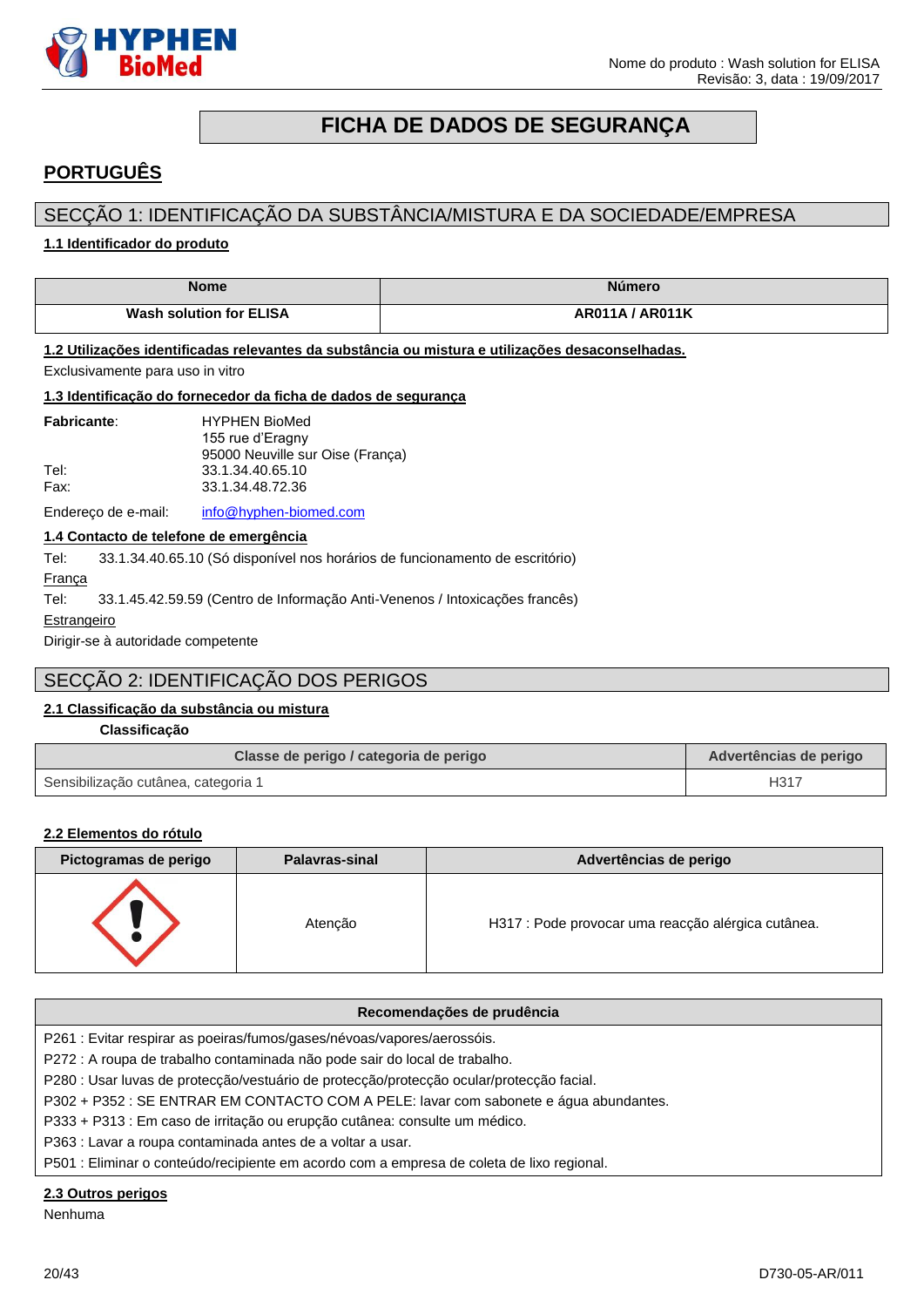# FICHA DE DADOS DE SEGURANÇA

## PORTUGUÊS

## SECÇÃO 1: IDENTIFICAÇÃO DA SUBSTÂNCIA/MISTURA E DA SOCIEDADE/EMPRESA

### 1.1 Identificador do produto

| Nome | Número |
|---|---|
| **Wash solution for ELISA** | **AR011A / AR011K** |

### 1.2 Utilizações identificadas relevantes da substância ou mistura e utilizações desaconselhadas.

Exclusivamente para uso in vitro

### 1.3 Identificação do fornecedor da ficha de dados de segurança

**Fabricante**: HYPHEN BioMed
155 rue d'Eragny
95000 Neuville sur Oise (França)
Tel: 33.1.34.40.65.10
Fax: 33.1.34.48.72.36

Endereço de e-mail: info@hyphen-biomed.com

### 1.4 Contacto de telefone de emergência

Tel: 33.1.34.40.65.10 (Só disponível nos horários de funcionamento de escritório)

França

Tel: 33.1.45.42.59.59 (Centro de Informação Anti-Venenos / Intoxicações francês)

Estrangeiro

Dirigir-se à autoridade competente

## SECÇÃO 2: IDENTIFICAÇÃO DOS PERIGOS

### 2.1 Classificação da substância ou mistura

**Classificação**

| Classe de perigo / categoria de perigo | Advertências de perigo |
|---|---|
| Sensibilização cutânea, categoria 1 | H317 |

### 2.2 Elementos do rótulo

| Pictogramas de perigo | Palavras-sinal | Advertências de perigo |
|---|---|---|
| | Atenção | H317 : Pode provocar uma reacção alérgica cutânea. |

| Recomendações de prudência |
|---|
| P261 : Evitar respirar as poeiras/fumos/gases/névoas/vapores/aerossóis. |
| P272 : A roupa de trabalho contaminada não pode sair do local de trabalho. |
| P280 : Usar luvas de protecção/vestuário de protecção/protecção ocular/protecção facial. |
| P302 + P352 : SE ENTRAR EM CONTACTO COM A PELE: lavar com sabonete e água abundantes. |
| P333 + P313 : Em caso de irritação ou erupção cutânea: consulte um médico. |
| P363 : Lavar a roupa contaminada antes de a voltar a usar. |
| P501 : Eliminar o conteúdo/recipiente em acordo com a empresa de coleta de lixo regional. |

### 2.3 Outros perigos

Nenhuma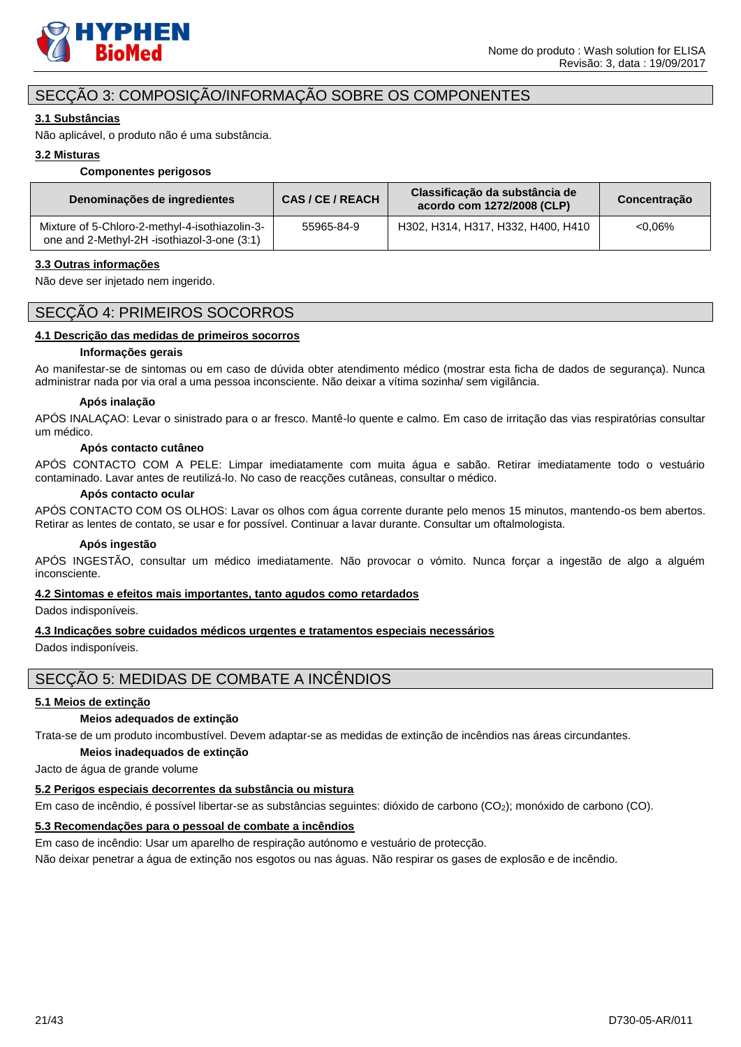## SECÇÃO 3: COMPOSIÇÃO/INFORMAÇÃO SOBRE OS COMPONENTES

### 3.1 Substâncias

Não aplicável, o produto não é uma substância.

### 3.2 Misturas

**Componentes perigosos**

| Denominações de ingredientes | CAS / CE / REACH | Classificação da substância de acordo com 1272/2008 (CLP) | Concentração |
|---|---|---|---|
| Mixture of 5-Chloro-2-methyl-4-isothiazolin-3-one and 2-Methyl-2H -isothiazol-3-one (3:1) | 55965-84-9 | H302, H314, H317, H332, H400, H410 | <0,06% |

### 3.3 Outras informações

Não deve ser injetado nem ingerido.

## SECÇÃO 4: PRIMEIROS SOCORROS

### 4.1 Descrição das medidas de primeiros socorros

**Informações gerais**

Ao manifestar-se de sintomas ou em caso de dúvida obter atendimento médico (mostrar esta ficha de dados de segurança). Nunca administrar nada por via oral a uma pessoa inconsciente. Não deixar a vítima sozinha/ sem vigilância.

**Após inalação**

APÓS INALAÇAO: Levar o sinistrado para o ar fresco. Mantê-lo quente e calmo. Em caso de irritação das vias respiratórias consultar um médico.

**Após contacto cutâneo**

APÓS CONTACTO COM A PELE: Limpar imediatamente com muita água e sabão. Retirar imediatamente todo o vestuário contaminado. Lavar antes de reutilizá-lo. No caso de reacções cutâneas, consultar o médico.

**Após contacto ocular**

APÓS CONTACTO COM OS OLHOS: Lavar os olhos com água corrente durante pelo menos 15 minutos, mantendo-os bem abertos. Retirar as lentes de contato, se usar e for possível. Continuar a lavar durante. Consultar um oftalmologista.

**Após ingestão**

APÓS INGESTÃO, consultar um médico imediatamente. Não provocar o vómito. Nunca forçar a ingestão de algo a alguém inconsciente.

### 4.2 Sintomas e efeitos mais importantes, tanto agudos como retardados

Dados indisponíveis.

### 4.3 Indicações sobre cuidados médicos urgentes e tratamentos especiais necessários

Dados indisponíveis.

## SECÇÃO 5: MEDIDAS DE COMBATE A INCÊNDIOS

### 5.1 Meios de extinção

**Meios adequados de extinção**

Trata-se de um produto incombustível. Devem adaptar-se as medidas de extinção de incêndios nas áreas circundantes.

**Meios inadequados de extinção**

Jacto de água de grande volume

### 5.2 Perigos especiais decorrentes da substância ou mistura

Em caso de incêndio, é possível libertar-se as substâncias seguintes: dióxido de carbono ($CO_2$); monóxido de carbono (CO).

### 5.3 Recomendações para o pessoal de combate a incêndios

Em caso de incêndio: Usar um aparelho de respiração autónomo e vestuário de protecção.

Não deixar penetrar a água de extinção nos esgotos ou nas águas. Não respirar os gases de explosão e de incêndio.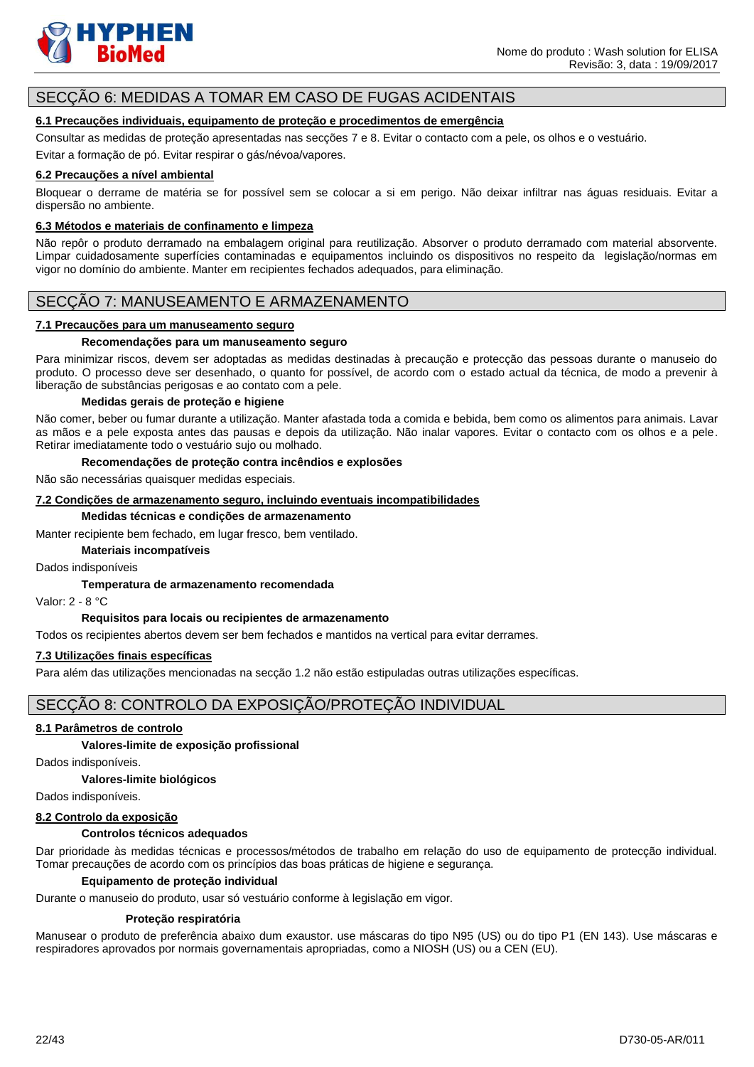## SECÇÃO 6: MEDIDAS A TOMAR EM CASO DE FUGAS ACIDENTAIS

### 6.1 Precauções individuais, equipamento de proteção e procedimentos de emergência

Consultar as medidas de proteção apresentadas nas secções 7 e 8. Evitar o contacto com a pele, os olhos e o vestuário.

Evitar a formação de pó. Evitar respirar o gás/névoa/vapores.

### 6.2 Precauções a nível ambiental

Bloquear o derrame de matéria se for possível sem se colocar a si em perigo. Não deixar infiltrar nas águas residuais. Evitar a dispersão no ambiente.

### 6.3 Métodos e materiais de confinamento e limpeza

Não repôr o produto derramado na embalagem original para reutilização. Absorver o produto derramado com material absorvente. Limpar cuidadosamente superfícies contaminadas e equipamentos incluindo os dispositivos no respeito da legislação/normas em vigor no domínio do ambiente. Manter em recipientes fechados adequados, para eliminação.

## SECÇÃO 7: MANUSEAMENTO E ARMAZENAMENTO

### 7.1 Precauções para um manuseamento seguro

**Recomendações para um manuseamento seguro**

Para minimizar riscos, devem ser adoptadas as medidas destinadas à precaução e protecção das pessoas durante o manuseio do produto. O processo deve ser desenhado, o quanto for possível, de acordo com o estado actual da técnica, de modo a prevenir à liberação de substâncias perigosas e ao contato com a pele.

**Medidas gerais de proteção e higiene**

Não comer, beber ou fumar durante a utilização. Manter afastada toda a comida e bebida, bem como os alimentos para animais. Lavar as mãos e a pele exposta antes das pausas e depois da utilização. Não inalar vapores. Evitar o contacto com os olhos e a pele. Retirar imediatamente todo o vestuário sujo ou molhado.

**Recomendações de proteção contra incêndios e explosões**

Não são necessárias quaisquer medidas especiais.

### 7.2 Condições de armazenamento seguro, incluindo eventuais incompatibilidades

**Medidas técnicas e condições de armazenamento**

Manter recipiente bem fechado, em lugar fresco, bem ventilado.

**Materiais incompatíveis**

Dados indisponíveis

**Temperatura de armazenamento recomendada**

Valor: 2 - 8 °C

**Requisitos para locais ou recipientes de armazenamento**

Todos os recipientes abertos devem ser bem fechados e mantidos na vertical para evitar derrames.

### 7.3 Utilizações finais específicas

Para além das utilizações mencionadas na secção 1.2 não estão estipuladas outras utilizações específicas.

## SECÇÃO 8: CONTROLO DA EXPOSIÇÃO/PROTEÇÃO INDIVIDUAL

### 8.1 Parâmetros de controlo

**Valores-limite de exposição profissional**

Dados indisponíveis.

**Valores-limite biológicos**

Dados indisponíveis.

### 8.2 Controlo da exposição

**Controlos técnicos adequados**

Dar prioridade às medidas técnicas e processos/métodos de trabalho em relação do uso de equipamento de protecção individual. Tomar precauções de acordo com os princípios das boas práticas de higiene e segurança.

**Equipamento de proteção individual**

Durante o manuseio do produto, usar só vestuário conforme à legislação em vigor.

**Proteção respiratória**

Manusear o produto de preferência abaixo dum exaustor. use máscaras do tipo N95 (US) ou do tipo P1 (EN 143). Use máscaras e respiradores aprovados por normais governamentais apropriadas, como a NIOSH (US) ou a CEN (EU).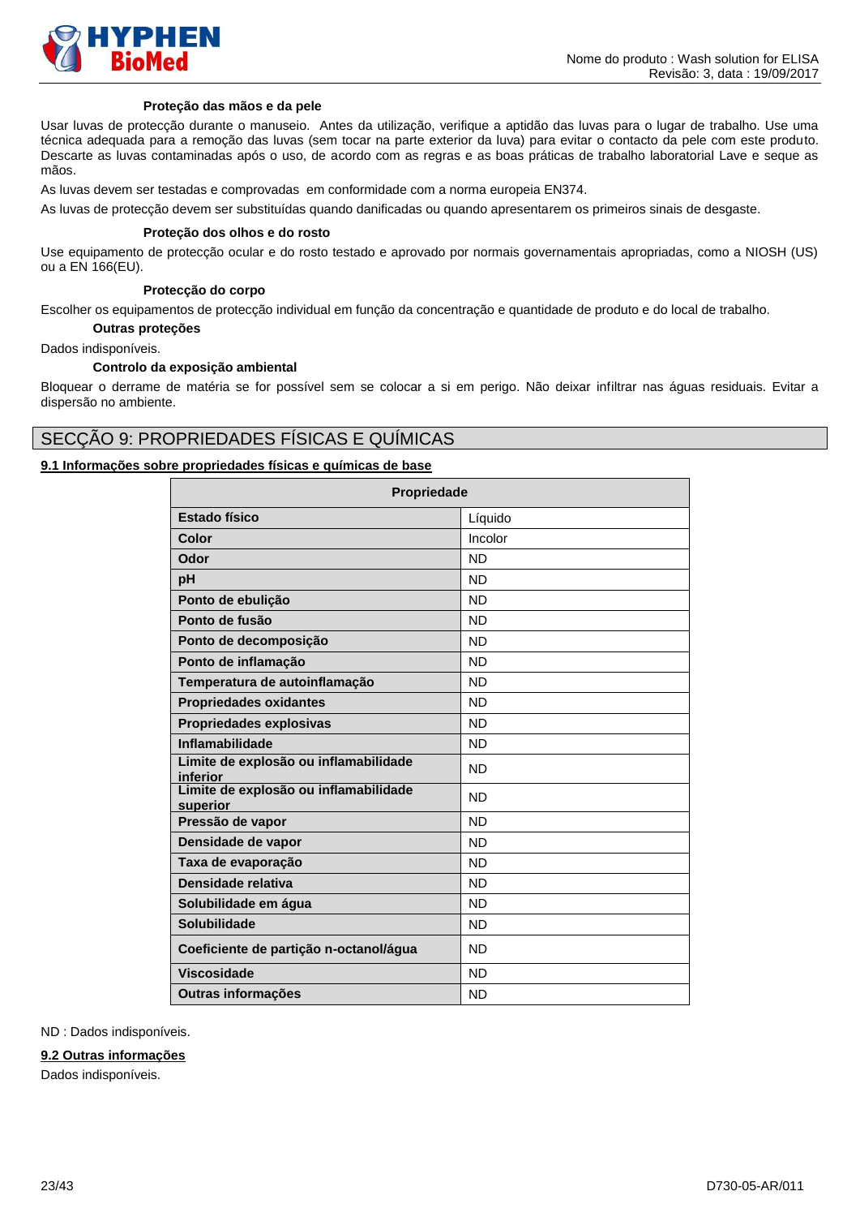#### Proteção das mãos e da pele

Usar luvas de protecção durante o manuseio. Antes da utilização, verifique a aptidão das luvas para o lugar de trabalho. Use uma técnica adequada para a remoção das luvas (sem tocar na parte exterior da luva) para evitar o contacto da pele com este produto. Descarte as luvas contaminadas após o uso, de acordo com as regras e as boas práticas de trabalho laboratorial Lave e seque as mãos.

As luvas devem ser testadas e comprovadas em conformidade com a norma europeia EN374.

As luvas de protecção devem ser substituídas quando danificadas ou quando apresentarem os primeiros sinais de desgaste.

#### Proteção dos olhos e do rosto

Use equipamento de protecção ocular e do rosto testado e aprovado por normais governamentais apropriadas, como a NIOSH (US) ou a EN 166(EU).

#### Protecção do corpo

Escolher os equipamentos de protecção individual em função da concentração e quantidade de produto e do local de trabalho.

#### Outras proteções

Dados indisponíveis.

#### Controlo da exposição ambiental

Bloquear o derrame de matéria se for possível sem se colocar a si em perigo. Não deixar infiltrar nas águas residuais. Evitar a dispersão no ambiente.

## SECÇÃO 9: PROPRIEDADES FÍSICAS E QUÍMICAS

### 9.1 Informações sobre propriedades físicas e químicas de base

| Propriedade | |
|---|---|
| **Estado físico** | Líquido |
| **Color** | Incolor |
| **Odor** | ND |
| **pH** | ND |
| **Ponto de ebulição** | ND |
| **Ponto de fusão** | ND |
| **Ponto de decomposição** | ND |
| **Ponto de inflamação** | ND |
| **Temperatura de autoinflamação** | ND |
| **Propriedades oxidantes** | ND |
| **Propriedades explosivas** | ND |
| **Inflamabilidade** | ND |
| **Limite de explosão ou inflamabilidade inferior** | ND |
| **Limite de explosão ou inflamabilidade superior** | ND |
| **Pressão de vapor** | ND |
| **Densidade de vapor** | ND |
| **Taxa de evaporação** | ND |
| **Densidade relativa** | ND |
| **Solubilidade em água** | ND |
| **Solubilidade** | ND |
| **Coeficiente de partição n-octanol/água** | ND |
| **Viscosidade** | ND |
| **Outras informações** | ND |

ND : Dados indisponíveis.

### 9.2 Outras informações

Dados indisponíveis.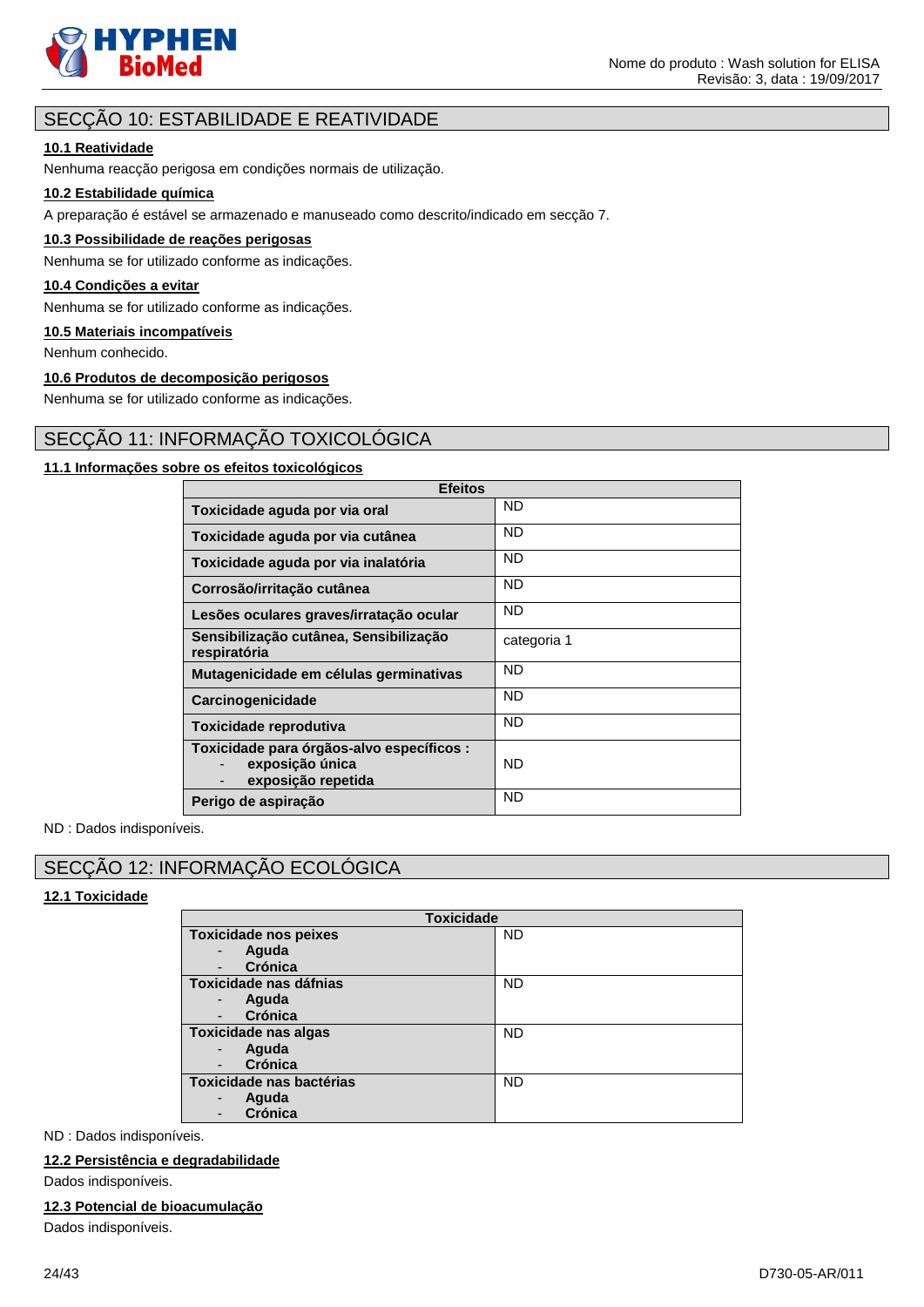## SECÇÃO 10: ESTABILIDADE E REATIVIDADE

### 10.1 Reatividade

Nenhuma reacção perigosa em condições normais de utilização.

### 10.2 Estabilidade química

A preparação é estável se armazenado e manuseado como descrito/indicado em secção 7.

### 10.3 Possibilidade de reações perigosas

Nenhuma se for utilizado conforme as indicações.

### 10.4 Condições a evitar

Nenhuma se for utilizado conforme as indicações.

### 10.5 Materiais incompatíveis

Nenhum conhecido.

### 10.6 Produtos de decomposição perigosos

Nenhuma se for utilizado conforme as indicações.

## SECÇÃO 11: INFORMAÇÃO TOXICOLÓGICA

### 11.1 Informações sobre os efeitos toxicológicos

| Efeitos | |
|---|---|
| **Toxicidade aguda por via oral** | ND |
| **Toxicidade aguda por via cutânea** | ND |
| **Toxicidade aguda por via inalatória** | ND |
| **Corrosão/irritação cutânea** | ND |
| **Lesões oculares graves/irratação ocular** | ND |
| **Sensibilização cutânea, Sensibilização respiratória** | categoria 1 |
| **Mutagenicidade em células germinativas** | ND |
| **Carcinogenicidade** | ND |
| **Toxicidade reprodutiva** | ND |
| **Toxicidade para órgãos-alvo específicos :** - **exposição única** - **exposição repetida** | ND |
| **Perigo de aspiração** | ND |

ND : Dados indisponíveis.

## SECÇÃO 12: INFORMAÇÃO ECOLÓGICA

### 12.1 Toxicidade

| Toxicidade | |
|---|---|
| **Toxicidade nos peixes** - **Aguda** - **Crónica** | ND |
| **Toxicidade nas dáfnias** - **Aguda** - **Crónica** | ND |
| **Toxicidade nas algas** - **Aguda** - **Crónica** | ND |
| **Toxicidade nas bactérias** - **Aguda** - **Crónica** | ND |

ND : Dados indisponíveis.

### 12.2 Persistência e degradabilidade

Dados indisponíveis.

### 12.3 Potencial de bioacumulação

Dados indisponíveis.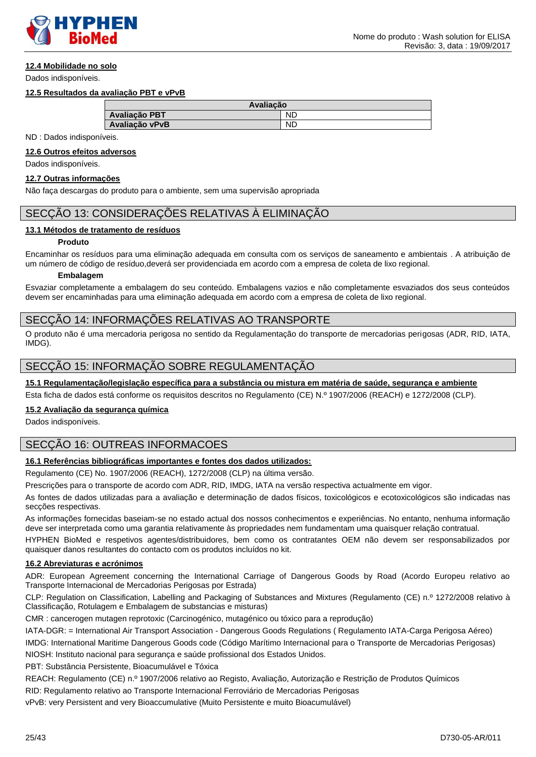**12.4 Mobilidade no solo**

Dados indisponíveis.

**12.5 Resultados da avaliação PBT e vPvB**

| Avaliação | |
|---|---|
| **Avaliação PBT** | ND |
| **Avaliação vPvB** | ND |

ND : Dados indisponíveis.

**12.6 Outros efeitos adversos**

Dados indisponíveis.

**12.7 Outras informações**

Não faça descargas do produto para o ambiente, sem uma supervisão apropriada

## SECÇÃO 13: CONSIDERAÇÕES RELATIVAS À ELIMINAÇÃO

**13.1 Métodos de tratamento de resíduos**

**Produto**

Encaminhar os resíduos para uma eliminação adequada em consulta com os serviços de saneamento e ambientais . A atribuição de um número de código de resíduo,deverá ser providenciada em acordo com a empresa de coleta de lixo regional.

**Embalagem**

Esvaziar completamente a embalagem do seu conteúdo. Embalagens vazios e não completamente esvaziados dos seus conteúdos devem ser encaminhadas para uma eliminação adequada em acordo com a empresa de coleta de lixo regional.

## SECÇÃO 14: INFORMAÇÕES RELATIVAS AO TRANSPORTE

O produto não é uma mercadoria perigosa no sentido da Regulamentação do transporte de mercadorias perigosas (ADR, RID, IATA, IMDG).

## SECÇÃO 15: INFORMAÇÃO SOBRE REGULAMENTAÇÃO

**15.1 Regulamentação/legislação específica para a substância ou mistura em matéria de saúde, segurança e ambiente**

Esta ficha de dados está conforme os requisitos descritos no Regulamento (CE) N.º 1907/2006 (REACH) e 1272/2008 (CLP).

**15.2 Avaliação da segurança química**

Dados indisponíveis.

## SECÇÃO 16: OUTREAS INFORMACOES

**16.1 Referências bibliográficas importantes e fontes dos dados utilizados:**

Regulamento (CE) No. 1907/2006 (REACH), 1272/2008 (CLP) na última versão.

Prescrições para o transporte de acordo com ADR, RID, IMDG, IATA na versão respectiva actualmente em vigor.

As fontes de dados utilizadas para a avaliação e determinação de dados físicos, toxicológicos e ecotoxicológicos são indicadas nas secções respectivas.

As informações fornecidas baseiam-se no estado actual dos nossos conhecimentos e experiências. No entanto, nenhuma informação deve ser interpretada como uma garantia relativamente às propriedades nem fundamentam uma quaisquer relação contratual.

HYPHEN BioMed e respetivos agentes/distribuidores, bem como os contratantes OEM não devem ser responsabilizados por quaisquer danos resultantes do contacto com os produtos incluídos no kit.

**16.2 Abreviaturas e acrónimos**

ADR: European Agreement concerning the International Carriage of Dangerous Goods by Road (Acordo Europeu relativo ao Transporte Internacional de Mercadorias Perigosas por Estrada)

CLP: Regulation on Classification, Labelling and Packaging of Substances and Mixtures (Regulamento (CE) n.º 1272/2008 relativo à Classificação, Rotulagem e Embalagem de substancias e misturas)

CMR : cancerogen mutagen reprotoxic (Carcinogénico, mutagénico ou tóxico para a reprodução)

IATA-DGR: = International Air Transport Association - Dangerous Goods Regulations ( Regulamento IATA-Carga Perigosa Aéreo)

IMDG: International Maritime Dangerous Goods code (Código Marítimo Internacional para o Transporte de Mercadorias Perigosas)

NIOSH: Instituto nacional para segurança e saúde profissional dos Estados Unidos.

PBT: Substância Persistente, Bioacumulável e Tóxica

REACH: Regulamento (CE) n.º 1907/2006 relativo ao Registo, Avaliação, Autorização e Restrição de Produtos Químicos

RID: Regulamento relativo ao Transporte Internacional Ferroviário de Mercadorias Perigosas

vPvB: very Persistent and very Bioaccumulative (Muito Persistente e muito Bioacumulável)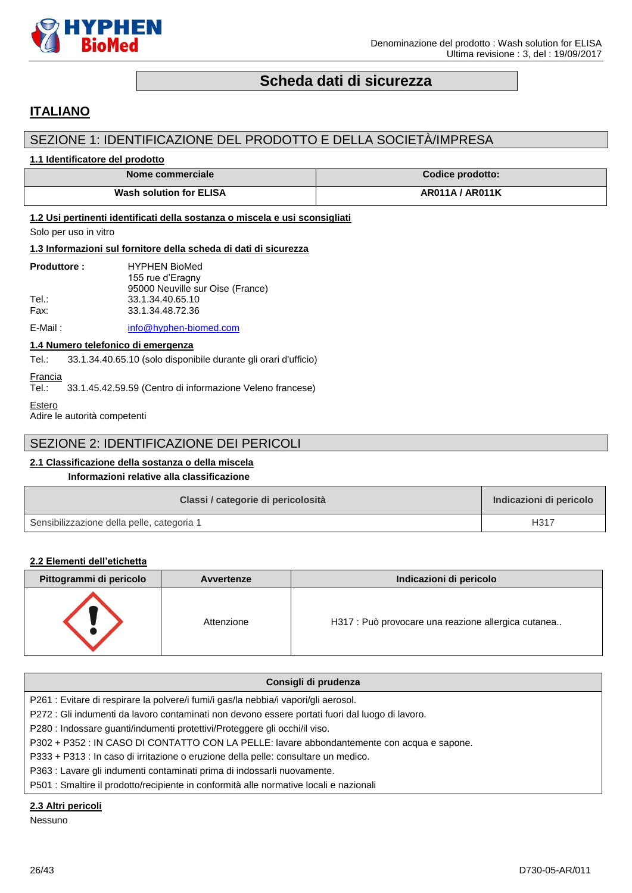# Scheda dati di sicurezza

## ITALIANO

## SEZIONE 1: IDENTIFICAZIONE DEL PRODOTTO E DELLA SOCIETÀ/IMPRESA

### 1.1 Identificatore del prodotto

| Nome commerciale | Codice prodotto: |
|---|---|
| **Wash solution for ELISA** | **AR011A / AR011K** |

### 1.2 Usi pertinenti identificati della sostanza o miscela e usi sconsigliati

Solo per uso in vitro

### 1.3 Informazioni sul fornitore della scheda di dati di sicurezza

**Produttore :** HYPHEN BioMed
155 rue d'Eragny
95000 Neuville sur Oise (France)
Tel.: 33.1.34.40.65.10
Fax: 33.1.34.48.72.36

E-Mail : info@hyphen-biomed.com

### 1.4 Numero telefonico di emergenza

Tel.: 33.1.34.40.65.10 (solo disponibile durante gli orari d'ufficio)

Francia
Tel.: 33.1.45.42.59.59 (Centro di informazione Veleno francese)

Estero
Adire le autorità competenti

## SEZIONE 2: IDENTIFICAZIONE DEI PERICOLI

### 2.1 Classificazione della sostanza o della miscela

**Informazioni relative alla classificazione**

| Classi / categorie di pericolosità | Indicazioni di pericolo |
|---|---|
| Sensibilizzazione della pelle, categoria 1 | H317 |

### 2.2 Elementi dell'etichetta

| Pittogrammi di pericolo | Avvertenze | Indicazioni di pericolo |
|---|---|---|
| | Attenzione | H317 : Può provocare una reazione allergica cutanea.. |

| Consigli di prudenza |
|---|
| P261 : Evitare di respirare la polvere/i fumi/i gas/la nebbia/i vapori/gli aerosol. |
| P272 : Gli indumenti da lavoro contaminati non devono essere portati fuori dal luogo di lavoro. |
| P280 : Indossare guanti/indumenti protettivi/Proteggere gli occhi/il viso. |
| P302 + P352 : IN CASO DI CONTATTO CON LA PELLE: lavare abbondantemente con acqua e sapone. |
| P333 + P313 : In caso di irritazione o eruzione della pelle: consultare un medico. |
| P363 : Lavare gli indumenti contaminati prima di indossarli nuovamente. |
| P501 : Smaltire il prodotto/recipiente in conformità alle normative locali e nazionali |

### 2.3 Altri pericoli

Nessuno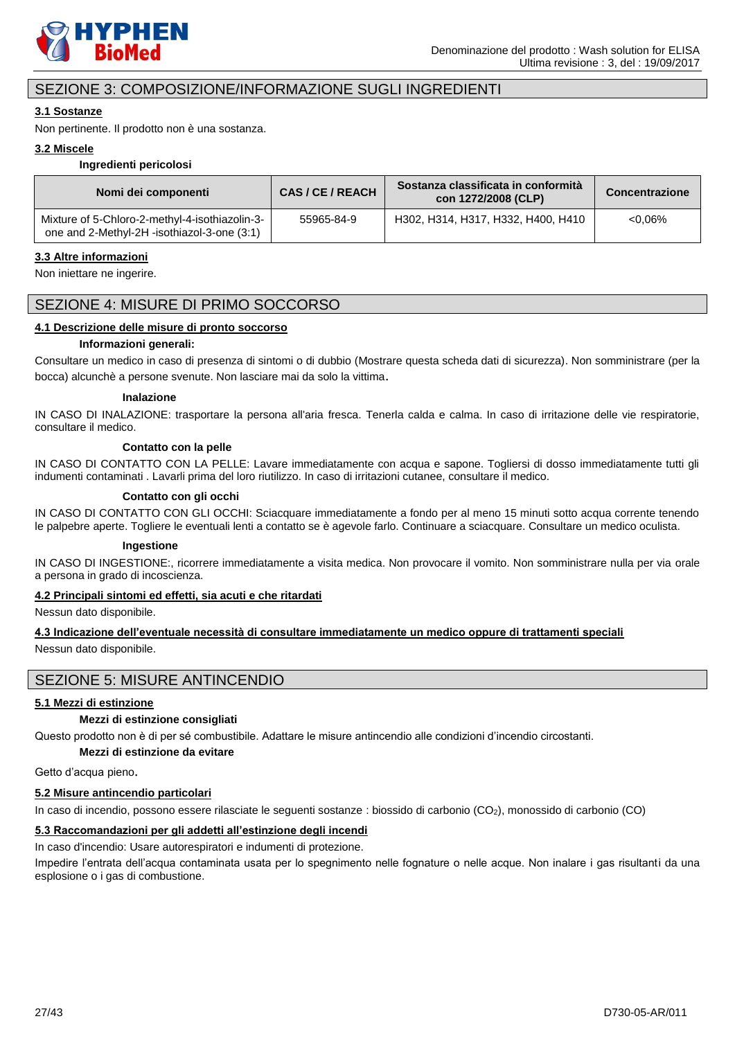## SEZIONE 3: COMPOSIZIONE/INFORMAZIONE SUGLI INGREDIENTI

### 3.1 Sostanze

Non pertinente. Il prodotto non è una sostanza.

### 3.2 Miscele

**Ingredienti pericolosi**

| Nomi dei componenti | CAS / CE / REACH | Sostanza classificata in conformità con 1272/2008 (CLP) | Concentrazione |
|---|---|---|---|
| Mixture of 5-Chloro-2-methyl-4-isothiazolin-3-one and 2-Methyl-2H -isothiazol-3-one (3:1) | 55965-84-9 | H302, H314, H317, H332, H400, H410 | <0,06% |

### 3.3 Altre informazioni

Non iniettare ne ingerire.

## SEZIONE 4: MISURE DI PRIMO SOCCORSO

### 4.1 Descrizione delle misure di pronto soccorso

**Informazioni generali:**

Consultare un medico in caso di presenza di sintomi o di dubbio (Mostrare questa scheda dati di sicurezza). Non somministrare (per la bocca) alcunchè a persone svenute. Non lasciare mai da solo la vittima.

**Inalazione**

IN CASO DI INALAZIONE: trasportare la persona all'aria fresca. Tenerla calda e calma. In caso di irritazione delle vie respiratorie, consultare il medico.

**Contatto con la pelle**

IN CASO DI CONTATTO CON LA PELLE: Lavare immediatamente con acqua e sapone. Togliersi di dosso immediatamente tutti gli indumenti contaminati . Lavarli prima del loro riutilizzo. In caso di irritazioni cutanee, consultare il medico.

**Contatto con gli occhi**

IN CASO DI CONTATTO CON GLI OCCHI: Sciacquare immediatamente a fondo per al meno 15 minuti sotto acqua corrente tenendo le palpebre aperte. Togliere le eventuali lenti a contatto se è agevole farlo. Continuare a sciacquare. Consultare un medico oculista.

**Ingestione**

IN CASO DI INGESTIONE:, ricorrere immediatamente a visita medica. Non provocare il vomito. Non somministrare nulla per via orale a persona in grado di incoscienza.

### 4.2 Principali sintomi ed effetti, sia acuti e che ritardati

Nessun dato disponibile.

### 4.3 Indicazione dell'eventuale necessità di consultare immediatamente un medico oppure di trattamenti speciali

Nessun dato disponibile.

## SEZIONE 5: MISURE ANTINCENDIO

### 5.1 Mezzi di estinzione

**Mezzi di estinzione consigliati**

Questo prodotto non è di per sé combustibile. Adattare le misure antincendio alle condizioni d'incendio circostanti.

**Mezzi di estinzione da evitare**

Getto d'acqua pieno.

### 5.2 Misure antincendio particolari

In caso di incendio, possono essere rilasciate le seguenti sostanze : biossido di carbonio ($CO_2$), monossido di carbonio (CO)

### 5.3 Raccomandazioni per gli addetti all'estinzione degli incendi

In caso d'incendio: Usare autorespiratori e indumenti di protezione.

Impedire l'entrata dell'acqua contaminata usata per lo spegnimento nelle fognature o nelle acque. Non inalare i gas risultanti da una esplosione o i gas di combustione.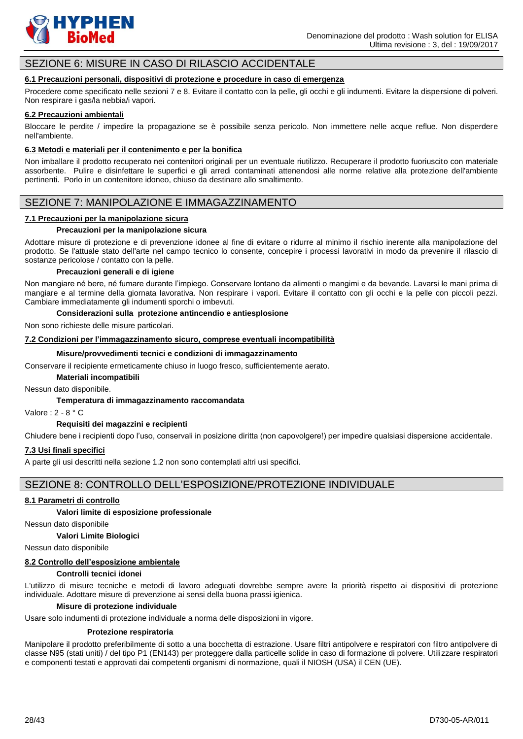## SEZIONE 6: MISURE IN CASO DI RILASCIO ACCIDENTALE

### 6.1 Precauzioni personali, dispositivi di protezione e procedure in caso di emergenza

Procedere come specificato nelle sezioni 7 e 8. Evitare il contatto con la pelle, gli occhi e gli indumenti. Evitare la dispersione di polveri. Non respirare i gas/la nebbia/i vapori.

### 6.2 Precauzioni ambientali

Bloccare le perdite / impedire la propagazione se è possibile senza pericolo. Non immettere nelle acque reflue. Non disperdere nell'ambiente.

### 6.3 Metodi e materiali per il contenimento e per la bonifica

Non imballare il prodotto recuperato nei contenitori originali per un eventuale riutilizzo. Recuperare il prodotto fuoriuscito con materiale assorbente. Pulire e disinfettare le superfici e gli arredi contaminati attenendosi alle norme relative alla protezione dell'ambiente pertinenti. Porlo in un contenitore idoneo, chiuso da destinare allo smaltimento.

## SEZIONE 7: MANIPOLAZIONE E IMMAGAZZINAMENTO

### 7.1 Precauzioni per la manipolazione sicura

**Precauzioni per la manipolazione sicura**

Adottare misure di protezione e di prevenzione idonee al fine di evitare o ridurre al minimo il rischio inerente alla manipolazione del prodotto. Se l'attuale stato dell'arte nel campo tecnico lo consente, concepire i processi lavorativi in modo da prevenire il rilascio di sostanze pericolose / contatto con la pelle.

**Precauzioni generali e di igiene**

Non mangiare né bere, né fumare durante l'impiego. Conservare lontano da alimenti o mangimi e da bevande. Lavarsi le mani prima di mangiare e al termine della giornata lavorativa. Non respirare i vapori. Evitare il contatto con gli occhi e la pelle con piccoli pezzi. Cambiare immediatamente gli indumenti sporchi o imbevuti.

**Considerazioni sulla protezione antincendio e antiesplosione**

Non sono richieste delle misure particolari.

### 7.2 Condizioni per l'immagazzinamento sicuro, comprese eventuali incompatibilità

**Misure/provvedimenti tecnici e condizioni di immagazzinamento**

Conservare il recipiente ermeticamente chiuso in luogo fresco, sufficientemente aerato.

**Materiali incompatibili**

Nessun dato disponibile.

**Temperatura di immagazzinamento raccomandata**

Valore : 2 - 8 ° C

**Requisiti dei magazzini e recipienti**

Chiudere bene i recipienti dopo l'uso, conservali in posizione diritta (non capovolgere!) per impedire qualsiasi dispersione accidentale.

### 7.3 Usi finali specifici

A parte gli usi descritti nella sezione 1.2 non sono contemplati altri usi specifici.

## SEZIONE 8: CONTROLLO DELL'ESPOSIZIONE/PROTEZIONE INDIVIDUALE

### 8.1 Parametri di controllo

**Valori limite di esposizione professionale**

Nessun dato disponibile

**Valori Limite Biologici**

Nessun dato disponibile

### 8.2 Controllo dell'esposizione ambientale

**Controlli tecnici idonei**

L'utilizzo di misure tecniche e metodi di lavoro adeguati dovrebbe sempre avere la priorità rispetto ai dispositivi di protezione individuale. Adottare misure di prevenzione ai sensi della buona prassi igienica.

**Misure di protezione individuale**

Usare solo indumenti di protezione individuale a norma delle disposizioni in vigore.

**Protezione respiratoria**

Manipolare il prodotto preferibilmente di sotto a una bocchetta di estrazione. Usare filtri antipolvere e respiratori con filtro antipolvere di classe N95 (stati uniti) / del tipo P1 (EN143) per proteggere dalla particelle solide in caso di formazione di polvere. Utilizzare respiratori e componenti testati e approvati dai competenti organismi di normazione, quali il NIOSH (USA) il CEN (UE).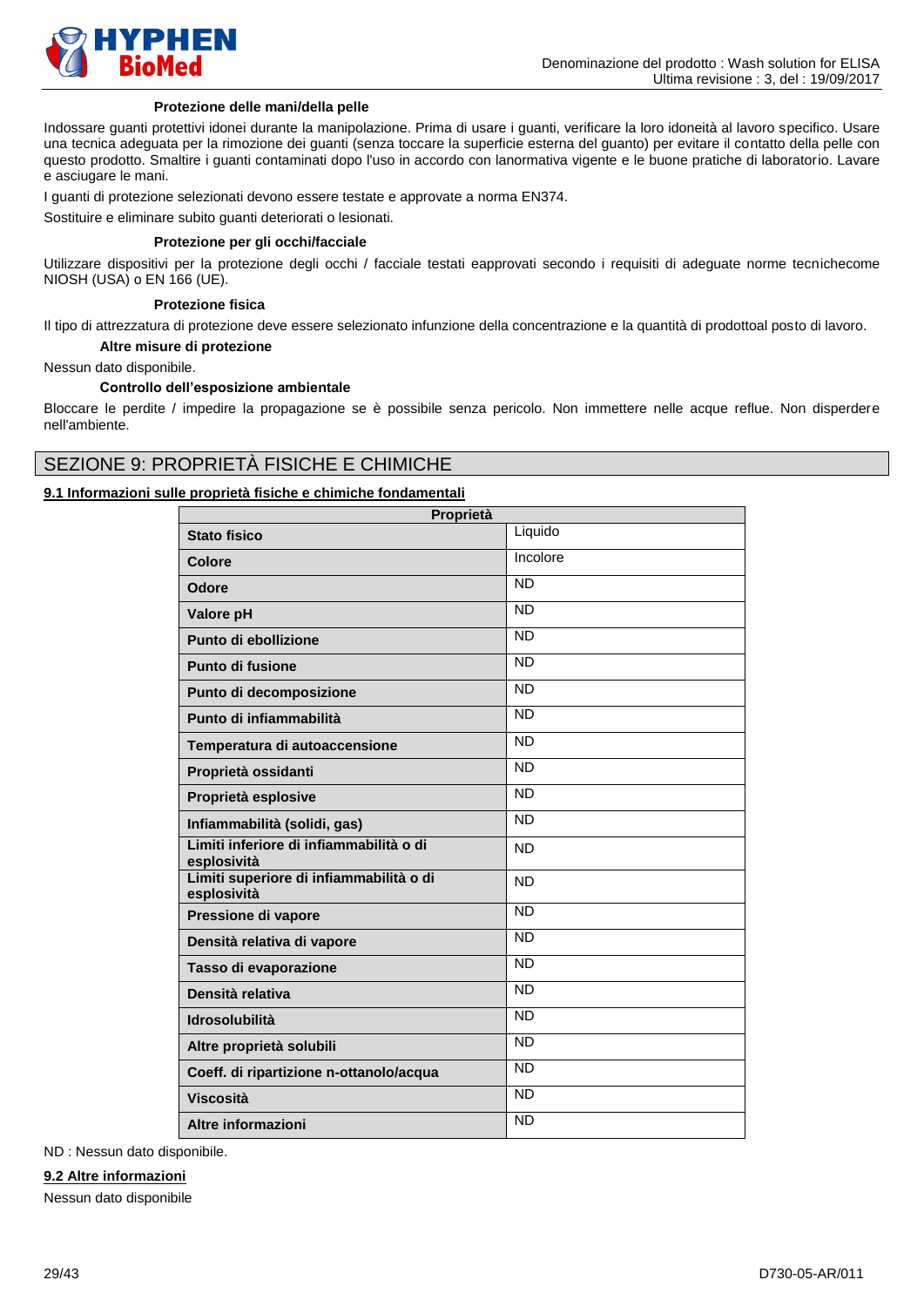#### Protezione delle mani/della pelle

Indossare guanti protettivi idonei durante la manipolazione. Prima di usare i guanti, verificare la loro idoneità al lavoro specifico. Usare una tecnica adeguata per la rimozione dei guanti (senza toccare la superficie esterna del guanto) per evitare il contatto della pelle con questo prodotto. Smaltire i guanti contaminati dopo l'uso in accordo con lanormativa vigente e le buone pratiche di laboratorio. Lavare e asciugare le mani.

I guanti di protezione selezionati devono essere testate e approvate a norma EN374.

Sostituire e eliminare subito guanti deteriorati o lesionati.

#### Protezione per gli occhi/facciale

Utilizzare dispositivi per la protezione degli occhi / facciale testati eapprovati secondo i requisiti di adeguate norme tecnichecome NIOSH (USA) o EN 166 (UE).

#### Protezione fisica

Il tipo di attrezzatura di protezione deve essere selezionato infunzione della concentrazione e la quantità di prodottoal posto di lavoro.

#### Altre misure di protezione

Nessun dato disponibile.

#### Controllo dell’esposizione ambientale

Bloccare le perdite / impedire la propagazione se è possibile senza pericolo. Non immettere nelle acque reflue. Non disperdere nell'ambiente.

## SEZIONE 9: PROPRIETÀ FISICHE E CHIMICHE

### 9.1 Informazioni sulle proprietà fisiche e chimiche fondamentali

| Proprietà | |
|---|---|
| **Stato fisico** | Liquido |
| **Colore** | Incolore |
| **Odore** | ND |
| **Valore pH** | ND |
| **Punto di ebollizione** | ND |
| **Punto di fusione** | ND |
| **Punto di decomposizione** | ND |
| **Punto di infiammabilità** | ND |
| **Temperatura di autoaccensione** | ND |
| **Proprietà ossidanti** | ND |
| **Proprietà esplosive** | ND |
| **Infiammabilità (solidi, gas)** | ND |
| **Limiti inferiore di infiammabilità o di esplosività** | ND |
| **Limiti superiore di infiammabilità o di esplosività** | ND |
| **Pressione di vapore** | ND |
| **Densità relativa di vapore** | ND |
| **Tasso di evaporazione** | ND |
| **Densità relativa** | ND |
| **Idrosolubilità** | ND |
| **Altre proprietà solubili** | ND |
| **Coeff. di ripartizione n-ottanolo/acqua** | ND |
| **Viscosità** | ND |
| **Altre informazioni** | ND |

ND : Nessun dato disponibile.

### 9.2 Altre informazioni

Nessun dato disponibile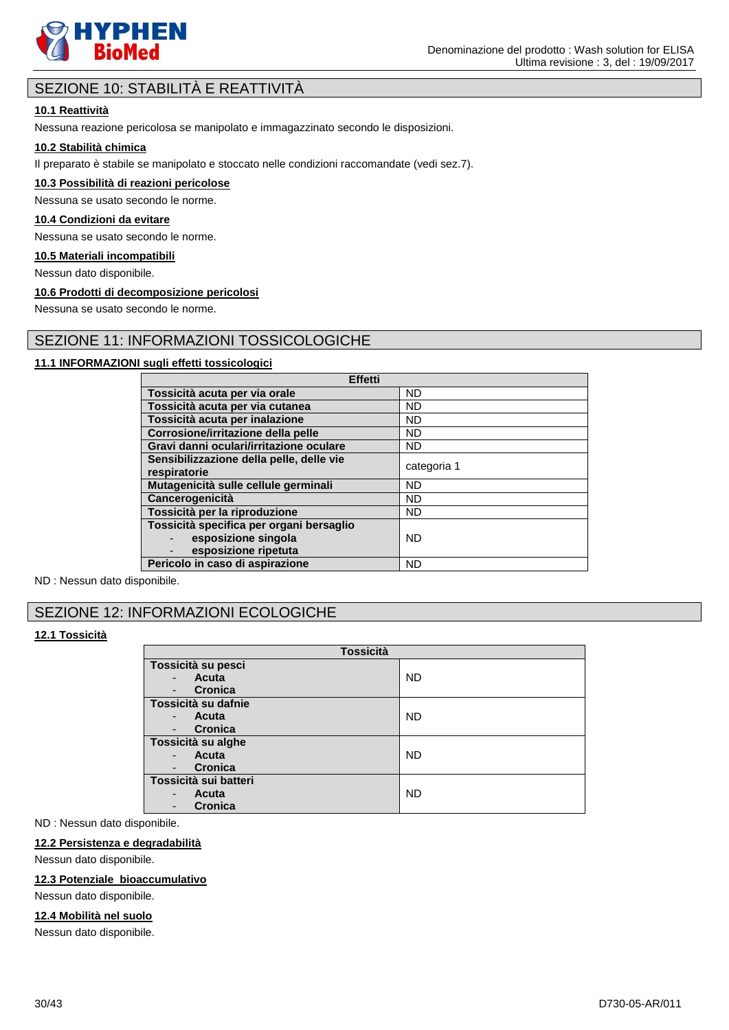## SEZIONE 10: STABILITÀ E REATTIVITÀ

### 10.1 Reattività

Nessuna reazione pericolosa se manipolato e immagazzinato secondo le disposizioni.

### 10.2 Stabilità chimica

Il preparato è stabile se manipolato e stoccato nelle condizioni raccomandate (vedi sez.7).

### 10.3 Possibilità di reazioni pericolose

Nessuna se usato secondo le norme.

### 10.4 Condizioni da evitare

Nessuna se usato secondo le norme.

### 10.5 Materiali incompatibili

Nessun dato disponibile.

### 10.6 Prodotti di decomposizione pericolosi

Nessuna se usato secondo le norme.

## SEZIONE 11: INFORMAZIONI TOSSICOLOGICHE

### 11.1 INFORMAZIONI sugli effetti tossicologici

| Effetti | |
|---|---|
| **Tossicità acuta per via orale** | ND |
| **Tossicità acuta per via cutanea** | ND |
| **Tossicità acuta per inalazione** | ND |
| **Corrosione/irritazione della pelle** | ND |
| **Gravi danni oculari/irritazione oculare** | ND |
| **Sensibilizzazione della pelle, delle vie respiratorie** | categoria 1 |
| **Mutagenicità sulle cellule germinali** | ND |
| **Cancerogenicità** | ND |
| **Tossicità per la riproduzione** | ND |
| **Tossicità specifica per organi bersaglio**<br>- **esposizione singola**<br>- **esposizione ripetuta** | ND |
| **Pericolo in caso di aspirazione** | ND |

ND : Nessun dato disponibile.

## SEZIONE 12: INFORMAZIONI ECOLOGICHE

### 12.1 Tossicità

| Tossicità | |
|---|---|
| **Tossicità su pesci**<br>- **Acuta**<br>- **Cronica** | ND |
| **Tossicità su dafnie**<br>- **Acuta**<br>- **Cronica** | ND |
| **Tossicità su alghe**<br>- **Acuta**<br>- **Cronica** | ND |
| **Tossicità sui batteri**<br>- **Acuta**<br>- **Cronica** | ND |

ND : Nessun dato disponibile.

### 12.2 Persistenza e degradabilità

Nessun dato disponibile.

### 12.3 Potenziale bioaccumulativo

Nessun dato disponibile.

### 12.4 Mobilità nel suolo

Nessun dato disponibile.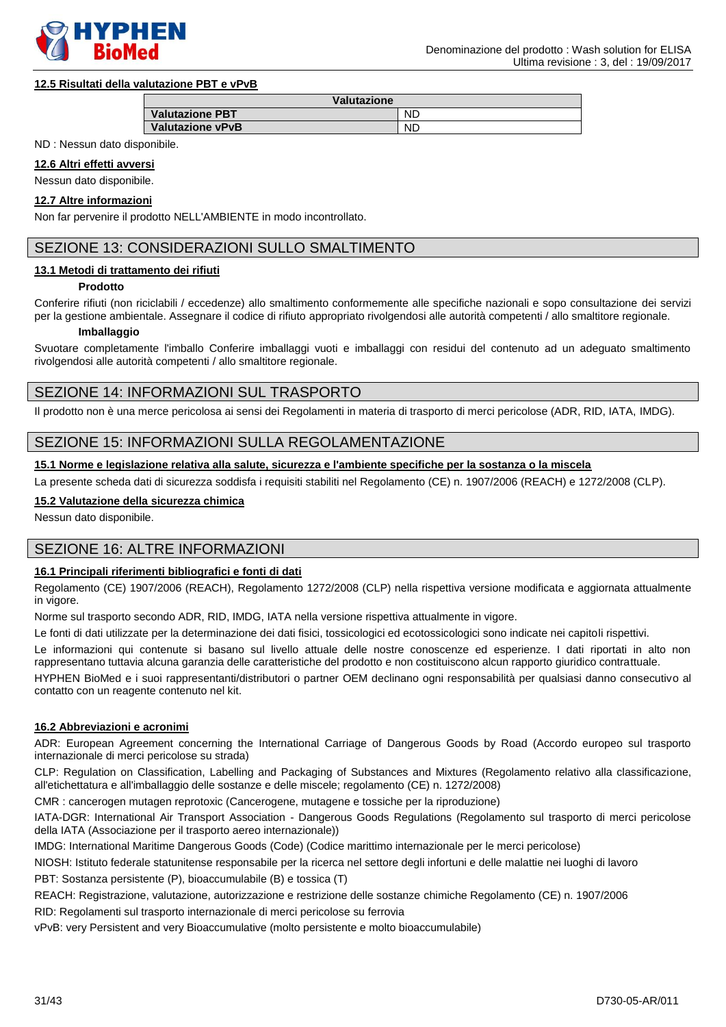#### 12.5 Risultati della valutazione PBT e vPvB

| Valutazione | |
|---|---|
| **Valutazione PBT** | ND |
| **Valutazione vPvB** | ND |

ND : Nessun dato disponibile.

#### 12.6 Altri effetti avversi

Nessun dato disponibile.

#### 12.7 Altre informazioni

Non far pervenire il prodotto NELL'AMBIENTE in modo incontrollato.

## SEZIONE 13: CONSIDERAZIONI SULLO SMALTIMENTO

#### 13.1 Metodi di trattamento dei rifiuti

**Prodotto**

Conferire rifiuti (non riciclabili / eccedenze) allo smaltimento conformemente alle specifiche nazionali e sopo consultazione dei servizi per la gestione ambientale. Assegnare il codice di rifiuto appropriato rivolgendosi alle autorità competenti / allo smaltitore regionale.

**Imballaggio**

Svuotare completamente l'imballo Conferire imballaggi vuoti e imballaggi con residui del contenuto ad un adeguato smaltimento rivolgendosi alle autorità competenti / allo smaltitore regionale.

## SEZIONE 14: INFORMAZIONI SUL TRASPORTO

Il prodotto non è una merce pericolosa ai sensi dei Regolamenti in materia di trasporto di merci pericolose (ADR, RID, IATA, IMDG).

## SEZIONE 15: INFORMAZIONI SULLA REGOLAMENTAZIONE

#### 15.1 Norme e legislazione relativa alla salute, sicurezza e l'ambiente specifiche per la sostanza o la miscela

La presente scheda dati di sicurezza soddisfa i requisiti stabiliti nel Regolamento (CE) n. 1907/2006 (REACH) e 1272/2008 (CLP).

#### 15.2 Valutazione della sicurezza chimica

Nessun dato disponibile.

## SEZIONE 16: ALTRE INFORMAZIONI

#### 16.1 Principali riferimenti bibliografici e fonti di dati

Regolamento (CE) 1907/2006 (REACH), Regolamento 1272/2008 (CLP) nella rispettiva versione modificata e aggiornata attualmente in vigore.

Norme sul trasporto secondo ADR, RID, IMDG, IATA nella versione rispettiva attualmente in vigore.

Le fonti di dati utilizzate per la determinazione dei dati fisici, tossicologici ed ecotossicologici sono indicate nei capitoli rispettivi.

Le informazioni qui contenute si basano sul livello attuale delle nostre conoscenze ed esperienze. I dati riportati in alto non rappresentano tuttavia alcuna garanzia delle caratteristiche del prodotto e non costituiscono alcun rapporto giuridico contrattuale.

HYPHEN BioMed e i suoi rappresentanti/distributori o partner OEM declinano ogni responsabilità per qualsiasi danno consecutivo al contatto con un reagente contenuto nel kit.

#### 16.2 Abbreviazioni e acronimi

ADR: European Agreement concerning the International Carriage of Dangerous Goods by Road (Accordo europeo sul trasporto internazionale di merci pericolose su strada)

CLP: Regulation on Classification, Labelling and Packaging of Substances and Mixtures (Regolamento relativo alla classificazione, all'etichettatura e all'imballaggio delle sostanze e delle miscele; regolamento (CE) n. 1272/2008)

CMR : cancerogen mutagen reprotoxic (Cancerogene, mutagene e tossiche per la riproduzione)

IATA-DGR: International Air Transport Association - Dangerous Goods Regulations (Regolamento sul trasporto di merci pericolose della IATA (Associazione per il trasporto aereo internazionale))

IMDG: International Maritime Dangerous Goods (Code) (Codice marittimo internazionale per le merci pericolose)

NIOSH: Istituto federale statunitense responsabile per la ricerca nel settore degli infortuni e delle malattie nei luoghi di lavoro

PBT: Sostanza persistente (P), bioaccumulabile (B) e tossica (T)

REACH: Registrazione, valutazione, autorizzazione e restrizione delle sostanze chimiche Regolamento (CE) n. 1907/2006

RID: Regolamenti sul trasporto internazionale di merci pericolose su ferrovia

vPvB: very Persistent and very Bioaccumulative (molto persistente e molto bioaccumulabile)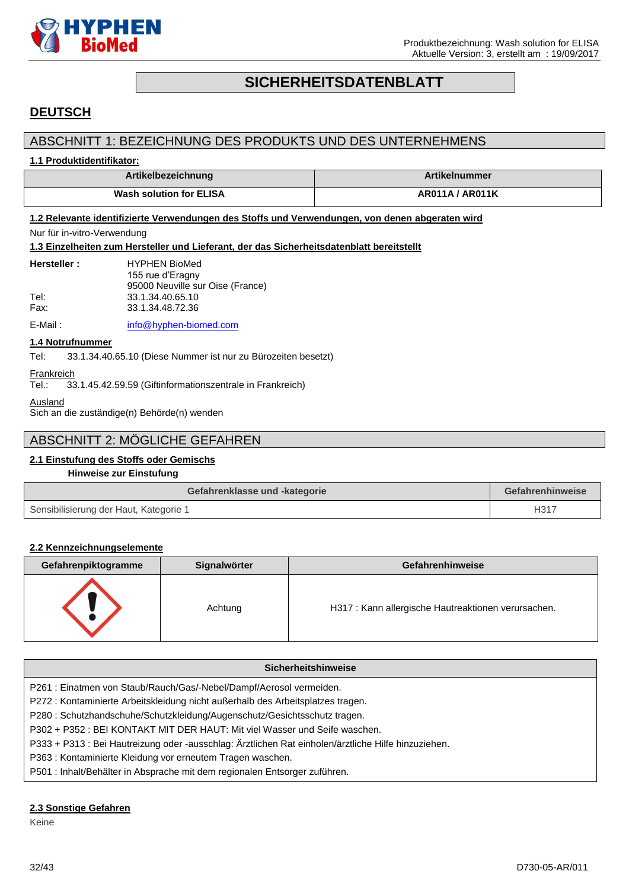# SICHERHEITSDATENBLATT

## DEUTSCH

## ABSCHNITT 1: BEZEICHNUNG DES PRODUKTS UND DES UNTERNEHMENS

### 1.1 Produktidentifikator:

| Artikelbezeichnung | Artikelnummer |
|---|---|
| **Wash solution for ELISA** | **AR011A / AR011K** |

### 1.2 Relevante identifizierte Verwendungen des Stoffs und Verwendungen, von denen abgeraten wird

Nur für in-vitro-Verwendung

### 1.3 Einzelheiten zum Hersteller und Lieferant, der das Sicherheitsdatenblatt bereitstellt

**Hersteller :** HYPHEN BioMed
155 rue d'Eragny
95000 Neuville sur Oise (France)
Tel: 33.1.34.40.65.10
Fax: 33.1.34.48.72.36

E-Mail : info@hyphen-biomed.com

### 1.4 Notrufnummer

Tel: 33.1.34.40.65.10 (Diese Nummer ist nur zu Bürozeiten besetzt)

Frankreich
Tel.: 33.1.45.42.59.59 (Giftinformationszentrale in Frankreich)

Ausland
Sich an die zuständige(n) Behörde(n) wenden

## ABSCHNITT 2: MÖGLICHE GEFAHREN

### 2.1 Einstufung des Stoffs oder Gemischs

**Hinweise zur Einstufung**

| Gefahrenklasse und -kategorie | Gefahrenhinweise |
|---|---|
| Sensibilisierung der Haut, Kategorie 1 | H317 |

### 2.2 Kennzeichnungselemente

| Gefahrenpiktogramme | Signalwörter | Gefahrenhinweise |
|---|---|---|
| | Achtung | H317 : Kann allergische Hautreaktionen verursachen. |

| Sicherheitshinweise |
|---|
| P261 : Einatmen von Staub/Rauch/Gas/-Nebel/Dampf/Aerosol vermeiden. |
| P272 : Kontaminierte Arbeitskleidung nicht außerhalb des Arbeitsplatzes tragen. |
| P280 : Schutzhandschuhe/Schutzkleidung/Augenschutz/Gesichtsschutz tragen. |
| P302 + P352 : BEI KONTAKT MIT DER HAUT: Mit viel Wasser und Seife waschen. |
| P333 + P313 : Bei Hautreizung oder -ausschlag: Ärztlichen Rat einholen/ärztliche Hilfe hinzuziehen. |
| P363 : Kontaminierte Kleidung vor erneutem Tragen waschen. |
| P501 : Inhalt/Behälter in Absprache mit dem regionalen Entsorger zuführen. |

### 2.3 Sonstige Gefahren

Keine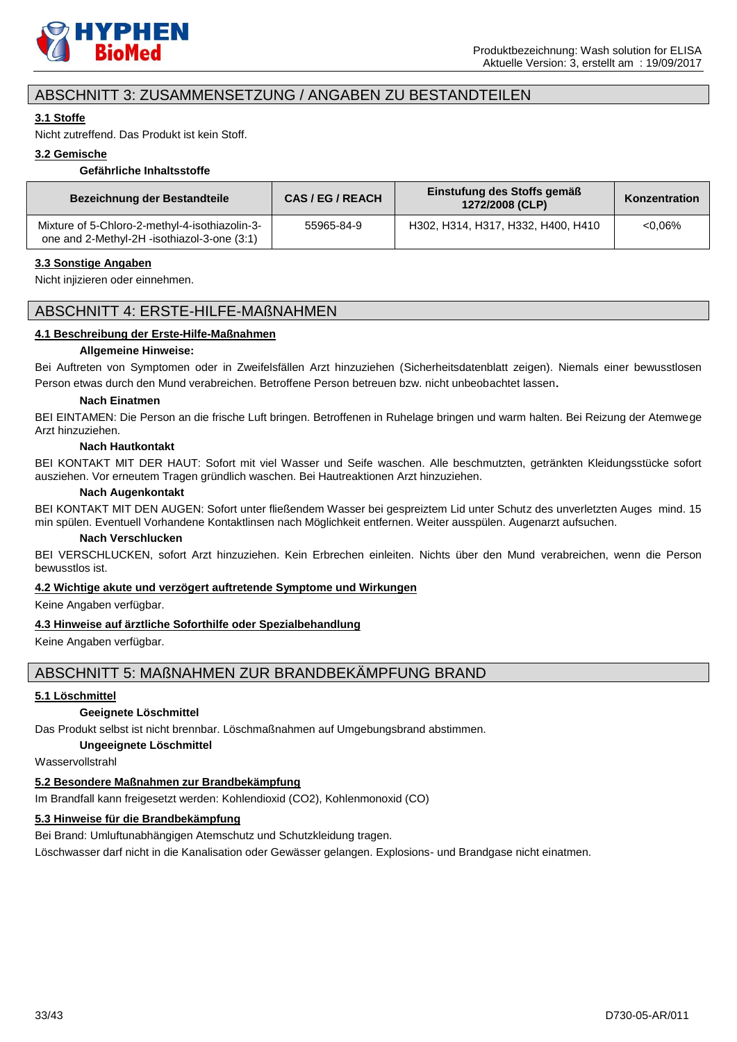## ABSCHNITT 3: ZUSAMMENSETZUNG / ANGABEN ZU BESTANDTEILEN

### 3.1 Stoffe

Nicht zutreffend. Das Produkt ist kein Stoff.

### 3.2 Gemische

**Gefährliche Inhaltsstoffe**

| Bezeichnung der Bestandteile | CAS / EG / REACH | Einstufung des Stoffs gemäß 1272/2008 (CLP) | Konzentration |
|---|---|---|---|
| Mixture of 5-Chloro-2-methyl-4-isothiazolin-3-one and 2-Methyl-2H -isothiazol-3-one (3:1) | 55965-84-9 | H302, H314, H317, H332, H400, H410 | <0,06% |

### 3.3 Sonstige Angaben

Nicht injizieren oder einnehmen.

## ABSCHNITT 4: ERSTE-HILFE-MAßNAHMEN

### 4.1 Beschreibung der Erste-Hilfe-Maßnahmen

**Allgemeine Hinweise:**

Bei Auftreten von Symptomen oder in Zweifelsfällen Arzt hinzuziehen (Sicherheitsdatenblatt zeigen). Niemals einer bewusstlosen Person etwas durch den Mund verabreichen. Betroffene Person betreuen bzw. nicht unbeobachtet lassen.

**Nach Einatmen**

BEI EINTAMEN: Die Person an die frische Luft bringen. Betroffenen in Ruhelage bringen und warm halten. Bei Reizung der Atemwege Arzt hinzuziehen.

**Nach Hautkontakt**

BEI KONTAKT MIT DER HAUT: Sofort mit viel Wasser und Seife waschen. Alle beschmutzten, getränkten Kleidungsstücke sofort ausziehen. Vor erneutem Tragen gründlich waschen. Bei Hautreaktionen Arzt hinzuziehen.

**Nach Augenkontakt**

BEI KONTAKT MIT DEN AUGEN: Sofort unter fließendem Wasser bei gespreiztem Lid unter Schutz des unverletzten Auges mind. 15 min spülen. Eventuell Vorhandene Kontaktlinsen nach Möglichkeit entfernen. Weiter ausspülen. Augenarzt aufsuchen.

**Nach Verschlucken**

BEI VERSCHLUCKEN, sofort Arzt hinzuziehen. Kein Erbrechen einleiten. Nichts über den Mund verabreichen, wenn die Person bewusstlos ist.

### 4.2 Wichtige akute und verzögert auftretende Symptome und Wirkungen

Keine Angaben verfügbar.

### 4.3 Hinweise auf ärztliche Soforthilfe oder Spezialbehandlung

Keine Angaben verfügbar.

## ABSCHNITT 5: MAßNAHMEN ZUR BRANDBEKÄMPFUNG BRAND

### 5.1 Löschmittel

**Geeignete Löschmittel**

Das Produkt selbst ist nicht brennbar. Löschmaßnahmen auf Umgebungsbrand abstimmen.

**Ungeeignete Löschmittel**

Wasservollstrahl

### 5.2 Besondere Maßnahmen zur Brandbekämpfung

Im Brandfall kann freigesetzt werden: Kohlendioxid ($CO_2$), Kohlenmonoxid (CO)

### 5.3 Hinweise für die Brandbekämpfung

Bei Brand: Umluftunabhängigen Atemschutz und Schutzkleidung tragen.

Löschwasser darf nicht in die Kanalisation oder Gewässer gelangen. Explosions- und Brandgase nicht einatmen.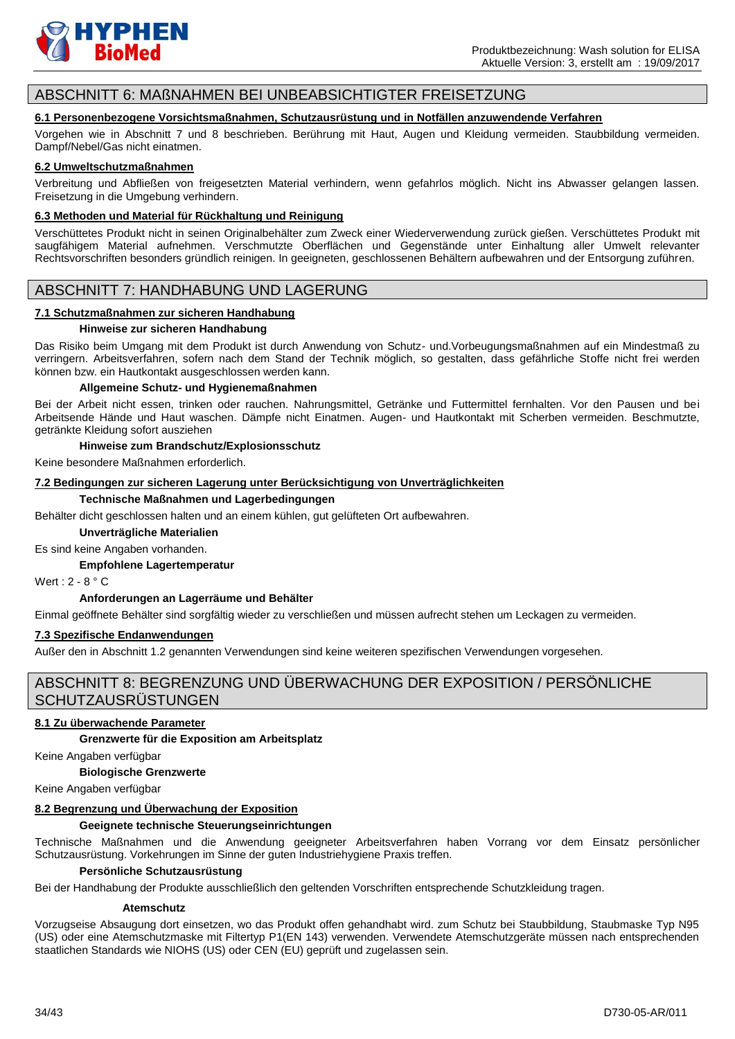## ABSCHNITT 6: MAßNAHMEN BEI UNBEABSICHTIGTER FREISETZUNG

**6.1 Personenbezogene Vorsichtsmaßnahmen, Schutzausrüstung und in Notfällen anzuwendende Verfahren**

Vorgehen wie in Abschnitt 7 und 8 beschrieben. Berührung mit Haut, Augen und Kleidung vermeiden. Staubbildung vermeiden. Dampf/Nebel/Gas nicht einatmen.

**6.2 Umweltschutzmaßnahmen**

Verbreitung und Abfließen von freigesetzten Material verhindern, wenn gefahrlos möglich. Nicht ins Abwasser gelangen lassen. Freisetzung in die Umgebung verhindern.

**6.3 Methoden und Material für Rückhaltung und Reinigung**

Verschüttetes Produkt nicht in seinen Originalbehälter zum Zweck einer Wiederverwendung zurück gießen. Verschüttetes Produkt mit saugfähigem Material aufnehmen. Verschmutzte Oberflächen und Gegenstände unter Einhaltung aller Umwelt relevanter Rechtsvorschriften besonders gründlich reinigen. In geeigneten, geschlossenen Behältern aufbewahren und der Entsorgung zuführen.

## ABSCHNITT 7: HANDHABUNG UND LAGERUNG

**7.1 Schutzmaßnahmen zur sicheren Handhabung**

**Hinweise zur sicheren Handhabung**

Das Risiko beim Umgang mit dem Produkt ist durch Anwendung von Schutz- und.Vorbeugungsmaßnahmen auf ein Mindestmaß zu verringern. Arbeitsverfahren, sofern nach dem Stand der Technik möglich, so gestalten, dass gefährliche Stoffe nicht frei werden können bzw. ein Hautkontakt ausgeschlossen werden kann.

**Allgemeine Schutz- und Hygienemaßnahmen**

Bei der Arbeit nicht essen, trinken oder rauchen. Nahrungsmittel, Getränke und Futtermittel fernhalten. Vor den Pausen und bei Arbeitsende Hände und Haut waschen. Dämpfe nicht Einatmen. Augen- und Hautkontakt mit Scherben vermeiden. Beschmutzte, getränkte Kleidung sofort ausziehen

**Hinweise zum Brandschutz/Explosionsschutz**

Keine besondere Maßnahmen erforderlich.

**7.2 Bedingungen zur sicheren Lagerung unter Berücksichtigung von Unverträglichkeiten**

**Technische Maßnahmen und Lagerbedingungen**

Behälter dicht geschlossen halten und an einem kühlen, gut gelüfteten Ort aufbewahren.

**Unverträgliche Materialien**

Es sind keine Angaben vorhanden.

**Empfohlene Lagertemperatur**

Wert : 2 - 8 ° C

**Anforderungen an Lagerräume und Behälter**

Einmal geöffnete Behälter sind sorgfältig wieder zu verschließen und müssen aufrecht stehen um Leckagen zu vermeiden.

**7.3 Spezifische Endanwendungen**

Außer den in Abschnitt 1.2 genannten Verwendungen sind keine weiteren spezifischen Verwendungen vorgesehen.

## ABSCHNITT 8: BEGRENZUNG UND ÜBERWACHUNG DER EXPOSITION / PERSÖNLICHE SCHUTZAUSRÜSTUNGEN

**8.1 Zu überwachende Parameter**

**Grenzwerte für die Exposition am Arbeitsplatz**

Keine Angaben verfügbar

**Biologische Grenzwerte**

Keine Angaben verfügbar

**8.2 Begrenzung und Überwachung der Exposition**

**Geeignete technische Steuerungseinrichtungen**

Technische Maßnahmen und die Anwendung geeigneter Arbeitsverfahren haben Vorrang vor dem Einsatz persönlicher Schutzausrüstung. Vorkehrungen im Sinne der guten Industriehygiene Praxis treffen.

**Persönliche Schutzausrüstung**

Bei der Handhabung der Produkte ausschließlich den geltenden Vorschriften entsprechende Schutzkleidung tragen.

**Atemschutz**

Vorzugseise Absaugung dort einsetzen, wo das Produkt offen gehandhabt wird. zum Schutz bei Staubbildung, Staubmaske Typ N95 (US) oder eine Atemschutzmaske mit Filtertyp P1(EN 143) verwenden. Verwendete Atemschutzgeräte müssen nach entsprechenden staatlichen Standards wie NIOHS (US) oder CEN (EU) geprüft und zugelassen sein.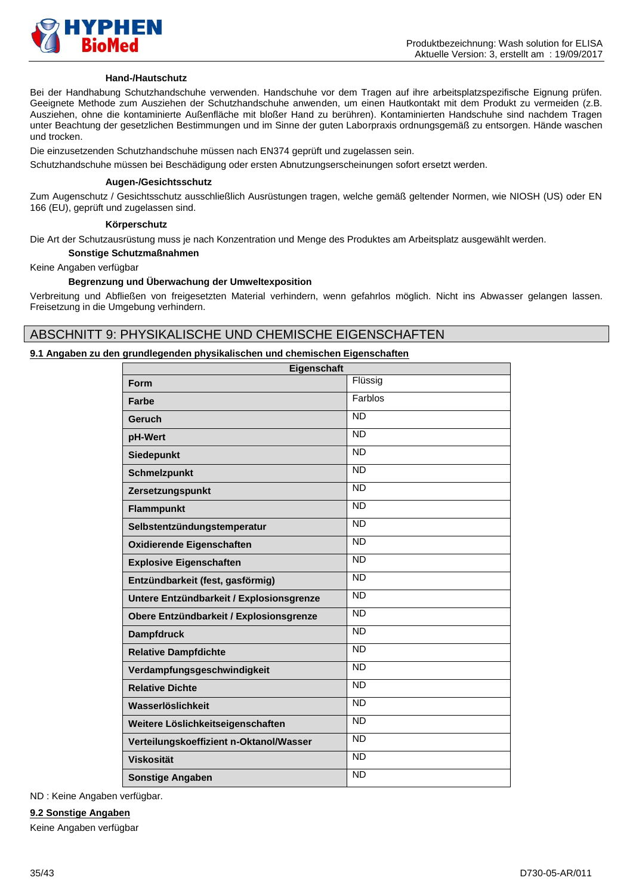#### Hand-/Hautschutz

Bei der Handhabung Schutzhandschuhe verwenden. Handschuhe vor dem Tragen auf ihre arbeitsplatzspezifische Eignung prüfen. Geeignete Methode zum Ausziehen der Schutzhandschuhe anwenden, um einen Hautkontakt mit dem Produkt zu vermeiden (z.B. Ausziehen, ohne die kontaminierte Außenfläche mit bloßer Hand zu berühren). Kontaminierten Handschuhe sind nachdem Tragen unter Beachtung der gesetzlichen Bestimmungen und im Sinne der guten Laborpraxis ordnungsgemäß zu entsorgen. Hände waschen und trocken.

Die einzusetzenden Schutzhandschuhe müssen nach EN374 geprüft und zugelassen sein.

Schutzhandschuhe müssen bei Beschädigung oder ersten Abnutzungserscheinungen sofort ersetzt werden.

#### Augen-/Gesichtsschutz

Zum Augenschutz / Gesichtsschutz ausschließlich Ausrüstungen tragen, welche gemäß geltender Normen, wie NIOSH (US) oder EN 166 (EU), geprüft und zugelassen sind.

#### Körperschutz

Die Art der Schutzausrüstung muss je nach Konzentration und Menge des Produktes am Arbeitsplatz ausgewählt werden.

### Sonstige Schutzmaßnahmen

Keine Angaben verfügbar

### Begrenzung und Überwachung der Umweltexposition

Verbreitung und Abfließen von freigesetzten Material verhindern, wenn gefahrlos möglich. Nicht ins Abwasser gelangen lassen. Freisetzung in die Umgebung verhindern.

## ABSCHNITT 9: PHYSIKALISCHE UND CHEMISCHE EIGENSCHAFTEN

**9.1 Angaben zu den grundlegenden physikalischen und chemischen Eigenschaften**

| Eigenschaft | |
|---|---|
| **Form** | Flüssig |
| **Farbe** | Farblos |
| **Geruch** | ND |
| **pH-Wert** | ND |
| **Siedepunkt** | ND |
| **Schmelzpunkt** | ND |
| **Zersetzungspunkt** | ND |
| **Flammpunkt** | ND |
| **Selbstentzündungstemperatur** | ND |
| **Oxidierende Eigenschaften** | ND |
| **Explosive Eigenschaften** | ND |
| **Entzündbarkeit (fest, gasförmig)** | ND |
| **Untere Entzündbarkeit / Explosionsgrenze** | ND |
| **Obere Entzündbarkeit / Explosionsgrenze** | ND |
| **Dampfdruck** | ND |
| **Relative Dampfdichte** | ND |
| **Verdampfungsgeschwindigkeit** | ND |
| **Relative Dichte** | ND |
| **Wasserlöslichkeit** | ND |
| **Weitere Löslichkeitseigenschaften** | ND |
| **Verteilungskoeffizient n-Oktanol/Wasser** | ND |
| **Viskosität** | ND |
| **Sonstige Angaben** | ND |

ND : Keine Angaben verfügbar.

**9.2 Sonstige Angaben**

Keine Angaben verfügbar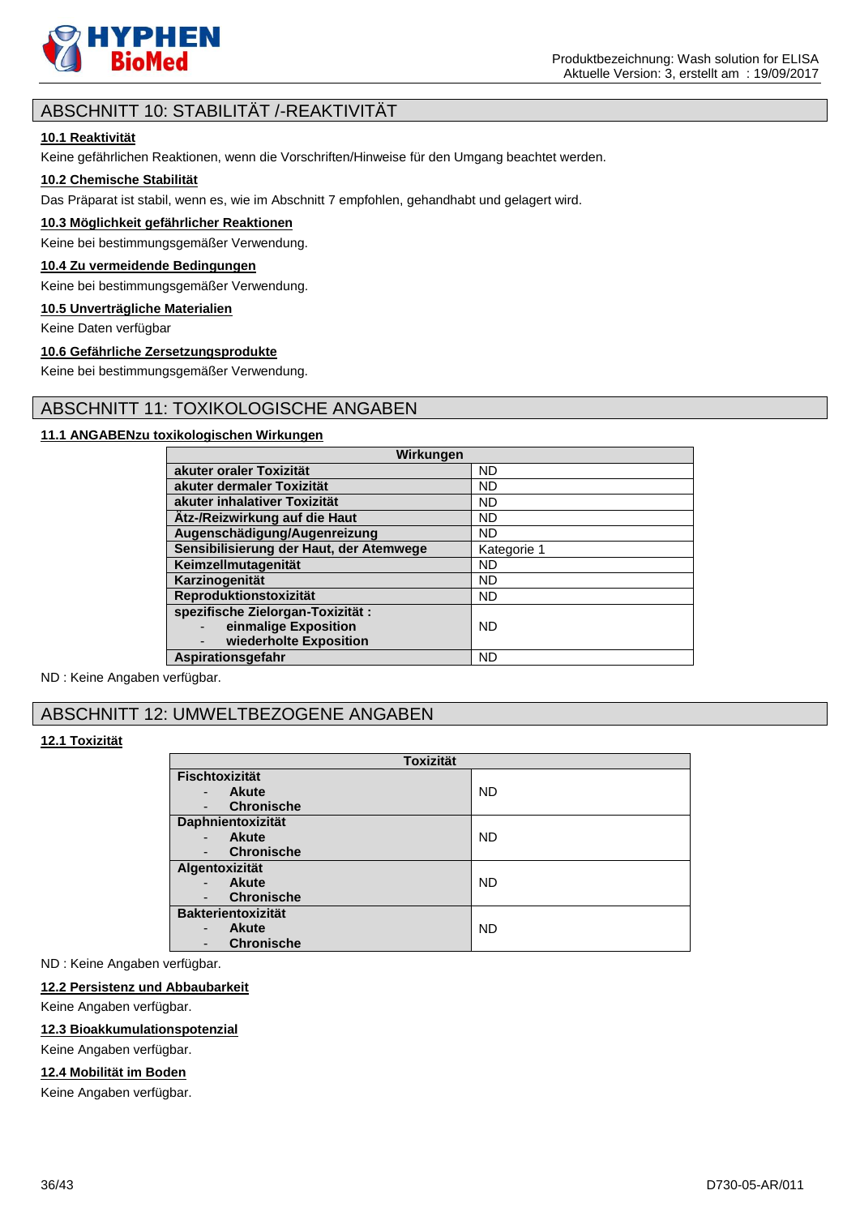## ABSCHNITT 10: STABILITÄT /-REAKTIVITÄT

### 10.1 Reaktivität

Keine gefährlichen Reaktionen, wenn die Vorschriften/Hinweise für den Umgang beachtet werden.

### 10.2 Chemische Stabilität

Das Präparat ist stabil, wenn es, wie im Abschnitt 7 empfohlen, gehandhabt und gelagert wird.

### 10.3 Möglichkeit gefährlicher Reaktionen

Keine bei bestimmungsgemäßer Verwendung.

### 10.4 Zu vermeidende Bedingungen

Keine bei bestimmungsgemäßer Verwendung.

### 10.5 Unverträgliche Materialien

Keine Daten verfügbar

### 10.6 Gefährliche Zersetzungsprodukte

Keine bei bestimmungsgemäßer Verwendung.

## ABSCHNITT 11: TOXIKOLOGISCHE ANGABEN

### 11.1 ANGABENzu toxikologischen Wirkungen

| Wirkungen | |
|---|---|
| **akuter oraler Toxizität** | ND |
| **akuter dermaler Toxizität** | ND |
| **akuter inhalativer Toxizität** | ND |
| **Ätz-/Reizwirkung auf die Haut** | ND |
| **Augenschädigung/Augenreizung** | ND |
| **Sensibilisierung der Haut, der Atemwege** | Kategorie 1 |
| **Keimzellmutagenität** | ND |
| **Karzinogenität** | ND |
| **Reproduktionstoxizität** | ND |
| **spezifische Zielorgan-Toxizität :**<br>- **einmalige Exposition**<br>- **wiederholte Exposition** | ND |
| **Aspirationsgefahr** | ND |

ND : Keine Angaben verfügbar.

## ABSCHNITT 12: UMWELTBEZOGENE ANGABEN

### 12.1 Toxizität

| Toxizität | |
|---|---|
| **Fischtoxizität**<br>- **Akute**<br>- **Chronische** | ND |
| **Daphnientoxizität**<br>- **Akute**<br>- **Chronische** | ND |
| **Algentoxizität**<br>- **Akute**<br>- **Chronische** | ND |
| **Bakterientoxizität**<br>- **Akute**<br>- **Chronische** | ND |

ND : Keine Angaben verfügbar.

### 12.2 Persistenz und Abbaubarkeit

Keine Angaben verfügbar.

### 12.3 Bioakkumulationspotenzial

Keine Angaben verfügbar.

### 12.4 Mobilität im Boden

Keine Angaben verfügbar.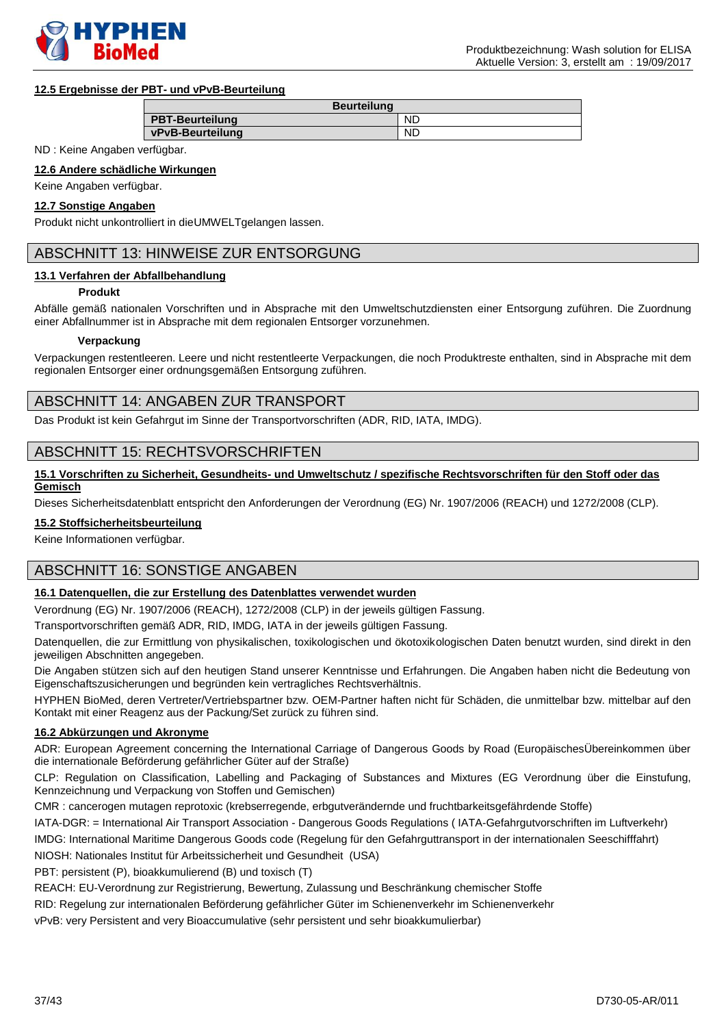#### 12.5 Ergebnisse der PBT- und vPvB-Beurteilung

| Beurteilung | |
|---|---|
| **PBT-Beurteilung** | ND |
| **vPvB-Beurteilung** | ND |

ND : Keine Angaben verfügbar.

#### 12.6 Andere schädliche Wirkungen

Keine Angaben verfügbar.

#### 12.7 Sonstige Angaben

Produkt nicht unkontrolliert in dieUMWELTgelangen lassen.

## ABSCHNITT 13: HINWEISE ZUR ENTSORGUNG

#### 13.1 Verfahren der Abfallbehandlung

**Produkt**

Abfälle gemäß nationalen Vorschriften und in Absprache mit den Umweltschutzdiensten einer Entsorgung zuführen. Die Zuordnung einer Abfallnummer ist in Absprache mit dem regionalen Entsorger vorzunehmen.

**Verpackung**

Verpackungen restentleeren. Leere und nicht restentleerte Verpackungen, die noch Produktreste enthalten, sind in Absprache mit dem regionalen Entsorger einer ordnungsgemäßen Entsorgung zuführen.

## ABSCHNITT 14: ANGABEN ZUR TRANSPORT

Das Produkt ist kein Gefahrgut im Sinne der Transportvorschriften (ADR, RID, IATA, IMDG).

## ABSCHNITT 15: RECHTSVORSCHRIFTEN

#### 15.1 Vorschriften zu Sicherheit, Gesundheits- und Umweltschutz / spezifische Rechtsvorschriften für den Stoff oder das Gemisch

Dieses Sicherheitsdatenblatt entspricht den Anforderungen der Verordnung (EG) Nr. 1907/2006 (REACH) und 1272/2008 (CLP).

#### 15.2 Stoffsicherheitsbeurteilung

Keine Informationen verfügbar.

## ABSCHNITT 16: SONSTIGE ANGABEN

#### 16.1 Datenquellen, die zur Erstellung des Datenblattes verwendet wurden

Verordnung (EG) Nr. 1907/2006 (REACH), 1272/2008 (CLP) in der jeweils gültigen Fassung.

Transportvorschriften gemäß ADR, RID, IMDG, IATA in der jeweils gültigen Fassung.

Datenquellen, die zur Ermittlung von physikalischen, toxikologischen und ökotoxikologischen Daten benutzt wurden, sind direkt in den jeweiligen Abschnitten angegeben.

Die Angaben stützen sich auf den heutigen Stand unserer Kenntnisse und Erfahrungen. Die Angaben haben nicht die Bedeutung von Eigenschaftszusicherungen und begründen kein vertragliches Rechtsverhältnis.

HYPHEN BioMed, deren Vertreter/Vertriebspartner bzw. OEM-Partner haften nicht für Schäden, die unmittelbar bzw. mittelbar auf den Kontakt mit einer Reagenz aus der Packung/Set zurück zu führen sind.

#### 16.2 Abkürzungen und Akronyme

ADR: European Agreement concerning the International Carriage of Dangerous Goods by Road (EuropäischesÜbereinkommen über die internationale Beförderung gefährlicher Güter auf der Straße)

CLP: Regulation on Classification, Labelling and Packaging of Substances and Mixtures (EG Verordnung über die Einstufung, Kennzeichnung und Verpackung von Stoffen und Gemischen)

CMR : cancerogen mutagen reprotoxic (krebserregende, erbgutverändernde und fruchtbarkeitsgefährdende Stoffe)

IATA-DGR: = International Air Transport Association - Dangerous Goods Regulations ( IATA-Gefahrgutvorschriften im Luftverkehr)

IMDG: International Maritime Dangerous Goods code (Regelung für den Gefahrguttransport in der internationalen Seeschifffahrt)

NIOSH: Nationales Institut für Arbeitssicherheit und Gesundheit (USA)

PBT: persistent (P), bioakkumulierend (B) und toxisch (T)

REACH: EU-Verordnung zur Registrierung, Bewertung, Zulassung und Beschränkung chemischer Stoffe

RID: Regelung zur internationalen Beförderung gefährlicher Güter im Schienenverkehr im Schienenverkehr

vPvB: very Persistent and very Bioaccumulative (sehr persistent und sehr bioakkumulierbar)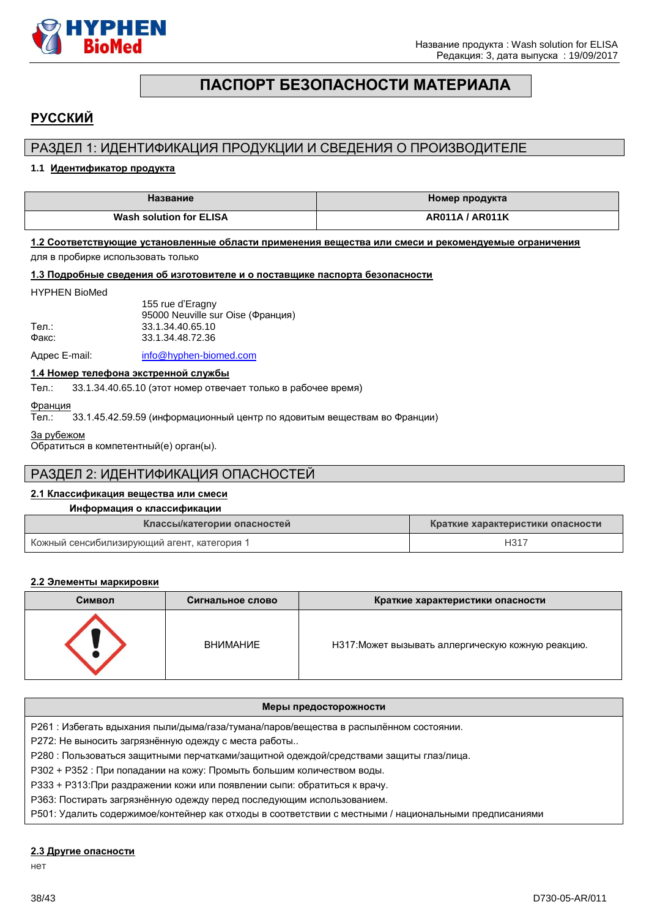# ПАСПОРТ БЕЗОПАСНОСТИ МАТЕРИАЛА

## РУССКИЙ

## РАЗДЕЛ 1: ИДЕНТИФИКАЦИЯ ПРОДУКЦИИ И СВЕДЕНИЯ О ПРОИЗВОДИТЕЛЕ

### 1.1 Идентификатор продукта

| Название | Номер продукта |
|---|---|
| Wash solution for ELISA | AR011A / AR011K |

### 1.2 Соответствующие установленные области применения вещества или смеси и рекомендуемые ограничения

для в пробирке использовать только

### 1.3 Подробные сведения об изготовителе и о поставщике паспорта безопасности

HYPHEN BioMed

155 rue d'Eragny
95000 Neuville sur Oise (Франция)

Тел.: 33.1.34.40.65.10
Факс: 33.1.34.48.72.36

Адрес E-mail: info@hyphen-biomed.com

### 1.4 Номер телефона экстренной службы

Тел.: 33.1.34.40.65.10 (этот номер отвечает только в рабочее время)

Франция
Тел.: 33.1.45.42.59.59 (информационный центр по ядовитым веществам во Франции)

За рубежом
Обратиться в компетентный(е) орган(ы).

## РАЗДЕЛ 2: ИДЕНТИФИКАЦИЯ ОПАСНОСТЕЙ

### 2.1 Классификация вещества или смеси

**Информация о классификации**

| Классы/категории опасностей | Краткие характеристики опасности |
|---|---|
| Кожный сенсибилизирующий агент, категория 1 | H317 |

### 2.2 Элементы маркировки

| Символ | Сигнальное слово | Краткие характеристики опасности |
|---|---|---|
| | ВНИМАНИЕ | H317:Может вызывать аллергическую кожную реакцию. |

| Меры предосторожности |
|---|
| P261 : Избегать вдыхания пыли/дыма/газа/тумана/паров/вещества в распылённом состоянии. |
| P272: Не выносить загрязнённую одежду с места работы.. |
| P280 : Пользоваться защитными перчатками/защитной одеждой/средствами защиты глаз/лица. |
| P302 + P352 : При попадании на кожу: Промыть большим количеством воды. |
| P333 + P313:При раздражении кожи или появлении сыпи: обратиться к врачу. |
| P363: Постирать загрязнённую одежду перед последующим использованием. |
| P501: Удалить содержимое/контейнер как отходы в соответствии с местными / национальными предписаниями |

### 2.3 Другие опасности

нет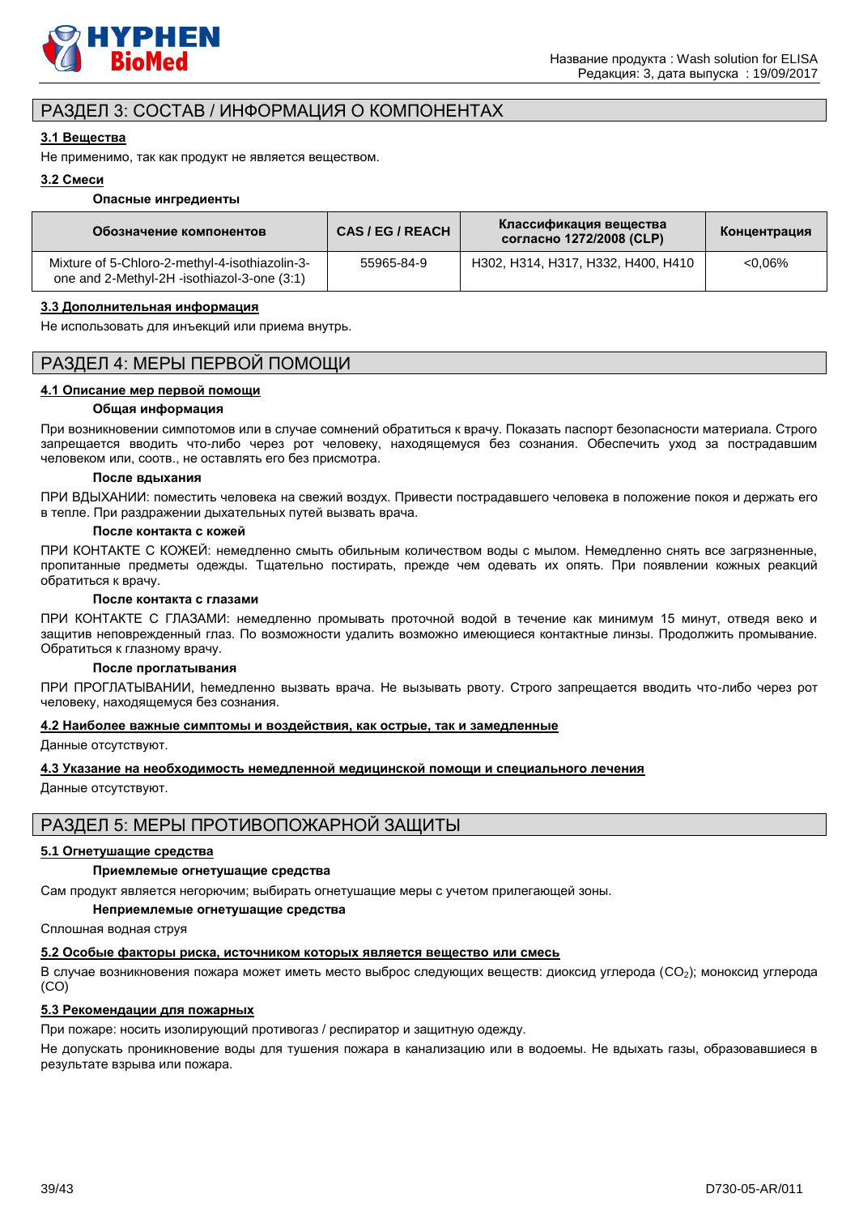## РАЗДЕЛ 3: СОСТАВ / ИНФОРМАЦИЯ О КОМПОНЕНТАХ

### 3.1 Вещества

Не применимо, так как продукт не является веществом.

### 3.2 Смеси

**Опасные ингредиенты**

| Обозначение компонентов | CAS / EG / REACH | Классификация вещества согласно 1272/2008 (CLP) | Концентрация |
|---|---|---|---|
| Mixture of 5-Chloro-2-methyl-4-isothiazolin-3-one and 2-Methyl-2H -isothiazol-3-one (3:1) | 55965-84-9 | H302, H314, H317, H332, H400, H410 | <0,06% |

### 3.3 Дополнительная информация

Не использовать для инъекций или приема внутрь.

## РАЗДЕЛ 4: МЕРЫ ПЕРВОЙ ПОМОЩИ

### 4.1 Описание мер первой помощи

**Общая информация**

При возникновении симпотомов или в случае сомнений обратиться к врачу. Показать паспорт безопасности материала. Строго запрещается вводить что-либо через рот человеку, находящемуся без сознания. Обеспечить уход за пострадавшим человеком или, соотв., не оставлять его без присмотра.

**После вдыхания**

ПРИ ВДЫХАНИИ: поместить человека на свежий воздух. Привести пострадавшего человека в положение покоя и держать его в тепле. При раздражении дыхательных путей вызвать врача.

**После контакта с кожей**

ПРИ КОНТАКТЕ С КОЖЕЙ: немедленно смыть обильным количеством воды с мылом. Немедленно снять все загрязненные, пропитанные предметы одежды. Тщательно постирать, прежде чем одевать их опять. При появлении кожных реакций обратиться к врачу.

**После контакта с глазами**

ПРИ КОНТАКТЕ С ГЛАЗАМИ: немедленно промывать проточной водой в течение как минимум 15 минут, отведя веко и защитив неповрежденный глаз. По возможности удалить возможно имеющиеся контактные линзы. Продолжить промывание. Обратиться к глазному врачу.

**После проглатывания**

ПРИ ПРОГЛАТЫВАНИИ, hемедленно вызвать врача. Не вызывать рвоту. Строго запрещается вводить что-либо через рот человеку, находящемуся без сознания.

### 4.2 Наиболее важные симптомы и воздействия, как острые, так и замедленные

Данные отсутствуют.

### 4.3 Указание на необходимость немедленной медицинской помощи и специального лечения

Данные отсутствуют.

## РАЗДЕЛ 5: МЕРЫ ПРОТИВОПОЖАРНОЙ ЗАЩИТЫ

### 5.1 Огнетушащие средства

**Приемлемые огнетушащие средства**

Сам продукт является негорючим; выбирать огнетушащие меры с учетом прилегающей зоны.

**Неприемлемые огнетушащие средства**

Сплошная водная струя

### 5.2 Особые факторы риска, источником которых является вещество или смесь

В случае возникновения пожара может иметь место выброс следующих веществ: диоксид углерода ($CO_2$); моноксид углерода (CO)

### 5.3 Рекомендации для пожарных

При пожаре: носить изолирующий противогаз / респиратор и защитную одежду.

Не допускать проникновение воды для тушения пожара в канализацию или в водоемы. Не вдыхать газы, образовавшиеся в результате взрыва или пожара.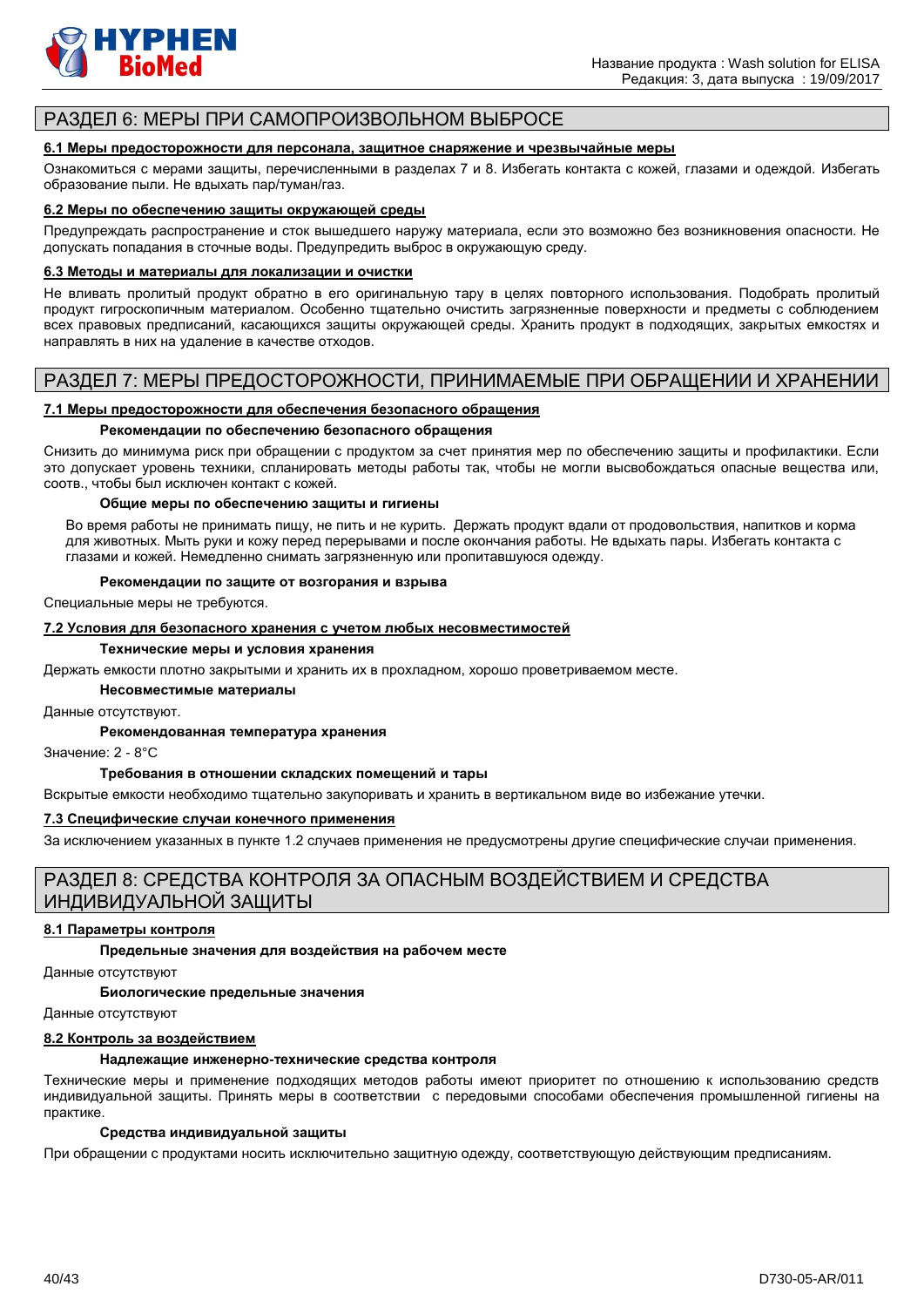## РАЗДЕЛ 6: МЕРЫ ПРИ САМОПРОИЗВОЛЬНОМ ВЫБРОСЕ

### 6.1 Меры предосторожности для персонала, защитное снаряжение и чрезвычайные меры

Ознакомиться с мерами защиты, перечисленными в разделах 7 и 8. Избегать контакта с кожей, глазами и одеждой. Избегать образование пыли. Не вдыхать пар/туман/газ.

### 6.2 Меры по обеспечению защиты окружающей среды

Предупреждать распространение и сток вышедшего наружу материала, если это возможно без возникновения опасности. Не допускать попадания в сточные воды. Предупредить выброс в окружающую среду.

### 6.3 Методы и материалы для локализации и очистки

Не вливать пролитый продукт обратно в его оригинальную тару в целях повторного использования. Подобрать пролитый продукт гигроскопичным материалом. Особенно тщательно очистить загрязненные поверхности и предметы с соблюдением всех правовых предписаний, касающихся защиты окружающей среды. Хранить продукт в подходящих, закрытых емкостях и направлять в них на удаление в качестве отходов.

## РАЗДЕЛ 7: МЕРЫ ПРЕДОСТОРОЖНОСТИ, ПРИНИМАЕМЫЕ ПРИ ОБРАЩЕНИИ И ХРАНЕНИИ

### 7.1 Меры предосторожности для обеспечения безопасного обращения

**Рекомендации по обеспечению безопасного обращения**

Снизить до минимума риск при обращении с продуктом за счет принятия мер по обеспечению защиты и профилактики. Если это допускает уровень техники, спланировать методы работы так, чтобы не могли высвобождаться опасные вещества или, соотв., чтобы был исключен контакт с кожей.

**Общие меры по обеспечению защиты и гигиены**

Во время работы не принимать пищу, не пить и не курить. Держать продукт вдали от продовольствия, напитков и корма для животных. Мыть руки и кожу перед перерывами и после окончания работы. Не вдыхать пары. Избегать контакта с глазами и кожей. Немедленно снимать загрязненную или пропитавшуюся одежду.

**Рекомендации по защите от возгорания и взрыва**

Специальные меры не требуются.

### 7.2 Условия для безопасного хранения с учетом любых несовместимостей

**Технические меры и условия хранения**

Держать емкости плотно закрытыми и хранить их в прохладном, хорошо проветриваемом месте.

**Несовместимые материалы**

Данные отсутствуют.

**Рекомендованная температура хранения**

Значение: 2 - 8°C

**Требования в отношении складских помещений и тары**

Вскрытые емкости необходимо тщательно закупоривать и хранить в вертикальном виде во избежание утечки.

### 7.3 Специфические случаи конечного применения

За исключением указанных в пункте 1.2 случаев применения не предусмотрены другие специфические случаи применения.

## РАЗДЕЛ 8: СРЕДСТВА КОНТРОЛЯ ЗА ОПАСНЫМ ВОЗДЕЙСТВИЕМ И СРЕДСТВА ИНДИВИДУАЛЬНОЙ ЗАЩИТЫ

### 8.1 Параметры контроля

**Предельные значения для воздействия на рабочем месте**

Данные отсутствуют

**Биологические предельные значения**

Данные отсутствуют

### 8.2 Контроль за воздействием

**Надлежащие инженерно-технические средства контроля**

Технические меры и применение подходящих методов работы имеют приоритет по отношению к использованию средств индивидуальной защиты. Принять меры в соответствии с передовыми способами обеспечения промышленной гигиены на практике.

**Средства индивидуальной защиты**

При обращении с продуктами носить исключительно защитную одежду, соответствующую действующим предписаниям.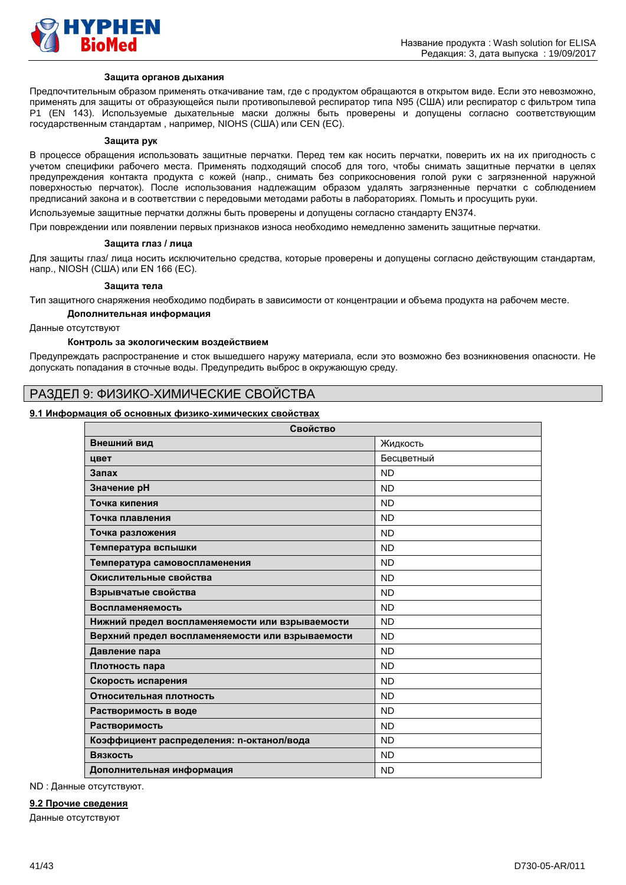#### Защита органов дыхания

Предпочтительным образом применять откачивание там, где с продуктом обращаются в открытом виде. Если это невозможно, применять для защиты от образующейся пыли противопылевой респиратор типа N95 (США) или респиратор с фильтром типа P1 (EN 143). Используемые дыхательные маски должны быть проверены и допущены согласно соответствующим государственным стандартам , например, NIOHS (США) или CEN (ЕС).

#### Защита рук

В процессе обращения использовать защитные перчатки. Перед тем как носить перчатки, поверить их на их пригодность с учетом специфики рабочего места. Применять подходящий способ для того, чтобы снимать защитные перчатки в целях предупреждения контакта продукта с кожей (напр., снимать без соприкосновения голой руки с загрязненной наружной поверхностью перчаток). После использования надлежащим образом удалять загрязненные перчатки с соблюдением предписаний закона и в соответствии с передовыми методами работы в лабораториях. Помыть и просушить руки.

Используемые защитные перчатки должны быть проверены и допущены согласно стандарту EN374.

При повреждении или появлении первых признаков износа необходимо немедленно заменить защитные перчатки.

#### Защита глаз / лица

Для защиты глаз/ лица носить исключительно средства, которые проверены и допущены согласно действующим стандартам, напр., NIOSH (США) или EN 166 (ЕС).

#### Защита тела

Тип защитного снаряжения необходимо подбирать в зависимости от концентрации и объема продукта на рабочем месте.

#### Дополнительная информация

Данные отсутствуют

#### Контроль за экологическим воздействием

Предупреждать распространение и сток вышедшего наружу материала, если это возможно без возникновения опасности. Не допускать попадания в сточные воды. Предупредить выброс в окружающую среду.

## РАЗДЕЛ 9: ФИЗИКО-ХИМИЧЕСКИЕ СВОЙСТВА

### 9.1 Информация об основных физико-химических свойствах

| Свойство | |
|---|---|
| **Внешний вид** | Жидкость |
| **цвет** | Бесцветный |
| **Запах** | ND |
| **Значение pH** | ND |
| **Точка кипения** | ND |
| **Точка плавления** | ND |
| **Точка разложения** | ND |
| **Температура вспышки** | ND |
| **Температура самовоспламенения** | ND |
| **Окислительные свойства** | ND |
| **Взрывчатые свойства** | ND |
| **Воспламеняемость** | ND |
| **Нижний предел воспламеняемости или взрываемости** | ND |
| **Верхний предел воспламеняемости или взрываемости** | ND |
| **Давление пара** | ND |
| **Плотность пара** | ND |
| **Скорость испарения** | ND |
| **Относительная плотность** | ND |
| **Растворимость в воде** | ND |
| **Растворимость** | ND |
| **Коэффициент распределения: n-октанол/вода** | ND |
| **Вязкость** | ND |
| **Дополнительная информация** | ND |

ND : Данные отсутствуют.

### 9.2 Прочие сведения

Данные отсутствуют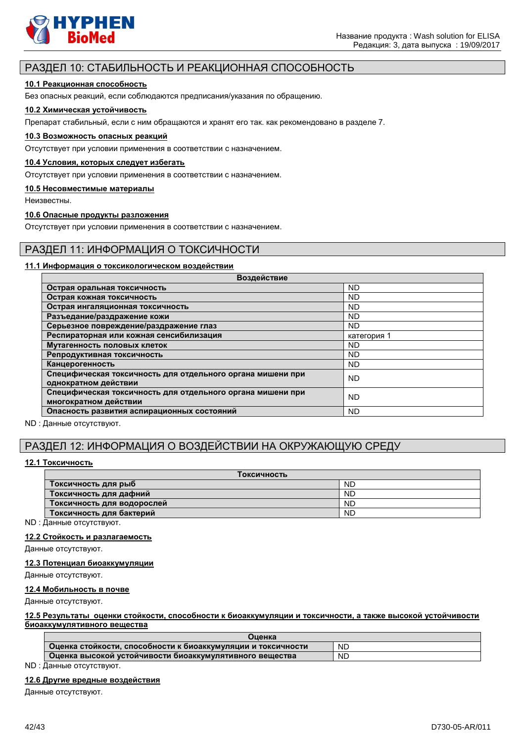## РАЗДЕЛ 10: СТАБИЛЬНОСТЬ И РЕАКЦИОННАЯ СПОСОБНОСТЬ

### 10.1 Реакционная способность

Без опасных реакций, если соблюдаются предписания/указания по обращению.

### 10.2 Химическая устойчивость

Препарат стабильный, если с ним обращаются и хранят его так. как рекомендовано в разделе 7.

### 10.3 Возможность опасных реакций

Отсутствует при условии применения в соответствии с назначением.

### 10.4 Условия, которых следует избегать

Отсутствует при условии применения в соответствии с назначением.

### 10.5 Несовместимые материалы

Неизвестны.

### 10.6 Опасные продукты разложения

Отсутствует при условии применения в соответствии с назначением.

## РАЗДЕЛ 11: ИНФОРМАЦИЯ О ТОКСИЧНОСТИ

### 11.1 Информация о токсикологическом воздействии

| Воздействие | |
|---|---|
| **Острая оральная токсичность** | ND |
| **Острая кожная токсичность** | ND |
| **Острая ингаляционная токсичность** | ND |
| **Разъедание/раздражение кожи** | ND |
| **Серьезное повреждение/раздражение глаз** | ND |
| **Респираторная или кожная сенсибилизация** | категория 1 |
| **Мутагенность половых клеток** | ND |
| **Репродуктивная токсичность** | ND |
| **Канцерогенность** | ND |
| **Специфическая токсичность для отдельного органа мишени при однократном действии** | ND |
| **Специфическая токсичность для отдельного органа мишени при многократном действии** | ND |
| **Опасность развития аспирационных состояний** | ND |

ND : Данные отсутствуют.

## РАЗДЕЛ 12: ИНФОРМАЦИЯ О ВОЗДЕЙСТВИИ НА ОКРУЖАЮЩУЮ СРЕДУ

### 12.1 Токсичность

| Токсичность | |
|---|---|
| **Токсичность для рыб** | ND |
| **Токсичность для дафний** | ND |
| **Токсичность для водорослей** | ND |
| **Токсичность для бактерий** | ND |

ND : Данные отсутствуют.

### 12.2 Стойкость и разлагаемость

Данные отсутствуют.

### 12.3 Потенциал биоаккумуляции

Данные отсутствуют.

### 12.4 Мобильность в почве

Данные отсутствуют.

### 12.5 Результаты оценки стойкости, способности к биоаккумуляции и токсичности, а также высокой устойчивости биоаккумулятивного вещества

| Оценка | |
|---|---|
| **Оценка стойкости, способности к биоаккумуляции и токсичности** | ND |
| **Оценка высокой устойчивости биоаккумулятивного вещества** | ND |

ND : Данные отсутствуют.

### 12.6 Другие вредные воздействия

Данные отсутствуют.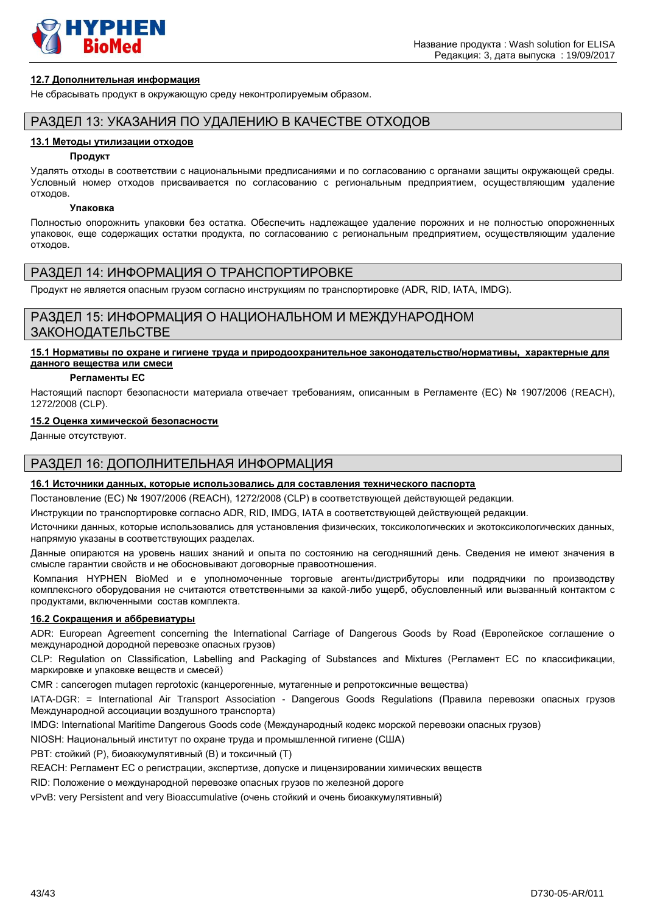### 12.7 Дополнительная информация

Не сбрасывать продукт в окружающую среду неконтролируемым образом.

## РАЗДЕЛ 13: УКАЗАНИЯ ПО УДАЛЕНИЮ В КАЧЕСТВЕ ОТХОДОВ

### 13.1 Методы утилизации отходов

**Продукт**

Удалять отходы в соответствии с национальными предписаниями и по согласованию с органами защиты окружающей среды. Условный номер отходов присваивается по согласованию с региональным предприятием, осуществляющим удаление отходов.

**Упаковка**

Полностью опорожнить упаковки без остатка. Обеспечить надлежащее удаление порожних и не полностью опорожненных упаковок, еще содержащих остатки продукта, по согласованию с региональным предприятием, осуществляющим удаление отходов.

## РАЗДЕЛ 14: ИНФОРМАЦИЯ О ТРАНСПОРТИРОВКЕ

Продукт не является опасным грузом согласно инструкциям по транспортировке (ADR, RID, IATA, IMDG).

## РАЗДЕЛ 15: ИНФОРМАЦИЯ О НАЦИОНАЛЬНОМ И МЕЖДУНАРОДНОМ ЗАКОНОДАТЕЛЬСТВЕ

### 15.1 Нормативы по охране и гигиене труда и природоохранительное законодательство/нормативы, характерные для данного вещества или смеси

**Регламенты ЕС**

Настоящий паспорт безопасности материала отвечает требованиям, описанным в Регламенте (ЕС) № 1907/2006 (REACH), 1272/2008 (CLP).

### 15.2 Оценка химической безопасности

Данные отсутствуют.

## РАЗДЕЛ 16: ДОПОЛНИТЕЛЬНАЯ ИНФОРМАЦИЯ

### 16.1 Источники данных, которые использовались для составления технического паспорта

Постановление (ЕС) № 1907/2006 (REACH), 1272/2008 (CLP) в соответствующей действующей редакции.

Инструкции по транспортировке согласно ADR, RID, IMDG, IATA в соответствующей действующей редакции.

Источники данных, которые использовались для установления физических, токсикологических и экотоксикологических данных, напрямую указаны в соответствующих разделах.

Данные опираются на уровень наших знаний и опыта по состоянию на сегодняшний день. Сведения не имеют значения в смысле гарантии свойств и не обосновывают договорные правоотношения.

Компания HYPHEN BioMed и е уполномоченные торговые агенты/дистрибуторы или подрядчики по производству комплексного оборудования не считаются ответственными за какой-либо ущерб, обусловленный или вызванный контактом с продуктами, включенными состав комплекта.

### 16.2 Сокращения и аббревиатуры

ADR: European Agreement concerning the International Carriage of Dangerous Goods by Road (Европейское соглашение о международной дородной перевозке опасных грузов)

CLP: Regulation on Classification, Labelling and Packaging of Substances and Mixtures (Регламент ЕС по классификации, маркировке и упаковке веществ и смесей)

CMR : cancerogen mutagen reprotoxic (канцерогенные, мутагенные и репротоксичные вещества)

IATA-DGR: = International Air Transport Association - Dangerous Goods Regulations (Правила перевозки опасных грузов Международной ассоциации воздушного транспорта)

IMDG: International Maritime Dangerous Goods code (Международный кодекс морской перевозки опасных грузов)

NIOSH: Национальный институт по охране труда и промышленной гигиене (США)

PBT: стойкий (P), биоаккумулятивный (B) и токсичный (T)

REACH: Регламент ЕС о регистрации, экспертизе, допуске и лицензировании химических веществ

RID: Положение о международной перевозке опасных грузов по железной дороге

vPvB: very Persistent and very Bioaccumulative (очень стойкий и очень биоаккумулятивный)